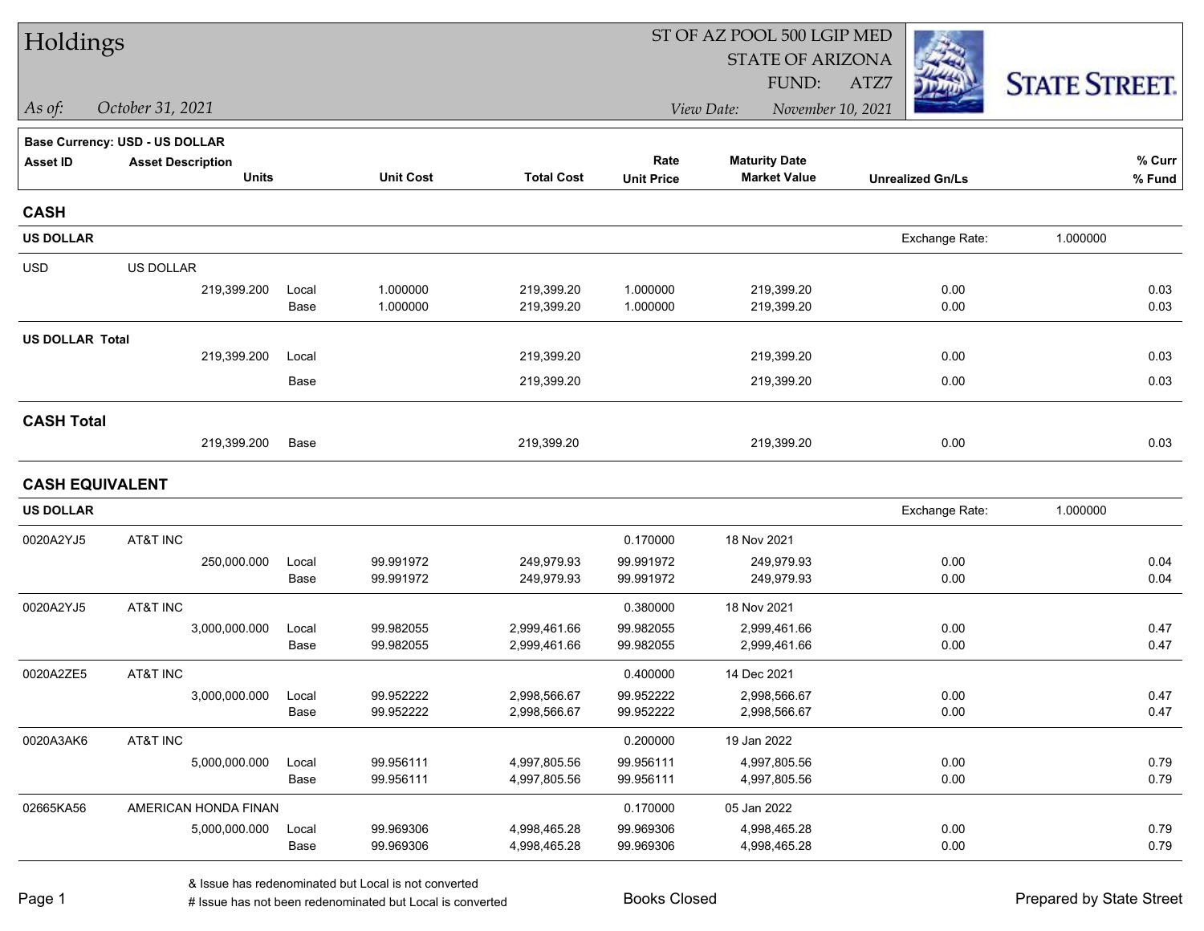# Holdings

ST OF AZ POOL 500 LGIP MED
STATE OF ARIZONA
FUND: ATZ7

*As of: October 31, 2021*

*View Date: November 10, 2021*

STATE STREET.

**Base Currency: USD - US DOLLAR**

| Asset ID | Asset Description Units | | Unit Cost | Total Cost | Rate Unit Price | Maturity Date Market Value | Unrealized Gn/Ls | % Curr % Fund |
|---|---|---|---|---|---|---|---|---|
| **CASH** | | | | | | | | |
| **US DOLLAR** | | | | | | | Exchange Rate: 1.000000 | |
| USD | US DOLLAR | | | | | | | |
| | 219,399.200 | Local | 1.000000 | 219,399.20 | 1.000000 | 219,399.20 | 0.00 | 0.03 |
| | | Base | 1.000000 | 219,399.20 | 1.000000 | 219,399.20 | 0.00 | 0.03 |
| **US DOLLAR Total** | | | | | | | | |
| | 219,399.200 | Local | | 219,399.20 | | 219,399.20 | 0.00 | 0.03 |
| | | Base | | 219,399.20 | | 219,399.20 | 0.00 | 0.03 |
| **CASH Total** | | | | | | | | |
| | 219,399.200 | Base | | 219,399.20 | | 219,399.20 | 0.00 | 0.03 |
| **CASH EQUIVALENT** | | | | | | | | |
| **US DOLLAR** | | | | | | | Exchange Rate: 1.000000 | |
| 0020A2YJ5 | AT&T INC | | | | 0.170000 | 18 Nov 2021 | | |
| | 250,000.000 | Local | 99.991972 | 249,979.93 | 99.991972 | 249,979.93 | 0.00 | 0.04 |
| | | Base | 99.991972 | 249,979.93 | 99.991972 | 249,979.93 | 0.00 | 0.04 |
| 0020A2YJ5 | AT&T INC | | | | 0.380000 | 18 Nov 2021 | | |
| | 3,000,000.000 | Local | 99.982055 | 2,999,461.66 | 99.982055 | 2,999,461.66 | 0.00 | 0.47 |
| | | Base | 99.982055 | 2,999,461.66 | 99.982055 | 2,999,461.66 | 0.00 | 0.47 |
| 0020A2ZE5 | AT&T INC | | | | 0.400000 | 14 Dec 2021 | | |
| | 3,000,000.000 | Local | 99.952222 | 2,998,566.67 | 99.952222 | 2,998,566.67 | 0.00 | 0.47 |
| | | Base | 99.952222 | 2,998,566.67 | 99.952222 | 2,998,566.67 | 0.00 | 0.47 |
| 0020A3AK6 | AT&T INC | | | | 0.200000 | 19 Jan 2022 | | |
| | 5,000,000.000 | Local | 99.956111 | 4,997,805.56 | 99.956111 | 4,997,805.56 | 0.00 | 0.79 |
| | | Base | 99.956111 | 4,997,805.56 | 99.956111 | 4,997,805.56 | 0.00 | 0.79 |
| 02665KA56 | AMERICAN HONDA FINAN | | | | 0.170000 | 05 Jan 2022 | | |
| | 5,000,000.000 | Local | 99.969306 | 4,998,465.28 | 99.969306 | 4,998,465.28 | 0.00 | 0.79 |
| | | Base | 99.969306 | 4,998,465.28 | 99.969306 | 4,998,465.28 | 0.00 | 0.79 |

& Issue has redenominated but Local is not converted
# Issue has not been redenominated but Local is converted

Books Closed

Prepared by State Street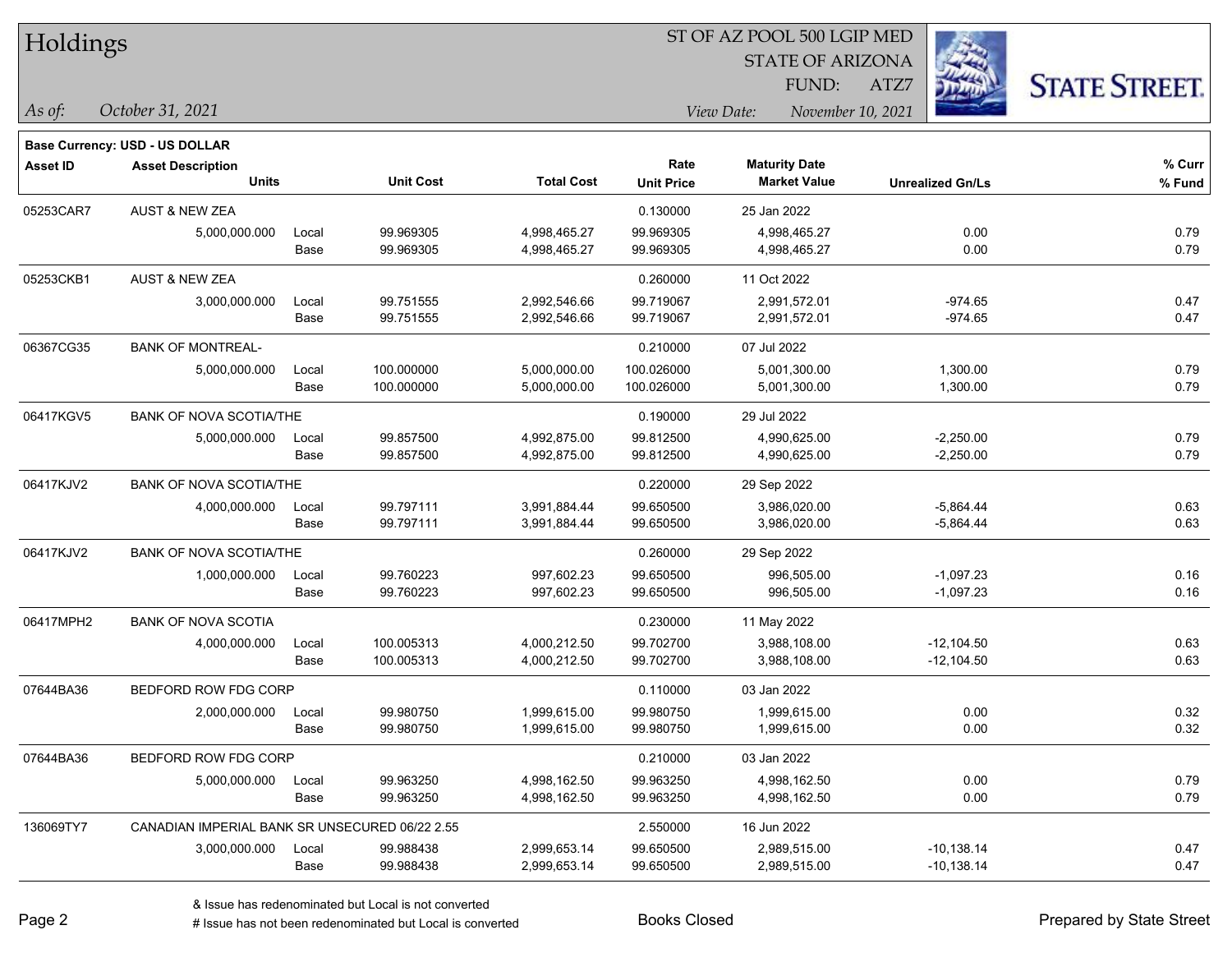# Holdings

ST OF AZ POOL 500 LGIP MED
STATE OF ARIZONA
FUND: ATZ7

*As of: October 31, 2021* *View Date: November 10, 2021*

**Base Currency: USD - US DOLLAR**

| Asset ID | Asset Description / Units | | Unit Cost | Total Cost | Rate / Unit Price | Maturity Date / Market Value | Unrealized Gn/Ls | % Curr / % Fund |
|---|---|---|---|---|---|---|---|---|
| 05253CAR7 | AUST & NEW ZEA | | | | 0.130000 | 25 Jan 2022 | | |
| | 5,000,000.000 | Local | 99.969305 | 4,998,465.27 | 99.969305 | 4,998,465.27 | 0.00 | 0.79 |
| | | Base | 99.969305 | 4,998,465.27 | 99.969305 | 4,998,465.27 | 0.00 | 0.79 |
| 05253CKB1 | AUST & NEW ZEA | | | | 0.260000 | 11 Oct 2022 | | |
| | 3,000,000.000 | Local | 99.751555 | 2,992,546.66 | 99.719067 | 2,991,572.01 | -974.65 | 0.47 |
| | | Base | 99.751555 | 2,992,546.66 | 99.719067 | 2,991,572.01 | -974.65 | 0.47 |
| 06367CG35 | BANK OF MONTREAL- | | | | 0.210000 | 07 Jul 2022 | | |
| | 5,000,000.000 | Local | 100.000000 | 5,000,000.00 | 100.026000 | 5,001,300.00 | 1,300.00 | 0.79 |
| | | Base | 100.000000 | 5,000,000.00 | 100.026000 | 5,001,300.00 | 1,300.00 | 0.79 |
| 06417KGV5 | BANK OF NOVA SCOTIA/THE | | | | 0.190000 | 29 Jul 2022 | | |
| | 5,000,000.000 | Local | 99.857500 | 4,992,875.00 | 99.812500 | 4,990,625.00 | -2,250.00 | 0.79 |
| | | Base | 99.857500 | 4,992,875.00 | 99.812500 | 4,990,625.00 | -2,250.00 | 0.79 |
| 06417KJV2 | BANK OF NOVA SCOTIA/THE | | | | 0.220000 | 29 Sep 2022 | | |
| | 4,000,000.000 | Local | 99.797111 | 3,991,884.44 | 99.650500 | 3,986,020.00 | -5,864.44 | 0.63 |
| | | Base | 99.797111 | 3,991,884.44 | 99.650500 | 3,986,020.00 | -5,864.44 | 0.63 |
| 06417KJV2 | BANK OF NOVA SCOTIA/THE | | | | 0.260000 | 29 Sep 2022 | | |
| | 1,000,000.000 | Local | 99.760223 | 997,602.23 | 99.650500 | 996,505.00 | -1,097.23 | 0.16 |
| | | Base | 99.760223 | 997,602.23 | 99.650500 | 996,505.00 | -1,097.23 | 0.16 |
| 06417MPH2 | BANK OF NOVA SCOTIA | | | | 0.230000 | 11 May 2022 | | |
| | 4,000,000.000 | Local | 100.005313 | 4,000,212.50 | 99.702700 | 3,988,108.00 | -12,104.50 | 0.63 |
| | | Base | 100.005313 | 4,000,212.50 | 99.702700 | 3,988,108.00 | -12,104.50 | 0.63 |
| 07644BA36 | BEDFORD ROW FDG CORP | | | | 0.110000 | 03 Jan 2022 | | |
| | 2,000,000.000 | Local | 99.980750 | 1,999,615.00 | 99.980750 | 1,999,615.00 | 0.00 | 0.32 |
| | | Base | 99.980750 | 1,999,615.00 | 99.980750 | 1,999,615.00 | 0.00 | 0.32 |
| 07644BA36 | BEDFORD ROW FDG CORP | | | | 0.210000 | 03 Jan 2022 | | |
| | 5,000,000.000 | Local | 99.963250 | 4,998,162.50 | 99.963250 | 4,998,162.50 | 0.00 | 0.79 |
| | | Base | 99.963250 | 4,998,162.50 | 99.963250 | 4,998,162.50 | 0.00 | 0.79 |
| 136069TY7 | CANADIAN IMPERIAL BANK SR UNSECURED 06/22 2.55 | | | | 2.550000 | 16 Jun 2022 | | |
| | 3,000,000.000 | Local | 99.988438 | 2,999,653.14 | 99.650500 | 2,989,515.00 | -10,138.14 | 0.47 |
| | | Base | 99.988438 | 2,999,653.14 | 99.650500 | 2,989,515.00 | -10,138.14 | 0.47 |

& Issue has redenominated but Local is not converted
# Issue has not been redenominated but Local is converted

Books Closed

Prepared by State Street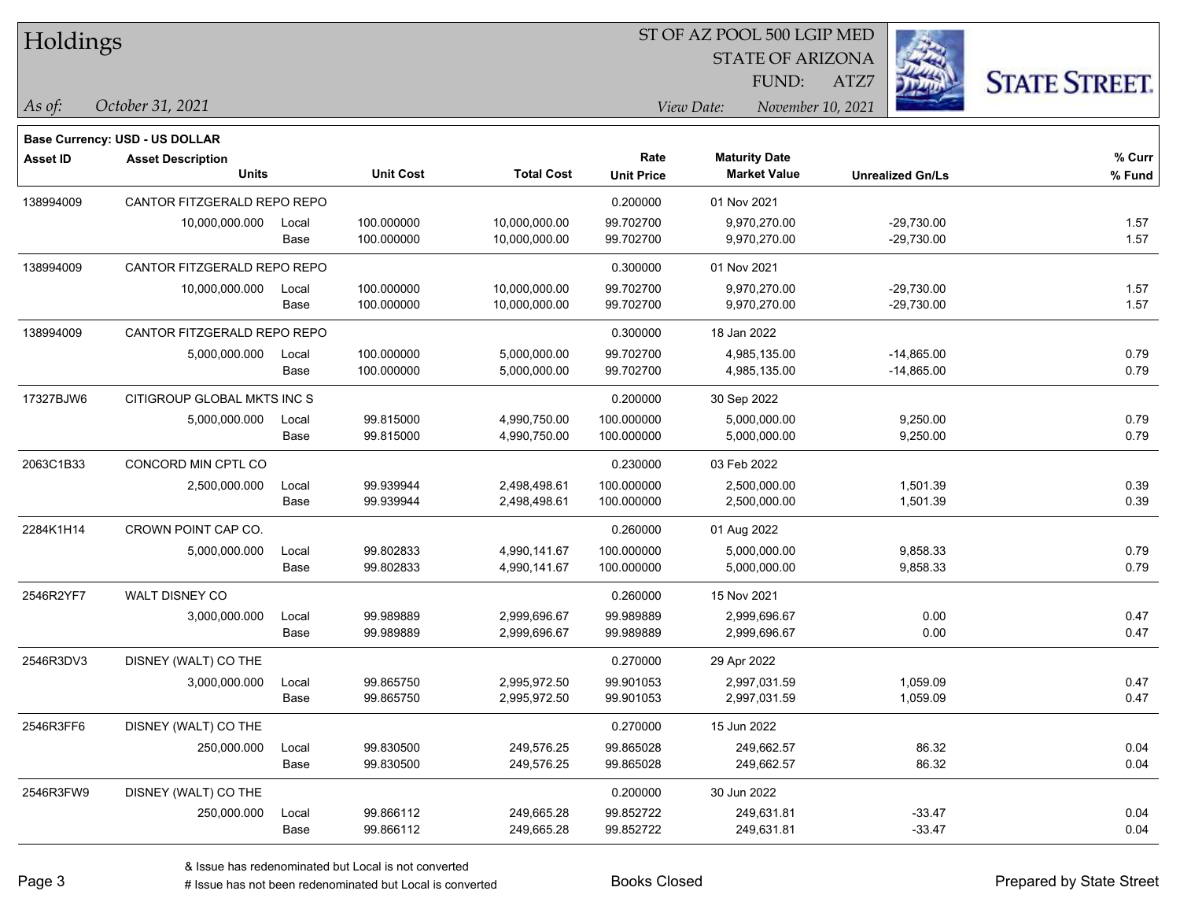# Holdings

ST OF AZ POOL 500 LGIP MED
STATE OF ARIZONA
FUND: ATZ7

*As of:* *October 31, 2021*

*View Date:* *November 10, 2021*

**Base Currency: USD - US DOLLAR**

| Asset ID | Asset Description / Units | | Unit Cost | Total Cost | Rate / Unit Price | Maturity Date / Market Value | Unrealized Gn/Ls | % Curr / % Fund |
|---|---|---|---|---|---|---|---|---|
| 138994009 | CANTOR FITZGERALD REPO REPO | | | | 0.200000 | 01 Nov 2021 | | |
| | 10,000,000.000 | Local | 100.000000 | 10,000,000.00 | 99.702700 | 9,970,270.00 | -29,730.00 | 1.57 |
| | | Base | 100.000000 | 10,000,000.00 | 99.702700 | 9,970,270.00 | -29,730.00 | 1.57 |
| 138994009 | CANTOR FITZGERALD REPO REPO | | | | 0.300000 | 01 Nov 2021 | | |
| | 10,000,000.000 | Local | 100.000000 | 10,000,000.00 | 99.702700 | 9,970,270.00 | -29,730.00 | 1.57 |
| | | Base | 100.000000 | 10,000,000.00 | 99.702700 | 9,970,270.00 | -29,730.00 | 1.57 |
| 138994009 | CANTOR FITZGERALD REPO REPO | | | | 0.300000 | 18 Jan 2022 | | |
| | 5,000,000.000 | Local | 100.000000 | 5,000,000.00 | 99.702700 | 4,985,135.00 | -14,865.00 | 0.79 |
| | | Base | 100.000000 | 5,000,000.00 | 99.702700 | 4,985,135.00 | -14,865.00 | 0.79 |
| 17327BJW6 | CITIGROUP GLOBAL MKTS INC S | | | | 0.200000 | 30 Sep 2022 | | |
| | 5,000,000.000 | Local | 99.815000 | 4,990,750.00 | 100.000000 | 5,000,000.00 | 9,250.00 | 0.79 |
| | | Base | 99.815000 | 4,990,750.00 | 100.000000 | 5,000,000.00 | 9,250.00 | 0.79 |
| 2063C1B33 | CONCORD MIN CPTL CO | | | | 0.230000 | 03 Feb 2022 | | |
| | 2,500,000.000 | Local | 99.939944 | 2,498,498.61 | 100.000000 | 2,500,000.00 | 1,501.39 | 0.39 |
| | | Base | 99.939944 | 2,498,498.61 | 100.000000 | 2,500,000.00 | 1,501.39 | 0.39 |
| 2284K1H14 | CROWN POINT CAP CO. | | | | 0.260000 | 01 Aug 2022 | | |
| | 5,000,000.000 | Local | 99.802833 | 4,990,141.67 | 100.000000 | 5,000,000.00 | 9,858.33 | 0.79 |
| | | Base | 99.802833 | 4,990,141.67 | 100.000000 | 5,000,000.00 | 9,858.33 | 0.79 |
| 2546R2YF7 | WALT DISNEY CO | | | | 0.260000 | 15 Nov 2021 | | |
| | 3,000,000.000 | Local | 99.989889 | 2,999,696.67 | 99.989889 | 2,999,696.67 | 0.00 | 0.47 |
| | | Base | 99.989889 | 2,999,696.67 | 99.989889 | 2,999,696.67 | 0.00 | 0.47 |
| 2546R3DV3 | DISNEY (WALT) CO THE | | | | 0.270000 | 29 Apr 2022 | | |
| | 3,000,000.000 | Local | 99.865750 | 2,995,972.50 | 99.901053 | 2,997,031.59 | 1,059.09 | 0.47 |
| | | Base | 99.865750 | 2,995,972.50 | 99.901053 | 2,997,031.59 | 1,059.09 | 0.47 |
| 2546R3FF6 | DISNEY (WALT) CO THE | | | | 0.270000 | 15 Jun 2022 | | |
| | 250,000.000 | Local | 99.830500 | 249,576.25 | 99.865028 | 249,662.57 | 86.32 | 0.04 |
| | | Base | 99.830500 | 249,576.25 | 99.865028 | 249,662.57 | 86.32 | 0.04 |
| 2546R3FW9 | DISNEY (WALT) CO THE | | | | 0.200000 | 30 Jun 2022 | | |
| | 250,000.000 | Local | 99.866112 | 249,665.28 | 99.852722 | 249,631.81 | -33.47 | 0.04 |
| | | Base | 99.866112 | 249,665.28 | 99.852722 | 249,631.81 | -33.47 | 0.04 |

& Issue has redenominated but Local is not converted
# Issue has not been redenominated but Local is converted

Books Closed

Prepared by State Street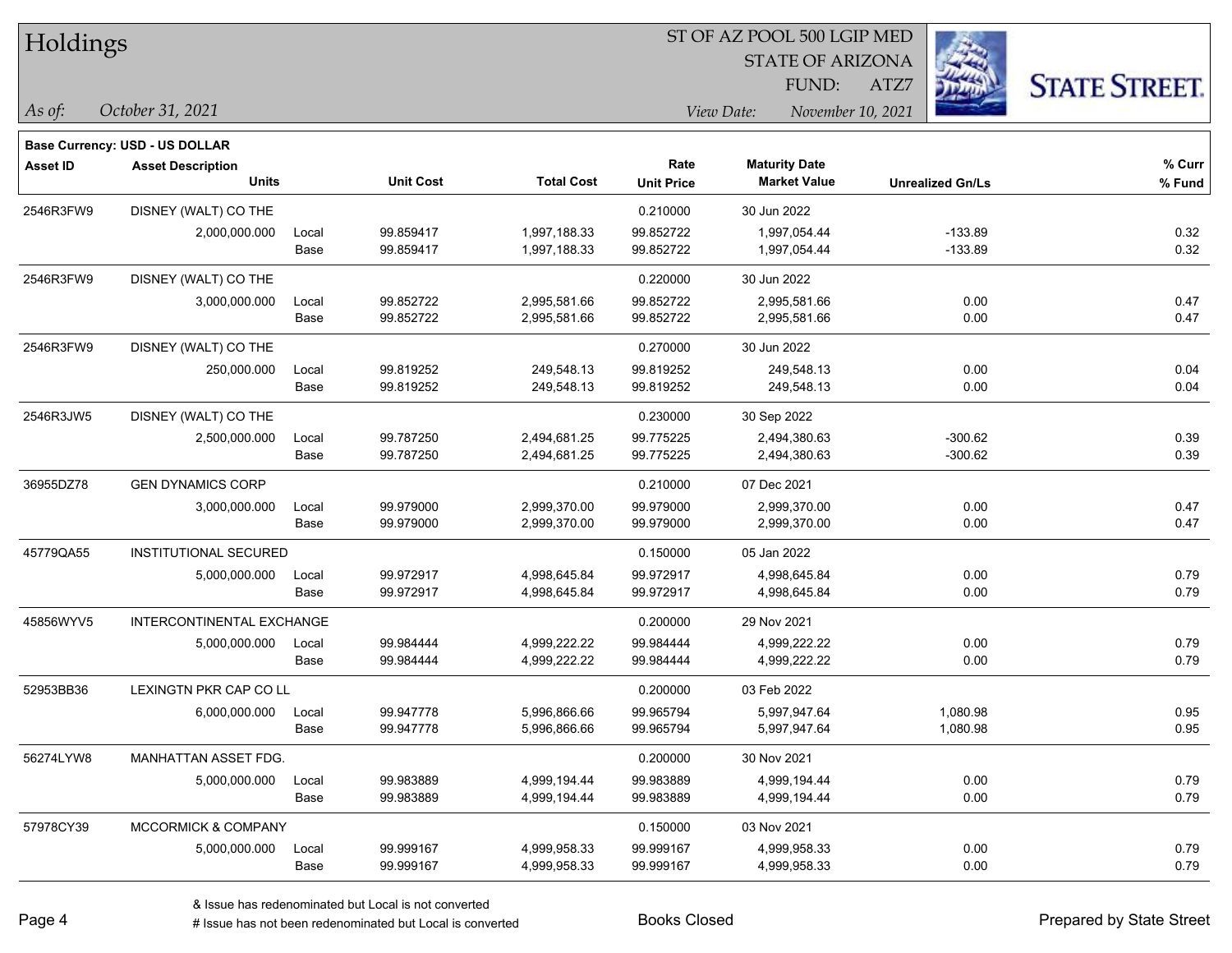# Holdings

ST OF AZ POOL 500 LGIP MED
STATE OF ARIZONA
FUND: ATZ7

*As of:* October 31, 2021

*View Date:* November 10, 2021

**Base Currency: USD - US DOLLAR**

| Asset ID | Asset Description / Units | | Unit Cost | Total Cost | Rate / Unit Price | Maturity Date / Market Value | Unrealized Gn/Ls | % Curr / % Fund |
|---|---|---|---|---|---|---|---|---|
| 2546R3FW9 | DISNEY (WALT) CO THE | | | | 0.210000 | 30 Jun 2022 | | |
| | 2,000,000.000 | Local | 99.859417 | 1,997,188.33 | 99.852722 | 1,997,054.44 | -133.89 | 0.32 |
| | | Base | 99.859417 | 1,997,188.33 | 99.852722 | 1,997,054.44 | -133.89 | 0.32 |
| 2546R3FW9 | DISNEY (WALT) CO THE | | | | 0.220000 | 30 Jun 2022 | | |
| | 3,000,000.000 | Local | 99.852722 | 2,995,581.66 | 99.852722 | 2,995,581.66 | 0.00 | 0.47 |
| | | Base | 99.852722 | 2,995,581.66 | 99.852722 | 2,995,581.66 | 0.00 | 0.47 |
| 2546R3FW9 | DISNEY (WALT) CO THE | | | | 0.270000 | 30 Jun 2022 | | |
| | 250,000.000 | Local | 99.819252 | 249,548.13 | 99.819252 | 249,548.13 | 0.00 | 0.04 |
| | | Base | 99.819252 | 249,548.13 | 99.819252 | 249,548.13 | 0.00 | 0.04 |
| 2546R3JW5 | DISNEY (WALT) CO THE | | | | 0.230000 | 30 Sep 2022 | | |
| | 2,500,000.000 | Local | 99.787250 | 2,494,681.25 | 99.775225 | 2,494,380.63 | -300.62 | 0.39 |
| | | Base | 99.787250 | 2,494,681.25 | 99.775225 | 2,494,380.63 | -300.62 | 0.39 |
| 36955DZ78 | GEN DYNAMICS CORP | | | | 0.210000 | 07 Dec 2021 | | |
| | 3,000,000.000 | Local | 99.979000 | 2,999,370.00 | 99.979000 | 2,999,370.00 | 0.00 | 0.47 |
| | | Base | 99.979000 | 2,999,370.00 | 99.979000 | 2,999,370.00 | 0.00 | 0.47 |
| 45779QA55 | INSTITUTIONAL SECURED | | | | 0.150000 | 05 Jan 2022 | | |
| | 5,000,000.000 | Local | 99.972917 | 4,998,645.84 | 99.972917 | 4,998,645.84 | 0.00 | 0.79 |
| | | Base | 99.972917 | 4,998,645.84 | 99.972917 | 4,998,645.84 | 0.00 | 0.79 |
| 45856WYV5 | INTERCONTINENTAL EXCHANGE | | | | 0.200000 | 29 Nov 2021 | | |
| | 5,000,000.000 | Local | 99.984444 | 4,999,222.22 | 99.984444 | 4,999,222.22 | 0.00 | 0.79 |
| | | Base | 99.984444 | 4,999,222.22 | 99.984444 | 4,999,222.22 | 0.00 | 0.79 |
| 52953BB36 | LEXINGTN PKR CAP CO LL | | | | 0.200000 | 03 Feb 2022 | | |
| | 6,000,000.000 | Local | 99.947778 | 5,996,866.66 | 99.965794 | 5,997,947.64 | 1,080.98 | 0.95 |
| | | Base | 99.947778 | 5,996,866.66 | 99.965794 | 5,997,947.64 | 1,080.98 | 0.95 |
| 56274LYW8 | MANHATTAN ASSET FDG. | | | | 0.200000 | 30 Nov 2021 | | |
| | 5,000,000.000 | Local | 99.983889 | 4,999,194.44 | 99.983889 | 4,999,194.44 | 0.00 | 0.79 |
| | | Base | 99.983889 | 4,999,194.44 | 99.983889 | 4,999,194.44 | 0.00 | 0.79 |
| 57978CY39 | MCCORMICK & COMPANY | | | | 0.150000 | 03 Nov 2021 | | |
| | 5,000,000.000 | Local | 99.999167 | 4,999,958.33 | 99.999167 | 4,999,958.33 | 0.00 | 0.79 |
| | | Base | 99.999167 | 4,999,958.33 | 99.999167 | 4,999,958.33 | 0.00 | 0.79 |

& Issue has redenominated but Local is not converted
# Issue has not been redenominated but Local is converted

Books Closed

Prepared by State Street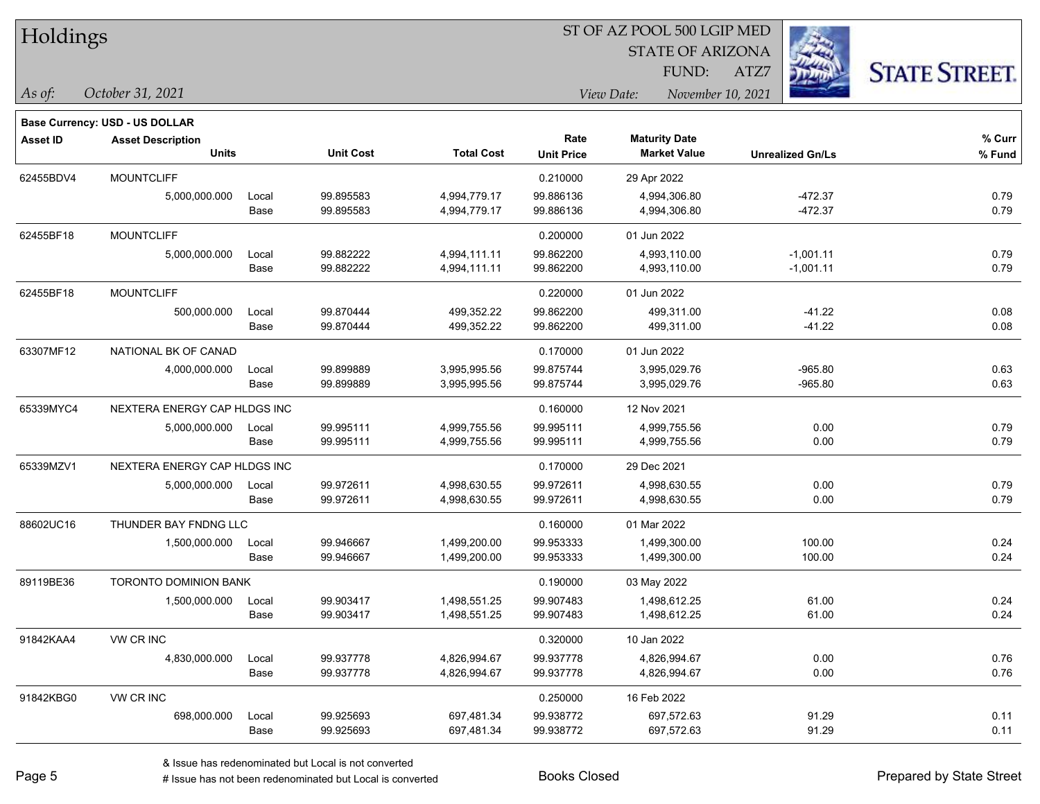# Holdings

ST OF AZ POOL 500 LGIP MED
STATE OF ARIZONA
FUND: ATZ7

*As of:* *October 31, 2021*

*View Date:* *November 10, 2021*

**Base Currency: USD - US DOLLAR**

| Asset ID | Asset Description / Units | | Unit Cost | Total Cost | Rate / Unit Price | Maturity Date / Market Value | Unrealized Gn/Ls | % Curr / % Fund |
|---|---|---|---|---|---|---|---|---|
| 62455BDV4 | MOUNTCLIFF | | | | 0.210000 | 29 Apr 2022 | | |
| | 5,000,000.000 | Local | 99.895583 | 4,994,779.17 | 99.886136 | 4,994,306.80 | -472.37 | 0.79 |
| | | Base | 99.895583 | 4,994,779.17 | 99.886136 | 4,994,306.80 | -472.37 | 0.79 |
| 62455BF18 | MOUNTCLIFF | | | | 0.200000 | 01 Jun 2022 | | |
| | 5,000,000.000 | Local | 99.882222 | 4,994,111.11 | 99.862200 | 4,993,110.00 | -1,001.11 | 0.79 |
| | | Base | 99.882222 | 4,994,111.11 | 99.862200 | 4,993,110.00 | -1,001.11 | 0.79 |
| 62455BF18 | MOUNTCLIFF | | | | 0.220000 | 01 Jun 2022 | | |
| | 500,000.000 | Local | 99.870444 | 499,352.22 | 99.862200 | 499,311.00 | -41.22 | 0.08 |
| | | Base | 99.870444 | 499,352.22 | 99.862200 | 499,311.00 | -41.22 | 0.08 |
| 63307MF12 | NATIONAL BK OF CANAD | | | | 0.170000 | 01 Jun 2022 | | |
| | 4,000,000.000 | Local | 99.899889 | 3,995,995.56 | 99.875744 | 3,995,029.76 | -965.80 | 0.63 |
| | | Base | 99.899889 | 3,995,995.56 | 99.875744 | 3,995,029.76 | -965.80 | 0.63 |
| 65339MYC4 | NEXTERA ENERGY CAP HLDGS INC | | | | 0.160000 | 12 Nov 2021 | | |
| | 5,000,000.000 | Local | 99.995111 | 4,999,755.56 | 99.995111 | 4,999,755.56 | 0.00 | 0.79 |
| | | Base | 99.995111 | 4,999,755.56 | 99.995111 | 4,999,755.56 | 0.00 | 0.79 |
| 65339MZV1 | NEXTERA ENERGY CAP HLDGS INC | | | | 0.170000 | 29 Dec 2021 | | |
| | 5,000,000.000 | Local | 99.972611 | 4,998,630.55 | 99.972611 | 4,998,630.55 | 0.00 | 0.79 |
| | | Base | 99.972611 | 4,998,630.55 | 99.972611 | 4,998,630.55 | 0.00 | 0.79 |
| 88602UC16 | THUNDER BAY FNDNG LLC | | | | 0.160000 | 01 Mar 2022 | | |
| | 1,500,000.000 | Local | 99.946667 | 1,499,200.00 | 99.953333 | 1,499,300.00 | 100.00 | 0.24 |
| | | Base | 99.946667 | 1,499,200.00 | 99.953333 | 1,499,300.00 | 100.00 | 0.24 |
| 89119BE36 | TORONTO DOMINION BANK | | | | 0.190000 | 03 May 2022 | | |
| | 1,500,000.000 | Local | 99.903417 | 1,498,551.25 | 99.907483 | 1,498,612.25 | 61.00 | 0.24 |
| | | Base | 99.903417 | 1,498,551.25 | 99.907483 | 1,498,612.25 | 61.00 | 0.24 |
| 91842KAA4 | VW CR INC | | | | 0.320000 | 10 Jan 2022 | | |
| | 4,830,000.000 | Local | 99.937778 | 4,826,994.67 | 99.937778 | 4,826,994.67 | 0.00 | 0.76 |
| | | Base | 99.937778 | 4,826,994.67 | 99.937778 | 4,826,994.67 | 0.00 | 0.76 |
| 91842KBG0 | VW CR INC | | | | 0.250000 | 16 Feb 2022 | | |
| | 698,000.000 | Local | 99.925693 | 697,481.34 | 99.938772 | 697,572.63 | 91.29 | 0.11 |
| | | Base | 99.925693 | 697,481.34 | 99.938772 | 697,572.63 | 91.29 | 0.11 |

& Issue has redenominated but Local is not converted

# Issue has not been redenominated but Local is converted

Books Closed

Prepared by State Street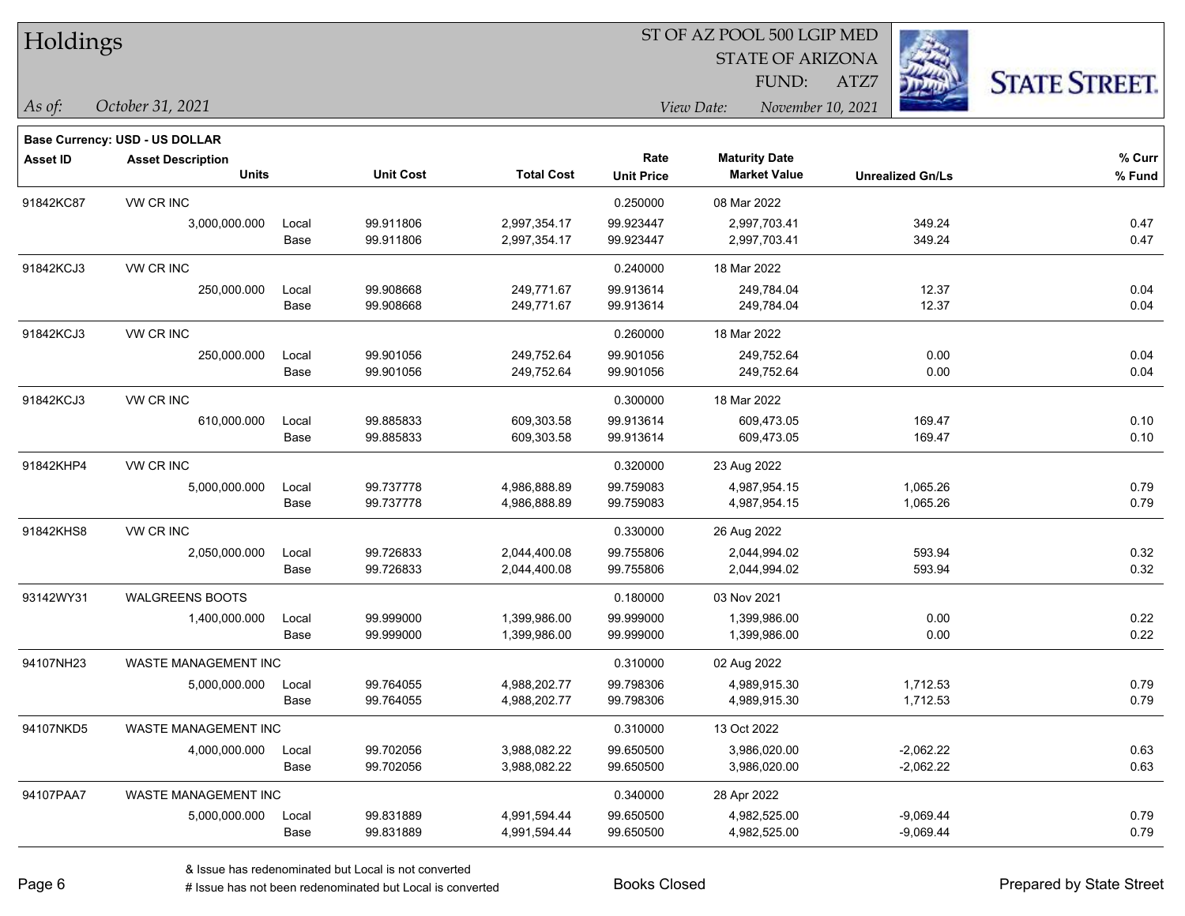# Holdings

ST OF AZ POOL 500 LGIP MED
STATE OF ARIZONA
FUND: ATZ7

*As of:* *October 31, 2021*

*View Date:* *November 10, 2021*

**Base Currency: USD - US DOLLAR**

| Asset ID | Asset Description | | Unit Cost | Total Cost | Rate | Maturity Date | Unrealized Gn/Ls | % Curr |
|---|---|---|---|---|---|---|---|---|
| | Units | | | | Unit Price | Market Value | | % Fund |
| 91842KC87 | VW CR INC | | | | 0.250000 | 08 Mar 2022 | | |
| | 3,000,000.000 | Local | 99.911806 | 2,997,354.17 | 99.923447 | 2,997,703.41 | 349.24 | 0.47 |
| | | Base | 99.911806 | 2,997,354.17 | 99.923447 | 2,997,703.41 | 349.24 | 0.47 |
| 91842KCJ3 | VW CR INC | | | | 0.240000 | 18 Mar 2022 | | |
| | 250,000.000 | Local | 99.908668 | 249,771.67 | 99.913614 | 249,784.04 | 12.37 | 0.04 |
| | | Base | 99.908668 | 249,771.67 | 99.913614 | 249,784.04 | 12.37 | 0.04 |
| 91842KCJ3 | VW CR INC | | | | 0.260000 | 18 Mar 2022 | | |
| | 250,000.000 | Local | 99.901056 | 249,752.64 | 99.901056 | 249,752.64 | 0.00 | 0.04 |
| | | Base | 99.901056 | 249,752.64 | 99.901056 | 249,752.64 | 0.00 | 0.04 |
| 91842KCJ3 | VW CR INC | | | | 0.300000 | 18 Mar 2022 | | |
| | 610,000.000 | Local | 99.885833 | 609,303.58 | 99.913614 | 609,473.05 | 169.47 | 0.10 |
| | | Base | 99.885833 | 609,303.58 | 99.913614 | 609,473.05 | 169.47 | 0.10 |
| 91842KHP4 | VW CR INC | | | | 0.320000 | 23 Aug 2022 | | |
| | 5,000,000.000 | Local | 99.737778 | 4,986,888.89 | 99.759083 | 4,987,954.15 | 1,065.26 | 0.79 |
| | | Base | 99.737778 | 4,986,888.89 | 99.759083 | 4,987,954.15 | 1,065.26 | 0.79 |
| 91842KHS8 | VW CR INC | | | | 0.330000 | 26 Aug 2022 | | |
| | 2,050,000.000 | Local | 99.726833 | 2,044,400.08 | 99.755806 | 2,044,994.02 | 593.94 | 0.32 |
| | | Base | 99.726833 | 2,044,400.08 | 99.755806 | 2,044,994.02 | 593.94 | 0.32 |
| 93142WY31 | WALGREENS BOOTS | | | | 0.180000 | 03 Nov 2021 | | |
| | 1,400,000.000 | Local | 99.999000 | 1,399,986.00 | 99.999000 | 1,399,986.00 | 0.00 | 0.22 |
| | | Base | 99.999000 | 1,399,986.00 | 99.999000 | 1,399,986.00 | 0.00 | 0.22 |
| 94107NH23 | WASTE MANAGEMENT INC | | | | 0.310000 | 02 Aug 2022 | | |
| | 5,000,000.000 | Local | 99.764055 | 4,988,202.77 | 99.798306 | 4,989,915.30 | 1,712.53 | 0.79 |
| | | Base | 99.764055 | 4,988,202.77 | 99.798306 | 4,989,915.30 | 1,712.53 | 0.79 |
| 94107NKD5 | WASTE MANAGEMENT INC | | | | 0.310000 | 13 Oct 2022 | | |
| | 4,000,000.000 | Local | 99.702056 | 3,988,082.22 | 99.650500 | 3,986,020.00 | -2,062.22 | 0.63 |
| | | Base | 99.702056 | 3,988,082.22 | 99.650500 | 3,986,020.00 | -2,062.22 | 0.63 |
| 94107PAA7 | WASTE MANAGEMENT INC | | | | 0.340000 | 28 Apr 2022 | | |
| | 5,000,000.000 | Local | 99.831889 | 4,991,594.44 | 99.650500 | 4,982,525.00 | -9,069.44 | 0.79 |
| | | Base | 99.831889 | 4,991,594.44 | 99.650500 | 4,982,525.00 | -9,069.44 | 0.79 |

& Issue has redenominated but Local is not converted
# Issue has not been redenominated but Local is converted

Books Closed

Prepared by State Street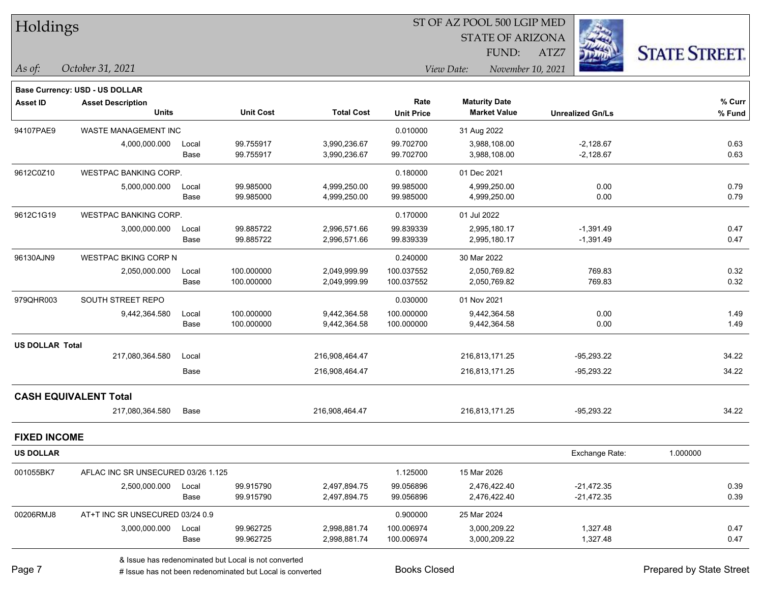# Holdings

ST OF AZ POOL 500 LGIP MED
STATE OF ARIZONA
FUND: ATZ7

*As of: October 31, 2021*

*View Date: November 10, 2021*

**Base Currency: USD - US DOLLAR**

| Asset ID | Asset Description / Units | | Unit Cost | Total Cost | Rate / Unit Price | Maturity Date / Market Value | Unrealized Gn/Ls | % Curr / % Fund |
|---|---|---|---|---|---|---|---|---|
| 94107PAE9 | WASTE MANAGEMENT INC | | | | 0.010000 | 31 Aug 2022 | | |
| | 4,000,000.000 | Local | 99.755917 | 3,990,236.67 | 99.702700 | 3,988,108.00 | -2,128.67 | 0.63 |
| | | Base | 99.755917 | 3,990,236.67 | 99.702700 | 3,988,108.00 | -2,128.67 | 0.63 |
| 9612C0Z10 | WESTPAC BANKING CORP. | | | | 0.180000 | 01 Dec 2021 | | |
| | 5,000,000.000 | Local | 99.985000 | 4,999,250.00 | 99.985000 | 4,999,250.00 | 0.00 | 0.79 |
| | | Base | 99.985000 | 4,999,250.00 | 99.985000 | 4,999,250.00 | 0.00 | 0.79 |
| 9612C1G19 | WESTPAC BANKING CORP. | | | | 0.170000 | 01 Jul 2022 | | |
| | 3,000,000.000 | Local | 99.885722 | 2,996,571.66 | 99.839339 | 2,995,180.17 | -1,391.49 | 0.47 |
| | | Base | 99.885722 | 2,996,571.66 | 99.839339 | 2,995,180.17 | -1,391.49 | 0.47 |
| 96130AJN9 | WESTPAC BKING CORP N | | | | 0.240000 | 30 Mar 2022 | | |
| | 2,050,000.000 | Local | 100.000000 | 2,049,999.99 | 100.037552 | 2,050,769.82 | 769.83 | 0.32 |
| | | Base | 100.000000 | 2,049,999.99 | 100.037552 | 2,050,769.82 | 769.83 | 0.32 |
| 979QHR003 | SOUTH STREET REPO | | | | 0.030000 | 01 Nov 2021 | | |
| | 9,442,364.580 | Local | 100.000000 | 9,442,364.58 | 100.000000 | 9,442,364.58 | 0.00 | 1.49 |
| | | Base | 100.000000 | 9,442,364.58 | 100.000000 | 9,442,364.58 | 0.00 | 1.49 |
| **US DOLLAR Total** | | | | | | | | |
| | 217,080,364.580 | Local | | 216,908,464.47 | | 216,813,171.25 | -95,293.22 | 34.22 |
| | | Base | | 216,908,464.47 | | 216,813,171.25 | -95,293.22 | 34.22 |
| **CASH EQUIVALENT Total** | | | | | | | | |
| | 217,080,364.580 | Base | | 216,908,464.47 | | 216,813,171.25 | -95,293.22 | 34.22 |

## FIXED INCOME

**US DOLLAR** — Exchange Rate: 1.000000

| Asset ID | Asset Description / Units | | Unit Cost | Total Cost | Rate / Unit Price | Maturity Date / Market Value | Unrealized Gn/Ls | % Curr / % Fund |
|---|---|---|---|---|---|---|---|---|
| 001055BK7 | AFLAC INC SR UNSECURED 03/26 1.125 | | | | 1.125000 | 15 Mar 2026 | | |
| | 2,500,000.000 | Local | 99.915790 | 2,497,894.75 | 99.056896 | 2,476,422.40 | -21,472.35 | 0.39 |
| | | Base | 99.915790 | 2,497,894.75 | 99.056896 | 2,476,422.40 | -21,472.35 | 0.39 |
| 00206RMJ8 | AT+T INC SR UNSECURED 03/24 0.9 | | | | 0.900000 | 25 Mar 2024 | | |
| | 3,000,000.000 | Local | 99.962725 | 2,998,881.74 | 100.006974 | 3,000,209.22 | 1,327.48 | 0.47 |
| | | Base | 99.962725 | 2,998,881.74 | 100.006974 | 3,000,209.22 | 1,327.48 | 0.47 |

& Issue has redenominated but Local is not converted
# Issue has not been redenominated but Local is converted

Books Closed

Prepared by State Street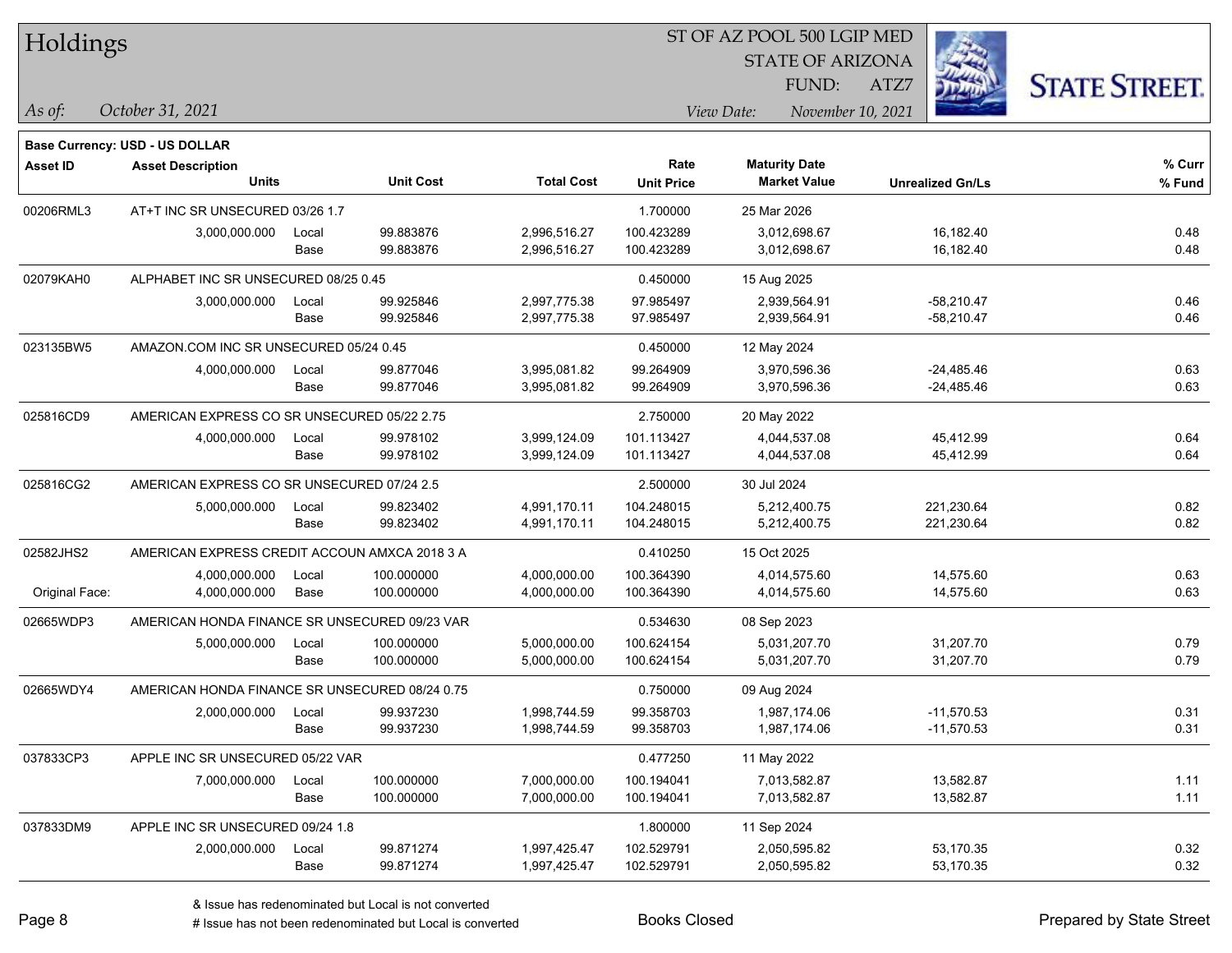# Holdings

ST OF AZ POOL 500 LGIP MED
STATE OF ARIZONA
FUND: ATZ7

*As of:* *October 31, 2021*

*View Date:* *November 10, 2021*

**Base Currency: USD - US DOLLAR**

| Asset ID | Asset Description / Units | | Unit Cost | Total Cost | Rate / Unit Price | Maturity Date / Market Value | Unrealized Gn/Ls | % Curr / % Fund |
|---|---|---|---|---|---|---|---|---|
| 00206RML3 | AT+T INC SR UNSECURED 03/26 1.7 | | | | 1.700000 | 25 Mar 2026 | | |
| | 3,000,000.000 | Local | 99.883876 | 2,996,516.27 | 100.423289 | 3,012,698.67 | 16,182.40 | 0.48 |
| | | Base | 99.883876 | 2,996,516.27 | 100.423289 | 3,012,698.67 | 16,182.40 | 0.48 |
| 02079KAH0 | ALPHABET INC SR UNSECURED 08/25 0.45 | | | | 0.450000 | 15 Aug 2025 | | |
| | 3,000,000.000 | Local | 99.925846 | 2,997,775.38 | 97.985497 | 2,939,564.91 | -58,210.47 | 0.46 |
| | | Base | 99.925846 | 2,997,775.38 | 97.985497 | 2,939,564.91 | -58,210.47 | 0.46 |
| 023135BW5 | AMAZON.COM INC SR UNSECURED 05/24 0.45 | | | | 0.450000 | 12 May 2024 | | |
| | 4,000,000.000 | Local | 99.877046 | 3,995,081.82 | 99.264909 | 3,970,596.36 | -24,485.46 | 0.63 |
| | | Base | 99.877046 | 3,995,081.82 | 99.264909 | 3,970,596.36 | -24,485.46 | 0.63 |
| 025816CD9 | AMERICAN EXPRESS CO SR UNSECURED 05/22 2.75 | | | | 2.750000 | 20 May 2022 | | |
| | 4,000,000.000 | Local | 99.978102 | 3,999,124.09 | 101.113427 | 4,044,537.08 | 45,412.99 | 0.64 |
| | | Base | 99.978102 | 3,999,124.09 | 101.113427 | 4,044,537.08 | 45,412.99 | 0.64 |
| 025816CG2 | AMERICAN EXPRESS CO SR UNSECURED 07/24 2.5 | | | | 2.500000 | 30 Jul 2024 | | |
| | 5,000,000.000 | Local | 99.823402 | 4,991,170.11 | 104.248015 | 5,212,400.75 | 221,230.64 | 0.82 |
| | | Base | 99.823402 | 4,991,170.11 | 104.248015 | 5,212,400.75 | 221,230.64 | 0.82 |
| 02582JHS2 | AMERICAN EXPRESS CREDIT ACCOUN AMXCA 2018 3 A | | | | 0.410250 | 15 Oct 2025 | | |
| | 4,000,000.000 | Local | 100.000000 | 4,000,000.00 | 100.364390 | 4,014,575.60 | 14,575.60 | 0.63 |
| Original Face: | 4,000,000.000 | Base | 100.000000 | 4,000,000.00 | 100.364390 | 4,014,575.60 | 14,575.60 | 0.63 |
| 02665WDP3 | AMERICAN HONDA FINANCE SR UNSECURED 09/23 VAR | | | | 0.534630 | 08 Sep 2023 | | |
| | 5,000,000.000 | Local | 100.000000 | 5,000,000.00 | 100.624154 | 5,031,207.70 | 31,207.70 | 0.79 |
| | | Base | 100.000000 | 5,000,000.00 | 100.624154 | 5,031,207.70 | 31,207.70 | 0.79 |
| 02665WDY4 | AMERICAN HONDA FINANCE SR UNSECURED 08/24 0.75 | | | | 0.750000 | 09 Aug 2024 | | |
| | 2,000,000.000 | Local | 99.937230 | 1,998,744.59 | 99.358703 | 1,987,174.06 | -11,570.53 | 0.31 |
| | | Base | 99.937230 | 1,998,744.59 | 99.358703 | 1,987,174.06 | -11,570.53 | 0.31 |
| 037833CP3 | APPLE INC SR UNSECURED 05/22 VAR | | | | 0.477250 | 11 May 2022 | | |
| | 7,000,000.000 | Local | 100.000000 | 7,000,000.00 | 100.194041 | 7,013,582.87 | 13,582.87 | 1.11 |
| | | Base | 100.000000 | 7,000,000.00 | 100.194041 | 7,013,582.87 | 13,582.87 | 1.11 |
| 037833DM9 | APPLE INC SR UNSECURED 09/24 1.8 | | | | 1.800000 | 11 Sep 2024 | | |
| | 2,000,000.000 | Local | 99.871274 | 1,997,425.47 | 102.529791 | 2,050,595.82 | 53,170.35 | 0.32 |
| | | Base | 99.871274 | 1,997,425.47 | 102.529791 | 2,050,595.82 | 53,170.35 | 0.32 |

& Issue has redenominated but Local is not converted
# Issue has not been redenominated but Local is converted

Books Closed

Prepared by State Street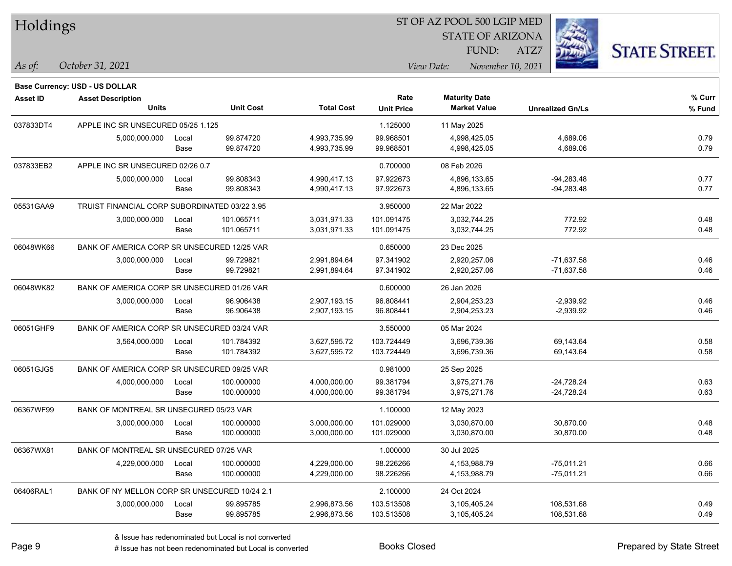# Holdings

ST OF AZ POOL 500 LGIP MED
STATE OF ARIZONA
FUND: ATZ7

*As of:* *October 31, 2021*
*View Date:* *November 10, 2021*

**Base Currency: USD - US DOLLAR**

| Asset ID | Asset Description / Units | | Unit Cost | Total Cost | Rate / Unit Price | Maturity Date / Market Value | Unrealized Gn/Ls | % Curr / % Fund |
|---|---|---|---|---|---|---|---|---|
| 037833DT4 | APPLE INC SR UNSECURED 05/25 1.125 | | | | 1.125000 | 11 May 2025 | | |
| | 5,000,000.000 | Local | 99.874720 | 4,993,735.99 | 99.968501 | 4,998,425.05 | 4,689.06 | 0.79 |
| | | Base | 99.874720 | 4,993,735.99 | 99.968501 | 4,998,425.05 | 4,689.06 | 0.79 |
| 037833EB2 | APPLE INC SR UNSECURED 02/26 0.7 | | | | 0.700000 | 08 Feb 2026 | | |
| | 5,000,000.000 | Local | 99.808343 | 4,990,417.13 | 97.922673 | 4,896,133.65 | -94,283.48 | 0.77 |
| | | Base | 99.808343 | 4,990,417.13 | 97.922673 | 4,896,133.65 | -94,283.48 | 0.77 |
| 05531GAA9 | TRUIST FINANCIAL CORP SUBORDINATED 03/22 3.95 | | | | 3.950000 | 22 Mar 2022 | | |
| | 3,000,000.000 | Local | 101.065711 | 3,031,971.33 | 101.091475 | 3,032,744.25 | 772.92 | 0.48 |
| | | Base | 101.065711 | 3,031,971.33 | 101.091475 | 3,032,744.25 | 772.92 | 0.48 |
| 06048WK66 | BANK OF AMERICA CORP SR UNSECURED 12/25 VAR | | | | 0.650000 | 23 Dec 2025 | | |
| | 3,000,000.000 | Local | 99.729821 | 2,991,894.64 | 97.341902 | 2,920,257.06 | -71,637.58 | 0.46 |
| | | Base | 99.729821 | 2,991,894.64 | 97.341902 | 2,920,257.06 | -71,637.58 | 0.46 |
| 06048WK82 | BANK OF AMERICA CORP SR UNSECURED 01/26 VAR | | | | 0.600000 | 26 Jan 2026 | | |
| | 3,000,000.000 | Local | 96.906438 | 2,907,193.15 | 96.808441 | 2,904,253.23 | -2,939.92 | 0.46 |
| | | Base | 96.906438 | 2,907,193.15 | 96.808441 | 2,904,253.23 | -2,939.92 | 0.46 |
| 06051GHF9 | BANK OF AMERICA CORP SR UNSECURED 03/24 VAR | | | | 3.550000 | 05 Mar 2024 | | |
| | 3,564,000.000 | Local | 101.784392 | 3,627,595.72 | 103.724449 | 3,696,739.36 | 69,143.64 | 0.58 |
| | | Base | 101.784392 | 3,627,595.72 | 103.724449 | 3,696,739.36 | 69,143.64 | 0.58 |
| 06051GJG5 | BANK OF AMERICA CORP SR UNSECURED 09/25 VAR | | | | 0.981000 | 25 Sep 2025 | | |
| | 4,000,000.000 | Local | 100.000000 | 4,000,000.00 | 99.381794 | 3,975,271.76 | -24,728.24 | 0.63 |
| | | Base | 100.000000 | 4,000,000.00 | 99.381794 | 3,975,271.76 | -24,728.24 | 0.63 |
| 06367WF99 | BANK OF MONTREAL SR UNSECURED 05/23 VAR | | | | 1.100000 | 12 May 2023 | | |
| | 3,000,000.000 | Local | 100.000000 | 3,000,000.00 | 101.029000 | 3,030,870.00 | 30,870.00 | 0.48 |
| | | Base | 100.000000 | 3,000,000.00 | 101.029000 | 3,030,870.00 | 30,870.00 | 0.48 |
| 06367WX81 | BANK OF MONTREAL SR UNSECURED 07/25 VAR | | | | 1.000000 | 30 Jul 2025 | | |
| | 4,229,000.000 | Local | 100.000000 | 4,229,000.00 | 98.226266 | 4,153,988.79 | -75,011.21 | 0.66 |
| | | Base | 100.000000 | 4,229,000.00 | 98.226266 | 4,153,988.79 | -75,011.21 | 0.66 |
| 06406RAL1 | BANK OF NY MELLON CORP SR UNSECURED 10/24 2.1 | | | | 2.100000 | 24 Oct 2024 | | |
| | 3,000,000.000 | Local | 99.895785 | 2,996,873.56 | 103.513508 | 3,105,405.24 | 108,531.68 | 0.49 |
| | | Base | 99.895785 | 2,996,873.56 | 103.513508 | 3,105,405.24 | 108,531.68 | 0.49 |

& Issue has redenominated but Local is not converted
# Issue has not been redenominated but Local is converted

Books Closed

Prepared by State Street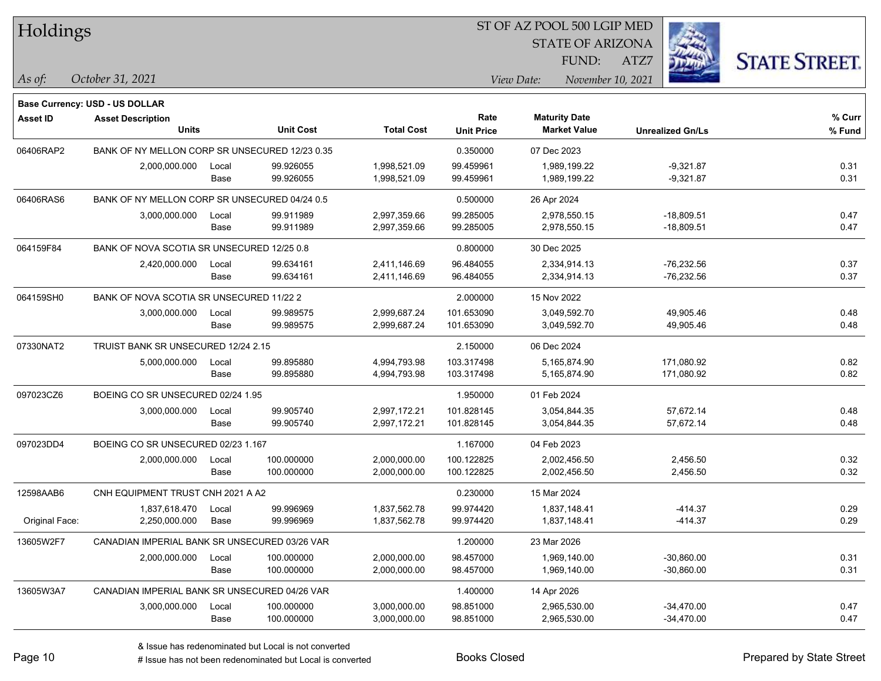# Holdings

ST OF AZ POOL 500 LGIP MED
STATE OF ARIZONA
FUND: ATZ7

*As of:* *October 31, 2021*

*View Date:* *November 10, 2021*

**Base Currency: USD - US DOLLAR**

| Asset ID | Asset Description / Units | | Unit Cost | Total Cost | Rate / Unit Price | Maturity Date / Market Value | Unrealized Gn/Ls | % Curr / % Fund |
|---|---|---|---|---|---|---|---|---|
| 06406RAP2 | BANK OF NY MELLON CORP SR UNSECURED 12/23 0.35 | | | | 0.350000 | 07 Dec 2023 | | |
| | 2,000,000.000 | Local | 99.926055 | 1,998,521.09 | 99.459961 | 1,989,199.22 | -9,321.87 | 0.31 |
| | | Base | 99.926055 | 1,998,521.09 | 99.459961 | 1,989,199.22 | -9,321.87 | 0.31 |
| 06406RAS6 | BANK OF NY MELLON CORP SR UNSECURED 04/24 0.5 | | | | 0.500000 | 26 Apr 2024 | | |
| | 3,000,000.000 | Local | 99.911989 | 2,997,359.66 | 99.285005 | 2,978,550.15 | -18,809.51 | 0.47 |
| | | Base | 99.911989 | 2,997,359.66 | 99.285005 | 2,978,550.15 | -18,809.51 | 0.47 |
| 064159F84 | BANK OF NOVA SCOTIA SR UNSECURED 12/25 0.8 | | | | 0.800000 | 30 Dec 2025 | | |
| | 2,420,000.000 | Local | 99.634161 | 2,411,146.69 | 96.484055 | 2,334,914.13 | -76,232.56 | 0.37 |
| | | Base | 99.634161 | 2,411,146.69 | 96.484055 | 2,334,914.13 | -76,232.56 | 0.37 |
| 064159SH0 | BANK OF NOVA SCOTIA SR UNSECURED 11/22 2 | | | | 2.000000 | 15 Nov 2022 | | |
| | 3,000,000.000 | Local | 99.989575 | 2,999,687.24 | 101.653090 | 3,049,592.70 | 49,905.46 | 0.48 |
| | | Base | 99.989575 | 2,999,687.24 | 101.653090 | 3,049,592.70 | 49,905.46 | 0.48 |
| 07330NAT2 | TRUIST BANK SR UNSECURED 12/24 2.15 | | | | 2.150000 | 06 Dec 2024 | | |
| | 5,000,000.000 | Local | 99.895880 | 4,994,793.98 | 103.317498 | 5,165,874.90 | 171,080.92 | 0.82 |
| | | Base | 99.895880 | 4,994,793.98 | 103.317498 | 5,165,874.90 | 171,080.92 | 0.82 |
| 097023CZ6 | BOEING CO SR UNSECURED 02/24 1.95 | | | | 1.950000 | 01 Feb 2024 | | |
| | 3,000,000.000 | Local | 99.905740 | 2,997,172.21 | 101.828145 | 3,054,844.35 | 57,672.14 | 0.48 |
| | | Base | 99.905740 | 2,997,172.21 | 101.828145 | 3,054,844.35 | 57,672.14 | 0.48 |
| 097023DD4 | BOEING CO SR UNSECURED 02/23 1.167 | | | | 1.167000 | 04 Feb 2023 | | |
| | 2,000,000.000 | Local | 100.000000 | 2,000,000.00 | 100.122825 | 2,002,456.50 | 2,456.50 | 0.32 |
| | | Base | 100.000000 | 2,000,000.00 | 100.122825 | 2,002,456.50 | 2,456.50 | 0.32 |
| 12598AAB6 | CNH EQUIPMENT TRUST CNH 2021 A A2 | | | | 0.230000 | 15 Mar 2024 | | |
| | 1,837,618.470 | Local | 99.996969 | 1,837,562.78 | 99.974420 | 1,837,148.41 | -414.37 | 0.29 |
| Original Face: | 2,250,000.000 | Base | 99.996969 | 1,837,562.78 | 99.974420 | 1,837,148.41 | -414.37 | 0.29 |
| 13605W2F7 | CANADIAN IMPERIAL BANK SR UNSECURED 03/26 VAR | | | | 1.200000 | 23 Mar 2026 | | |
| | 2,000,000.000 | Local | 100.000000 | 2,000,000.00 | 98.457000 | 1,969,140.00 | -30,860.00 | 0.31 |
| | | Base | 100.000000 | 2,000,000.00 | 98.457000 | 1,969,140.00 | -30,860.00 | 0.31 |
| 13605W3A7 | CANADIAN IMPERIAL BANK SR UNSECURED 04/26 VAR | | | | 1.400000 | 14 Apr 2026 | | |
| | 3,000,000.000 | Local | 100.000000 | 3,000,000.00 | 98.851000 | 2,965,530.00 | -34,470.00 | 0.47 |
| | | Base | 100.000000 | 3,000,000.00 | 98.851000 | 2,965,530.00 | -34,470.00 | 0.47 |

& Issue has redenominated but Local is not converted
# Issue has not been redenominated but Local is converted

Books Closed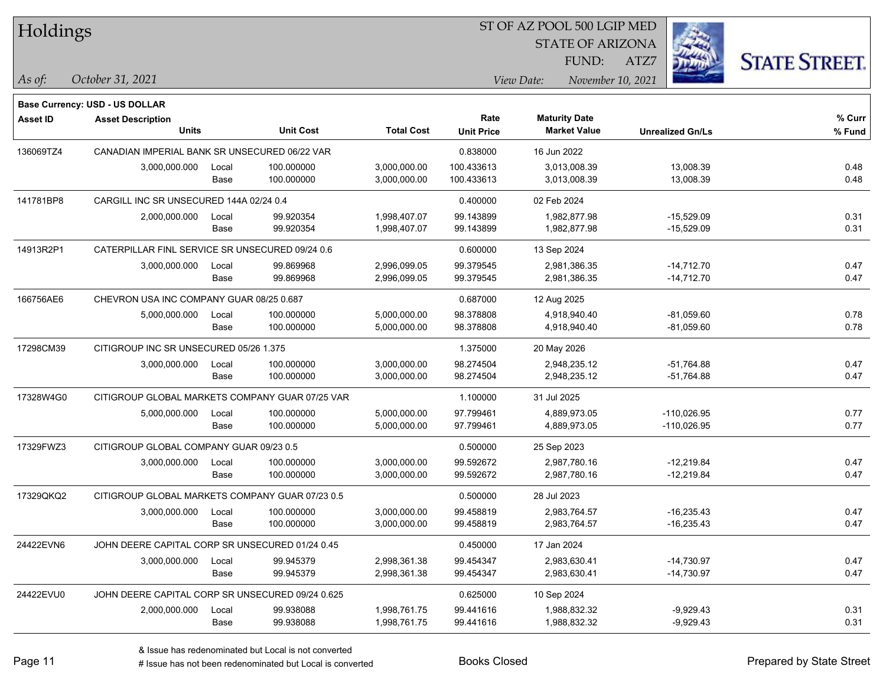# Holdings

ST OF AZ POOL 500 LGIP MED
STATE OF ARIZONA
FUND: ATZ7

*As of:* *October 31, 2021*

*View Date:* *November 10, 2021*

**Base Currency: USD - US DOLLAR**

| Asset ID | Asset Description / Units | | Unit Cost | Total Cost | Rate / Unit Price | Maturity Date / Market Value | Unrealized Gn/Ls | % Curr / % Fund |
|---|---|---|---|---|---|---|---|---|
| 136069TZ4 | CANADIAN IMPERIAL BANK SR UNSECURED 06/22 VAR | | | | 0.838000 | 16 Jun 2022 | | |
| | 3,000,000.000 | Local | 100.000000 | 3,000,000.00 | 100.433613 | 3,013,008.39 | 13,008.39 | 0.48 |
| | | Base | 100.000000 | 3,000,000.00 | 100.433613 | 3,013,008.39 | 13,008.39 | 0.48 |
| 141781BP8 | CARGILL INC SR UNSECURED 144A 02/24 0.4 | | | | 0.400000 | 02 Feb 2024 | | |
| | 2,000,000.000 | Local | 99.920354 | 1,998,407.07 | 99.143899 | 1,982,877.98 | -15,529.09 | 0.31 |
| | | Base | 99.920354 | 1,998,407.07 | 99.143899 | 1,982,877.98 | -15,529.09 | 0.31 |
| 14913R2P1 | CATERPILLAR FINL SERVICE SR UNSECURED 09/24 0.6 | | | | 0.600000 | 13 Sep 2024 | | |
| | 3,000,000.000 | Local | 99.869968 | 2,996,099.05 | 99.379545 | 2,981,386.35 | -14,712.70 | 0.47 |
| | | Base | 99.869968 | 2,996,099.05 | 99.379545 | 2,981,386.35 | -14,712.70 | 0.47 |
| 166756AE6 | CHEVRON USA INC COMPANY GUAR 08/25 0.687 | | | | 0.687000 | 12 Aug 2025 | | |
| | 5,000,000.000 | Local | 100.000000 | 5,000,000.00 | 98.378808 | 4,918,940.40 | -81,059.60 | 0.78 |
| | | Base | 100.000000 | 5,000,000.00 | 98.378808 | 4,918,940.40 | -81,059.60 | 0.78 |
| 17298CM39 | CITIGROUP INC SR UNSECURED 05/26 1.375 | | | | 1.375000 | 20 May 2026 | | |
| | 3,000,000.000 | Local | 100.000000 | 3,000,000.00 | 98.274504 | 2,948,235.12 | -51,764.88 | 0.47 |
| | | Base | 100.000000 | 3,000,000.00 | 98.274504 | 2,948,235.12 | -51,764.88 | 0.47 |
| 17328W4G0 | CITIGROUP GLOBAL MARKETS COMPANY GUAR 07/25 VAR | | | | 1.100000 | 31 Jul 2025 | | |
| | 5,000,000.000 | Local | 100.000000 | 5,000,000.00 | 97.799461 | 4,889,973.05 | -110,026.95 | 0.77 |
| | | Base | 100.000000 | 5,000,000.00 | 97.799461 | 4,889,973.05 | -110,026.95 | 0.77 |
| 17329FWZ3 | CITIGROUP GLOBAL COMPANY GUAR 09/23 0.5 | | | | 0.500000 | 25 Sep 2023 | | |
| | 3,000,000.000 | Local | 100.000000 | 3,000,000.00 | 99.592672 | 2,987,780.16 | -12,219.84 | 0.47 |
| | | Base | 100.000000 | 3,000,000.00 | 99.592672 | 2,987,780.16 | -12,219.84 | 0.47 |
| 17329QKQ2 | CITIGROUP GLOBAL MARKETS COMPANY GUAR 07/23 0.5 | | | | 0.500000 | 28 Jul 2023 | | |
| | 3,000,000.000 | Local | 100.000000 | 3,000,000.00 | 99.458819 | 2,983,764.57 | -16,235.43 | 0.47 |
| | | Base | 100.000000 | 3,000,000.00 | 99.458819 | 2,983,764.57 | -16,235.43 | 0.47 |
| 24422EVN6 | JOHN DEERE CAPITAL CORP SR UNSECURED 01/24 0.45 | | | | 0.450000 | 17 Jan 2024 | | |
| | 3,000,000.000 | Local | 99.945379 | 2,998,361.38 | 99.454347 | 2,983,630.41 | -14,730.97 | 0.47 |
| | | Base | 99.945379 | 2,998,361.38 | 99.454347 | 2,983,630.41 | -14,730.97 | 0.47 |
| 24422EVU0 | JOHN DEERE CAPITAL CORP SR UNSECURED 09/24 0.625 | | | | 0.625000 | 10 Sep 2024 | | |
| | 2,000,000.000 | Local | 99.938088 | 1,998,761.75 | 99.441616 | 1,988,832.32 | -9,929.43 | 0.31 |
| | | Base | 99.938088 | 1,998,761.75 | 99.441616 | 1,988,832.32 | -9,929.43 | 0.31 |

& Issue has redenominated but Local is not converted
# Issue has not been redenominated but Local is converted

Books Closed

Prepared by State Street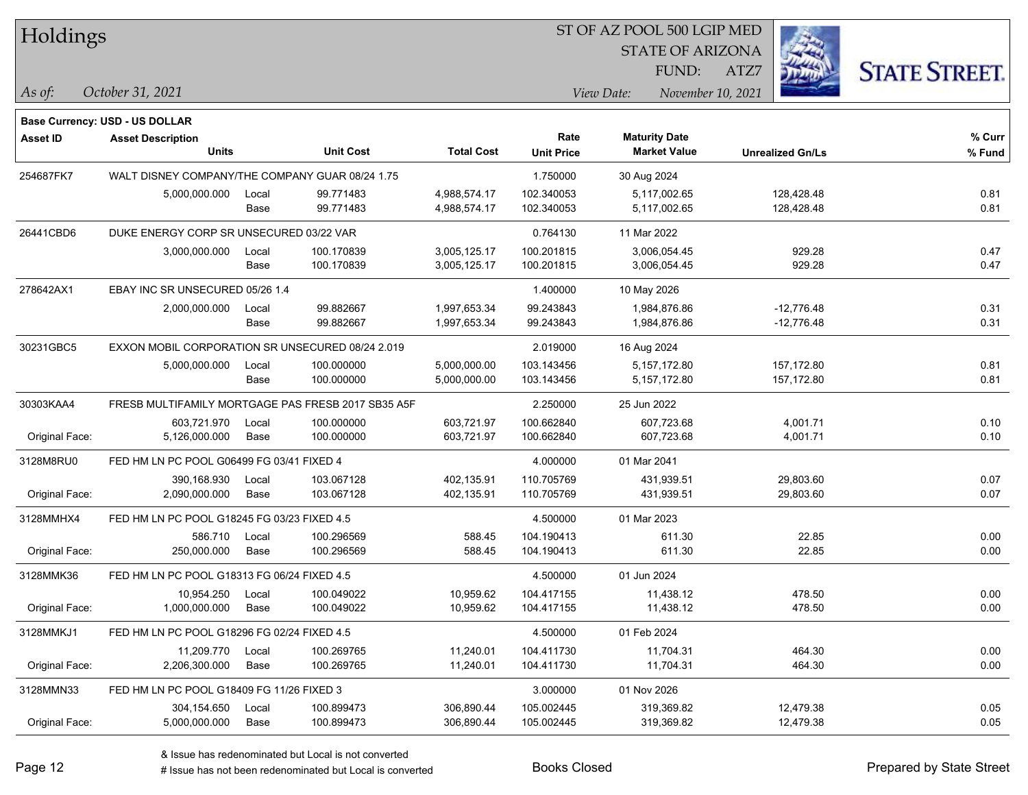# Holdings

ST OF AZ POOL 500 LGIP MED
STATE OF ARIZONA
FUND: ATZ7

*As of:* *October 31, 2021*

*View Date:* *November 10, 2021*

**Base Currency: USD - US DOLLAR**

| Asset ID | Asset Description / Units | | Unit Cost | Total Cost | Rate / Unit Price | Maturity Date / Market Value | Unrealized Gn/Ls | % Curr / % Fund |
|---|---|---|---|---|---|---|---|---|
| 254687FK7 | WALT DISNEY COMPANY/THE COMPANY GUAR 08/24 1.75 | | | | 1.750000 | 30 Aug 2024 | | |
| | 5,000,000.000 | Local | 99.771483 | 4,988,574.17 | 102.340053 | 5,117,002.65 | 128,428.48 | 0.81 |
| | | Base | 99.771483 | 4,988,574.17 | 102.340053 | 5,117,002.65 | 128,428.48 | 0.81 |
| 26441CBD6 | DUKE ENERGY CORP SR UNSECURED 03/22 VAR | | | | 0.764130 | 11 Mar 2022 | | |
| | 3,000,000.000 | Local | 100.170839 | 3,005,125.17 | 100.201815 | 3,006,054.45 | 929.28 | 0.47 |
| | | Base | 100.170839 | 3,005,125.17 | 100.201815 | 3,006,054.45 | 929.28 | 0.47 |
| 278642AX1 | EBAY INC SR UNSECURED 05/26 1.4 | | | | 1.400000 | 10 May 2026 | | |
| | 2,000,000.000 | Local | 99.882667 | 1,997,653.34 | 99.243843 | 1,984,876.86 | -12,776.48 | 0.31 |
| | | Base | 99.882667 | 1,997,653.34 | 99.243843 | 1,984,876.86 | -12,776.48 | 0.31 |
| 30231GBC5 | EXXON MOBIL CORPORATION SR UNSECURED 08/24 2.019 | | | | 2.019000 | 16 Aug 2024 | | |
| | 5,000,000.000 | Local | 100.000000 | 5,000,000.00 | 103.143456 | 5,157,172.80 | 157,172.80 | 0.81 |
| | | Base | 100.000000 | 5,000,000.00 | 103.143456 | 5,157,172.80 | 157,172.80 | 0.81 |
| 30303KAA4 | FRESB MULTIFAMILY MORTGAGE PAS FRESB 2017 SB35 A5F | | | | 2.250000 | 25 Jun 2022 | | |
| | 603,721.970 | Local | 100.000000 | 603,721.97 | 100.662840 | 607,723.68 | 4,001.71 | 0.10 |
| Original Face: | 5,126,000.000 | Base | 100.000000 | 603,721.97 | 100.662840 | 607,723.68 | 4,001.71 | 0.10 |
| 3128M8RU0 | FED HM LN PC POOL G06499 FG 03/41 FIXED 4 | | | | 4.000000 | 01 Mar 2041 | | |
| | 390,168.930 | Local | 103.067128 | 402,135.91 | 110.705769 | 431,939.51 | 29,803.60 | 0.07 |
| Original Face: | 2,090,000.000 | Base | 103.067128 | 402,135.91 | 110.705769 | 431,939.51 | 29,803.60 | 0.07 |
| 3128MMHX4 | FED HM LN PC POOL G18245 FG 03/23 FIXED 4.5 | | | | 4.500000 | 01 Mar 2023 | | |
| | 586.710 | Local | 100.296569 | 588.45 | 104.190413 | 611.30 | 22.85 | 0.00 |
| Original Face: | 250,000.000 | Base | 100.296569 | 588.45 | 104.190413 | 611.30 | 22.85 | 0.00 |
| 3128MMK36 | FED HM LN PC POOL G18313 FG 06/24 FIXED 4.5 | | | | 4.500000 | 01 Jun 2024 | | |
| | 10,954.250 | Local | 100.049022 | 10,959.62 | 104.417155 | 11,438.12 | 478.50 | 0.00 |
| Original Face: | 1,000,000.000 | Base | 100.049022 | 10,959.62 | 104.417155 | 11,438.12 | 478.50 | 0.00 |
| 3128MMKJ1 | FED HM LN PC POOL G18296 FG 02/24 FIXED 4.5 | | | | 4.500000 | 01 Feb 2024 | | |
| | 11,209.770 | Local | 100.269765 | 11,240.01 | 104.411730 | 11,704.31 | 464.30 | 0.00 |
| Original Face: | 2,206,300.000 | Base | 100.269765 | 11,240.01 | 104.411730 | 11,704.31 | 464.30 | 0.00 |
| 3128MMN33 | FED HM LN PC POOL G18409 FG 11/26 FIXED 3 | | | | 3.000000 | 01 Nov 2026 | | |
| | 304,154.650 | Local | 100.899473 | 306,890.44 | 105.002445 | 319,369.82 | 12,479.38 | 0.05 |
| Original Face: | 5,000,000.000 | Base | 100.899473 | 306,890.44 | 105.002445 | 319,369.82 | 12,479.38 | 0.05 |

& Issue has redenominated but Local is not converted
# Issue has not been redenominated but Local is converted

Books Closed

Prepared by State Street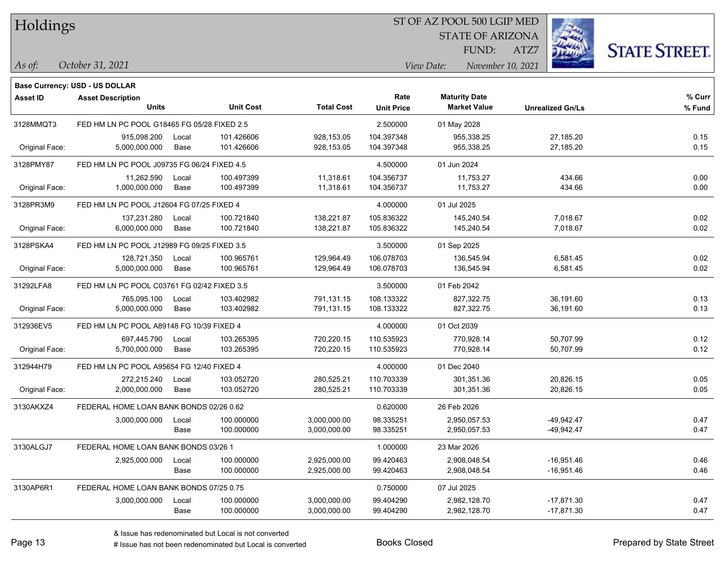# Holdings

ST OF AZ POOL 500 LGIP MED
STATE OF ARIZONA
FUND: ATZ7

*As of:* *October 31, 2021*

*View Date:* *November 10, 2021*

**Base Currency: USD - US DOLLAR**

| Asset ID | Asset Description / Units | | Unit Cost | Total Cost | Rate / Unit Price | Maturity Date / Market Value | Unrealized Gn/Ls | % Curr / % Fund |
|---|---|---|---|---|---|---|---|---|
| 3128MMQT3 | FED HM LN PC POOL G18465 FG 05/28 FIXED 2.5 | | | | 2.500000 | 01 May 2028 | | |
| | 915,098.200 | Local | 101.426606 | 928,153.05 | 104.397348 | 955,338.25 | 27,185.20 | 0.15 |
| Original Face: | 5,000,000.000 | Base | 101.426606 | 928,153.05 | 104.397348 | 955,338.25 | 27,185.20 | 0.15 |
| 3128PMY87 | FED HM LN PC POOL J09735 FG 06/24 FIXED 4.5 | | | | 4.500000 | 01 Jun 2024 | | |
| | 11,262.590 | Local | 100.497399 | 11,318.61 | 104.356737 | 11,753.27 | 434.66 | 0.00 |
| Original Face: | 1,000,000.000 | Base | 100.497399 | 11,318.61 | 104.356737 | 11,753.27 | 434.66 | 0.00 |
| 3128PR3M9 | FED HM LN PC POOL J12604 FG 07/25 FIXED 4 | | | | 4.000000 | 01 Jul 2025 | | |
| | 137,231.280 | Local | 100.721840 | 138,221.87 | 105.836322 | 145,240.54 | 7,018.67 | 0.02 |
| Original Face: | 6,000,000.000 | Base | 100.721840 | 138,221.87 | 105.836322 | 145,240.54 | 7,018.67 | 0.02 |
| 3128PSKA4 | FED HM LN PC POOL J12989 FG 09/25 FIXED 3.5 | | | | 3.500000 | 01 Sep 2025 | | |
| | 128,721.350 | Local | 100.965761 | 129,964.49 | 106.078703 | 136,545.94 | 6,581.45 | 0.02 |
| Original Face: | 5,000,000.000 | Base | 100.965761 | 129,964.49 | 106.078703 | 136,545.94 | 6,581.45 | 0.02 |
| 31292LFA8 | FED HM LN PC POOL C03761 FG 02/42 FIXED 3.5 | | | | 3.500000 | 01 Feb 2042 | | |
| | 765,095.100 | Local | 103.402982 | 791,131.15 | 108.133322 | 827,322.75 | 36,191.60 | 0.13 |
| Original Face: | 5,000,000.000 | Base | 103.402982 | 791,131.15 | 108.133322 | 827,322.75 | 36,191.60 | 0.13 |
| 312936EV5 | FED HM LN PC POOL A89148 FG 10/39 FIXED 4 | | | | 4.000000 | 01 Oct 2039 | | |
| | 697,445.790 | Local | 103.265395 | 720,220.15 | 110.535923 | 770,928.14 | 50,707.99 | 0.12 |
| Original Face: | 5,700,000.000 | Base | 103.265395 | 720,220.15 | 110.535923 | 770,928.14 | 50,707.99 | 0.12 |
| 312944H79 | FED HM LN PC POOL A95654 FG 12/40 FIXED 4 | | | | 4.000000 | 01 Dec 2040 | | |
| | 272,215.240 | Local | 103.052720 | 280,525.21 | 110.703339 | 301,351.36 | 20,826.15 | 0.05 |
| Original Face: | 2,000,000.000 | Base | 103.052720 | 280,525.21 | 110.703339 | 301,351.36 | 20,826.15 | 0.05 |
| 3130AKXZ4 | FEDERAL HOME LOAN BANK BONDS 02/26 0.62 | | | | 0.620000 | 26 Feb 2026 | | |
| | 3,000,000.000 | Local | 100.000000 | 3,000,000.00 | 98.335251 | 2,950,057.53 | -49,942.47 | 0.47 |
| | | Base | 100.000000 | 3,000,000.00 | 98.335251 | 2,950,057.53 | -49,942.47 | 0.47 |
| 3130ALGJ7 | FEDERAL HOME LOAN BANK BONDS 03/26 1 | | | | 1.000000 | 23 Mar 2026 | | |
| | 2,925,000.000 | Local | 100.000000 | 2,925,000.00 | 99.420463 | 2,908,048.54 | -16,951.46 | 0.46 |
| | | Base | 100.000000 | 2,925,000.00 | 99.420463 | 2,908,048.54 | -16,951.46 | 0.46 |
| 3130AP6R1 | FEDERAL HOME LOAN BANK BONDS 07/25 0.75 | | | | 0.750000 | 07 Jul 2025 | | |
| | 3,000,000.000 | Local | 100.000000 | 3,000,000.00 | 99.404290 | 2,982,128.70 | -17,871.30 | 0.47 |
| | | Base | 100.000000 | 3,000,000.00 | 99.404290 | 2,982,128.70 | -17,871.30 | 0.47 |

& Issue has redenominated but Local is not converted
# Issue has not been redenominated but Local is converted

Books Closed

Prepared by State Street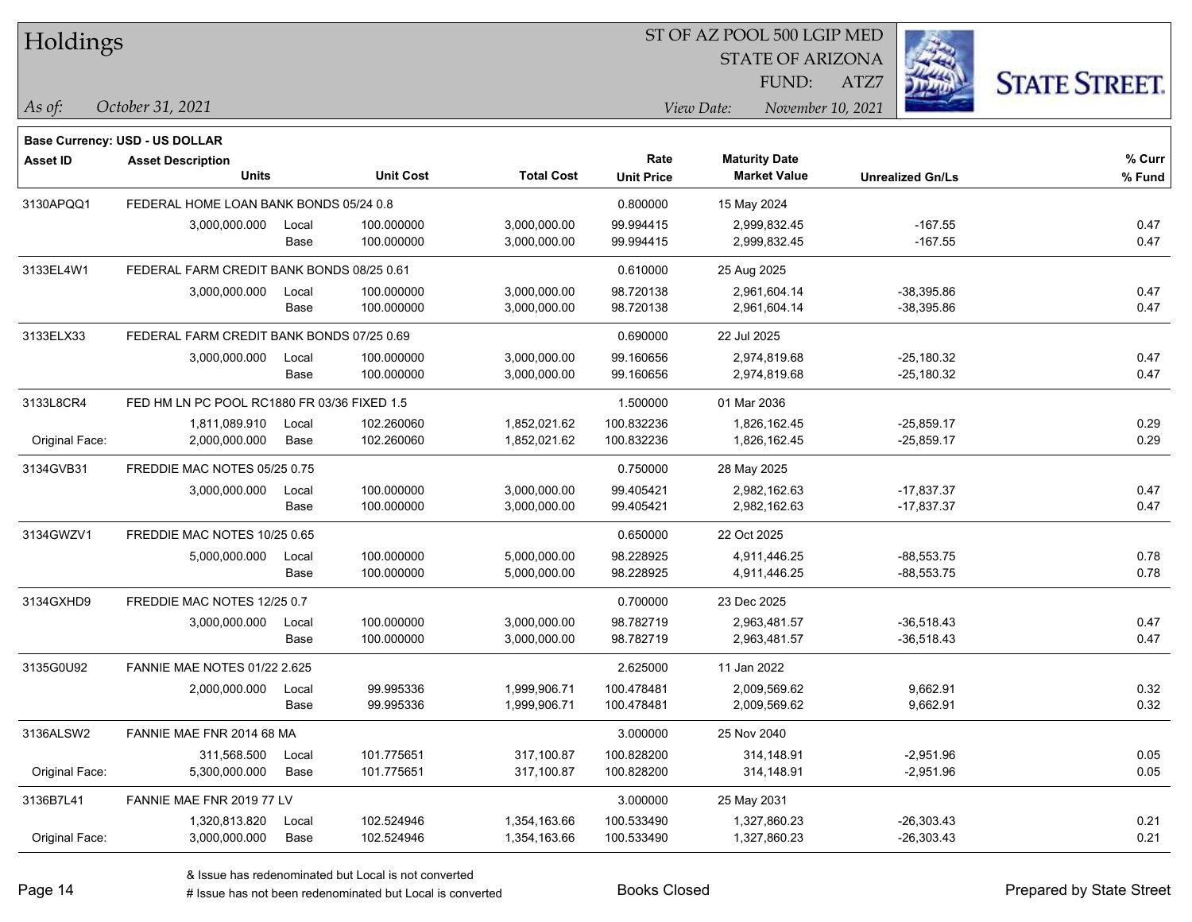# Holdings

ST OF AZ POOL 500 LGIP MED
STATE OF ARIZONA
FUND: ATZ7

*As of:* *October 31, 2021*

*View Date:* *November 10, 2021*

**Base Currency: USD - US DOLLAR**

| Asset ID | Asset Description / Units | | Unit Cost | Total Cost | Rate / Unit Price | Maturity Date / Market Value | Unrealized Gn/Ls | % Curr / % Fund |
|---|---|---|---|---|---|---|---|---|
| 3130APQQ1 | FEDERAL HOME LOAN BANK BONDS 05/24 0.8 | | | | 0.800000 | 15 May 2024 | | |
| | 3,000,000.000 | Local | 100.000000 | 3,000,000.00 | 99.994415 | 2,999,832.45 | -167.55 | 0.47 |
| | | Base | 100.000000 | 3,000,000.00 | 99.994415 | 2,999,832.45 | -167.55 | 0.47 |
| 3133EL4W1 | FEDERAL FARM CREDIT BANK BONDS 08/25 0.61 | | | | 0.610000 | 25 Aug 2025 | | |
| | 3,000,000.000 | Local | 100.000000 | 3,000,000.00 | 98.720138 | 2,961,604.14 | -38,395.86 | 0.47 |
| | | Base | 100.000000 | 3,000,000.00 | 98.720138 | 2,961,604.14 | -38,395.86 | 0.47 |
| 3133ELX33 | FEDERAL FARM CREDIT BANK BONDS 07/25 0.69 | | | | 0.690000 | 22 Jul 2025 | | |
| | 3,000,000.000 | Local | 100.000000 | 3,000,000.00 | 99.160656 | 2,974,819.68 | -25,180.32 | 0.47 |
| | | Base | 100.000000 | 3,000,000.00 | 99.160656 | 2,974,819.68 | -25,180.32 | 0.47 |
| 3133L8CR4 | FED HM LN PC POOL RC1880 FR 03/36 FIXED 1.5 | | | | 1.500000 | 01 Mar 2036 | | |
| | 1,811,089.910 | Local | 102.260060 | 1,852,021.62 | 100.832236 | 1,826,162.45 | -25,859.17 | 0.29 |
| Original Face: | 2,000,000.000 | Base | 102.260060 | 1,852,021.62 | 100.832236 | 1,826,162.45 | -25,859.17 | 0.29 |
| 3134GVB31 | FREDDIE MAC NOTES 05/25 0.75 | | | | 0.750000 | 28 May 2025 | | |
| | 3,000,000.000 | Local | 100.000000 | 3,000,000.00 | 99.405421 | 2,982,162.63 | -17,837.37 | 0.47 |
| | | Base | 100.000000 | 3,000,000.00 | 99.405421 | 2,982,162.63 | -17,837.37 | 0.47 |
| 3134GWZV1 | FREDDIE MAC NOTES 10/25 0.65 | | | | 0.650000 | 22 Oct 2025 | | |
| | 5,000,000.000 | Local | 100.000000 | 5,000,000.00 | 98.228925 | 4,911,446.25 | -88,553.75 | 0.78 |
| | | Base | 100.000000 | 5,000,000.00 | 98.228925 | 4,911,446.25 | -88,553.75 | 0.78 |
| 3134GXHD9 | FREDDIE MAC NOTES 12/25 0.7 | | | | 0.700000 | 23 Dec 2025 | | |
| | 3,000,000.000 | Local | 100.000000 | 3,000,000.00 | 98.782719 | 2,963,481.57 | -36,518.43 | 0.47 |
| | | Base | 100.000000 | 3,000,000.00 | 98.782719 | 2,963,481.57 | -36,518.43 | 0.47 |
| 3135G0U92 | FANNIE MAE NOTES 01/22 2.625 | | | | 2.625000 | 11 Jan 2022 | | |
| | 2,000,000.000 | Local | 99.995336 | 1,999,906.71 | 100.478481 | 2,009,569.62 | 9,662.91 | 0.32 |
| | | Base | 99.995336 | 1,999,906.71 | 100.478481 | 2,009,569.62 | 9,662.91 | 0.32 |
| 3136ALSW2 | FANNIE MAE FNR 2014 68 MA | | | | 3.000000 | 25 Nov 2040 | | |
| | 311,568.500 | Local | 101.775651 | 317,100.87 | 100.828200 | 314,148.91 | -2,951.96 | 0.05 |
| Original Face: | 5,300,000.000 | Base | 101.775651 | 317,100.87 | 100.828200 | 314,148.91 | -2,951.96 | 0.05 |
| 3136B7L41 | FANNIE MAE FNR 2019 77 LV | | | | 3.000000 | 25 May 2031 | | |
| | 1,320,813.820 | Local | 102.524946 | 1,354,163.66 | 100.533490 | 1,327,860.23 | -26,303.43 | 0.21 |
| Original Face: | 3,000,000.000 | Base | 102.524946 | 1,354,163.66 | 100.533490 | 1,327,860.23 | -26,303.43 | 0.21 |

& Issue has redenominated but Local is not converted
# Issue has not been redenominated but Local is converted

Books Closed

Prepared by State Street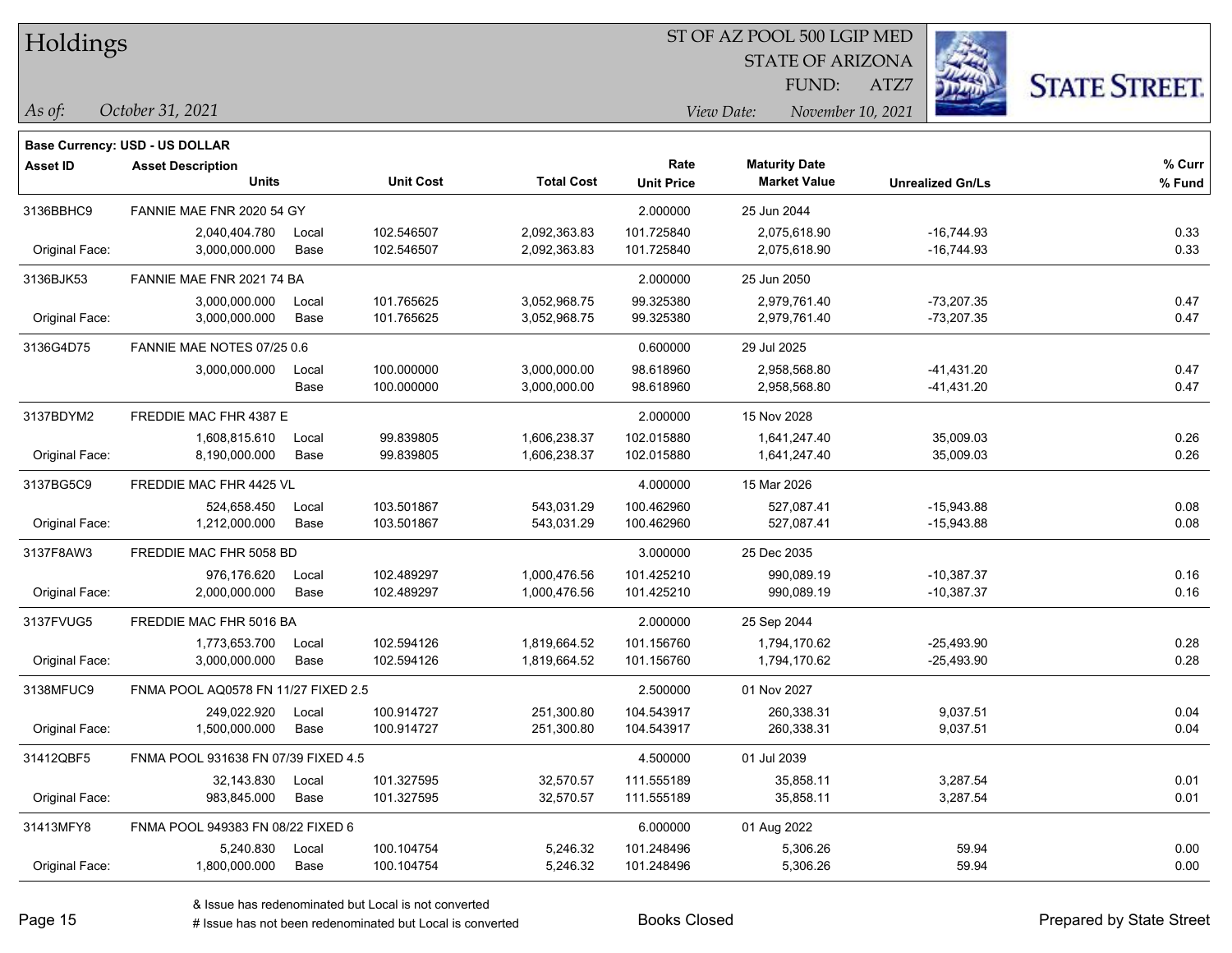# Holdings

ST OF AZ POOL 500 LGIP MED
STATE OF ARIZONA
FUND: ATZ7

*As of:* *October 31, 2021*

*View Date:* *November 10, 2021*

**Base Currency: USD - US DOLLAR**

| Asset ID | Asset Description / Units | | Unit Cost | Total Cost | Rate / Unit Price | Maturity Date / Market Value | Unrealized Gn/Ls | % Curr / % Fund |
|---|---|---|---|---|---|---|---|---|
| 3136BBHC9 | FANNIE MAE FNR 2020 54 GY | | | | 2.000000 | 25 Jun 2044 | | |
| | 2,040,404.780 | Local | 102.546507 | 2,092,363.83 | 101.725840 | 2,075,618.90 | -16,744.93 | 0.33 |
| Original Face: | 3,000,000.000 | Base | 102.546507 | 2,092,363.83 | 101.725840 | 2,075,618.90 | -16,744.93 | 0.33 |
| 3136BJK53 | FANNIE MAE FNR 2021 74 BA | | | | 2.000000 | 25 Jun 2050 | | |
| | 3,000,000.000 | Local | 101.765625 | 3,052,968.75 | 99.325380 | 2,979,761.40 | -73,207.35 | 0.47 |
| Original Face: | 3,000,000.000 | Base | 101.765625 | 3,052,968.75 | 99.325380 | 2,979,761.40 | -73,207.35 | 0.47 |
| 3136G4D75 | FANNIE MAE NOTES 07/25 0.6 | | | | 0.600000 | 29 Jul 2025 | | |
| | 3,000,000.000 | Local | 100.000000 | 3,000,000.00 | 98.618960 | 2,958,568.80 | -41,431.20 | 0.47 |
| | | Base | 100.000000 | 3,000,000.00 | 98.618960 | 2,958,568.80 | -41,431.20 | 0.47 |
| 3137BDYM2 | FREDDIE MAC FHR 4387 E | | | | 2.000000 | 15 Nov 2028 | | |
| | 1,608,815.610 | Local | 99.839805 | 1,606,238.37 | 102.015880 | 1,641,247.40 | 35,009.03 | 0.26 |
| Original Face: | 8,190,000.000 | Base | 99.839805 | 1,606,238.37 | 102.015880 | 1,641,247.40 | 35,009.03 | 0.26 |
| 3137BG5C9 | FREDDIE MAC FHR 4425 VL | | | | 4.000000 | 15 Mar 2026 | | |
| | 524,658.450 | Local | 103.501867 | 543,031.29 | 100.462960 | 527,087.41 | -15,943.88 | 0.08 |
| Original Face: | 1,212,000.000 | Base | 103.501867 | 543,031.29 | 100.462960 | 527,087.41 | -15,943.88 | 0.08 |
| 3137F8AW3 | FREDDIE MAC FHR 5058 BD | | | | 3.000000 | 25 Dec 2035 | | |
| | 976,176.620 | Local | 102.489297 | 1,000,476.56 | 101.425210 | 990,089.19 | -10,387.37 | 0.16 |
| Original Face: | 2,000,000.000 | Base | 102.489297 | 1,000,476.56 | 101.425210 | 990,089.19 | -10,387.37 | 0.16 |
| 3137FVUG5 | FREDDIE MAC FHR 5016 BA | | | | 2.000000 | 25 Sep 2044 | | |
| | 1,773,653.700 | Local | 102.594126 | 1,819,664.52 | 101.156760 | 1,794,170.62 | -25,493.90 | 0.28 |
| Original Face: | 3,000,000.000 | Base | 102.594126 | 1,819,664.52 | 101.156760 | 1,794,170.62 | -25,493.90 | 0.28 |
| 3138MFUC9 | FNMA POOL AQ0578 FN 11/27 FIXED 2.5 | | | | 2.500000 | 01 Nov 2027 | | |
| | 249,022.920 | Local | 100.914727 | 251,300.80 | 104.543917 | 260,338.31 | 9,037.51 | 0.04 |
| Original Face: | 1,500,000.000 | Base | 100.914727 | 251,300.80 | 104.543917 | 260,338.31 | 9,037.51 | 0.04 |
| 31412QBF5 | FNMA POOL 931638 FN 07/39 FIXED 4.5 | | | | 4.500000 | 01 Jul 2039 | | |
| | 32,143.830 | Local | 101.327595 | 32,570.57 | 111.555189 | 35,858.11 | 3,287.54 | 0.01 |
| Original Face: | 983,845.000 | Base | 101.327595 | 32,570.57 | 111.555189 | 35,858.11 | 3,287.54 | 0.01 |
| 31413MFY8 | FNMA POOL 949383 FN 08/22 FIXED 6 | | | | 6.000000 | 01 Aug 2022 | | |
| | 5,240.830 | Local | 100.104754 | 5,246.32 | 101.248496 | 5,306.26 | 59.94 | 0.00 |
| Original Face: | 1,800,000.000 | Base | 100.104754 | 5,246.32 | 101.248496 | 5,306.26 | 59.94 | 0.00 |

& Issue has redenominated but Local is not converted
# Issue has not been redenominated but Local is converted

Books Closed

Prepared by State Street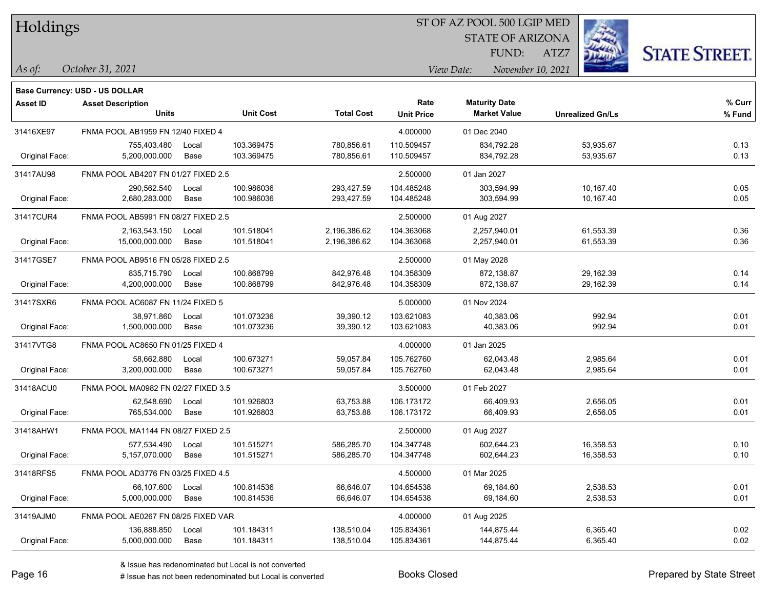# Holdings

ST OF AZ POOL 500 LGIP MED
STATE OF ARIZONA
FUND: ATZ7

*As of:* *October 31, 2021*

*View Date:* *November 10, 2021*

**Base Currency: USD - US DOLLAR**

| Asset ID | Asset Description / Units | | Unit Cost | Total Cost | Rate / Unit Price | Maturity Date / Market Value | Unrealized Gn/Ls | % Curr / % Fund |
|---|---|---|---|---|---|---|---|---|
| 31416XE97 | FNMA POOL AB1959 FN 12/40 FIXED 4 | | | | 4.000000 | 01 Dec 2040 | | |
| | 755,403.480 | Local | 103.369475 | 780,856.61 | 110.509457 | 834,792.28 | 53,935.67 | 0.13 |
| Original Face: | 5,200,000.000 | Base | 103.369475 | 780,856.61 | 110.509457 | 834,792.28 | 53,935.67 | 0.13 |
| 31417AU98 | FNMA POOL AB4207 FN 01/27 FIXED 2.5 | | | | 2.500000 | 01 Jan 2027 | | |
| | 290,562.540 | Local | 100.986036 | 293,427.59 | 104.485248 | 303,594.99 | 10,167.40 | 0.05 |
| Original Face: | 2,680,283.000 | Base | 100.986036 | 293,427.59 | 104.485248 | 303,594.99 | 10,167.40 | 0.05 |
| 31417CUR4 | FNMA POOL AB5991 FN 08/27 FIXED 2.5 | | | | 2.500000 | 01 Aug 2027 | | |
| | 2,163,543.150 | Local | 101.518041 | 2,196,386.62 | 104.363068 | 2,257,940.01 | 61,553.39 | 0.36 |
| Original Face: | 15,000,000.000 | Base | 101.518041 | 2,196,386.62 | 104.363068 | 2,257,940.01 | 61,553.39 | 0.36 |
| 31417GSE7 | FNMA POOL AB9516 FN 05/28 FIXED 2.5 | | | | 2.500000 | 01 May 2028 | | |
| | 835,715.790 | Local | 100.868799 | 842,976.48 | 104.358309 | 872,138.87 | 29,162.39 | 0.14 |
| Original Face: | 4,200,000.000 | Base | 100.868799 | 842,976.48 | 104.358309 | 872,138.87 | 29,162.39 | 0.14 |
| 31417SXR6 | FNMA POOL AC6087 FN 11/24 FIXED 5 | | | | 5.000000 | 01 Nov 2024 | | |
| | 38,971.860 | Local | 101.073236 | 39,390.12 | 103.621083 | 40,383.06 | 992.94 | 0.01 |
| Original Face: | 1,500,000.000 | Base | 101.073236 | 39,390.12 | 103.621083 | 40,383.06 | 992.94 | 0.01 |
| 31417VTG8 | FNMA POOL AC8650 FN 01/25 FIXED 4 | | | | 4.000000 | 01 Jan 2025 | | |
| | 58,662.880 | Local | 100.673271 | 59,057.84 | 105.762760 | 62,043.48 | 2,985.64 | 0.01 |
| Original Face: | 3,200,000.000 | Base | 100.673271 | 59,057.84 | 105.762760 | 62,043.48 | 2,985.64 | 0.01 |
| 31418ACU0 | FNMA POOL MA0982 FN 02/27 FIXED 3.5 | | | | 3.500000 | 01 Feb 2027 | | |
| | 62,548.690 | Local | 101.926803 | 63,753.88 | 106.173172 | 66,409.93 | 2,656.05 | 0.01 |
| Original Face: | 765,534.000 | Base | 101.926803 | 63,753.88 | 106.173172 | 66,409.93 | 2,656.05 | 0.01 |
| 31418AHW1 | FNMA POOL MA1144 FN 08/27 FIXED 2.5 | | | | 2.500000 | 01 Aug 2027 | | |
| | 577,534.490 | Local | 101.515271 | 586,285.70 | 104.347748 | 602,644.23 | 16,358.53 | 0.10 |
| Original Face: | 5,157,070.000 | Base | 101.515271 | 586,285.70 | 104.347748 | 602,644.23 | 16,358.53 | 0.10 |
| 31418RFS5 | FNMA POOL AD3776 FN 03/25 FIXED 4.5 | | | | 4.500000 | 01 Mar 2025 | | |
| | 66,107.600 | Local | 100.814536 | 66,646.07 | 104.654538 | 69,184.60 | 2,538.53 | 0.01 |
| Original Face: | 5,000,000.000 | Base | 100.814536 | 66,646.07 | 104.654538 | 69,184.60 | 2,538.53 | 0.01 |
| 31419AJM0 | FNMA POOL AE0267 FN 08/25 FIXED VAR | | | | 4.000000 | 01 Aug 2025 | | |
| | 136,888.850 | Local | 101.184311 | 138,510.04 | 105.834361 | 144,875.44 | 6,365.40 | 0.02 |
| Original Face: | 5,000,000.000 | Base | 101.184311 | 138,510.04 | 105.834361 | 144,875.44 | 6,365.40 | 0.02 |

& Issue has redenominated but Local is not converted

# Issue has not been redenominated but Local is converted

Books Closed

Prepared by State Street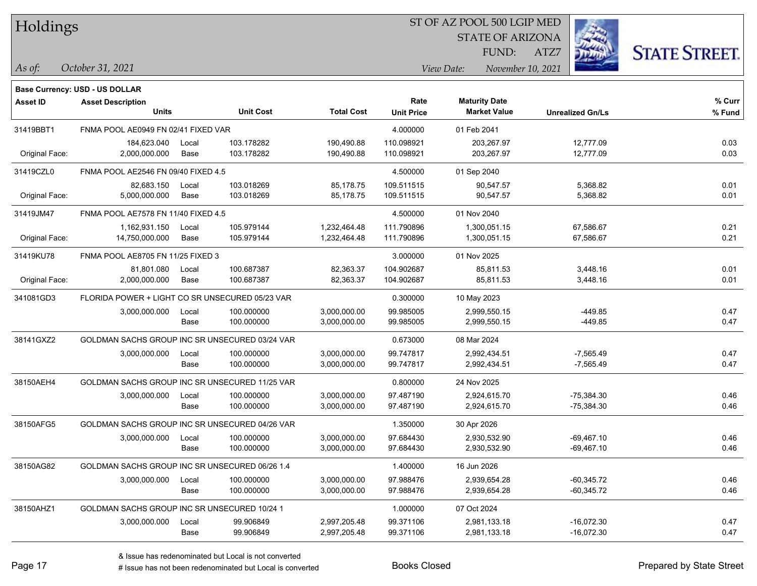# Holdings

ST OF AZ POOL 500 LGIP MED
STATE OF ARIZONA
FUND: ATZ7

*As of:* *October 31, 2021*

*View Date:* *November 10, 2021*

**Base Currency: USD - US DOLLAR**

| Asset ID | Asset Description / Units | | Unit Cost | Total Cost | Rate / Unit Price | Maturity Date / Market Value | Unrealized Gn/Ls | % Curr / % Fund |
|---|---|---|---|---|---|---|---|---|
| 31419BBT1 | FNMA POOL AE0949 FN 02/41 FIXED VAR | | | | 4.000000 | 01 Feb 2041 | | |
| | 184,623.040 | Local | 103.178282 | 190,490.88 | 110.098921 | 203,267.97 | 12,777.09 | 0.03 |
| Original Face: | 2,000,000.000 | Base | 103.178282 | 190,490.88 | 110.098921 | 203,267.97 | 12,777.09 | 0.03 |
| 31419CZL0 | FNMA POOL AE2546 FN 09/40 FIXED 4.5 | | | | 4.500000 | 01 Sep 2040 | | |
| | 82,683.150 | Local | 103.018269 | 85,178.75 | 109.511515 | 90,547.57 | 5,368.82 | 0.01 |
| Original Face: | 5,000,000.000 | Base | 103.018269 | 85,178.75 | 109.511515 | 90,547.57 | 5,368.82 | 0.01 |
| 31419JM47 | FNMA POOL AE7578 FN 11/40 FIXED 4.5 | | | | 4.500000 | 01 Nov 2040 | | |
| | 1,162,931.150 | Local | 105.979144 | 1,232,464.48 | 111.790896 | 1,300,051.15 | 67,586.67 | 0.21 |
| Original Face: | 14,750,000.000 | Base | 105.979144 | 1,232,464.48 | 111.790896 | 1,300,051.15 | 67,586.67 | 0.21 |
| 31419KU78 | FNMA POOL AE8705 FN 11/25 FIXED 3 | | | | 3.000000 | 01 Nov 2025 | | |
| | 81,801.080 | Local | 100.687387 | 82,363.37 | 104.902687 | 85,811.53 | 3,448.16 | 0.01 |
| Original Face: | 2,000,000.000 | Base | 100.687387 | 82,363.37 | 104.902687 | 85,811.53 | 3,448.16 | 0.01 |
| 341081GD3 | FLORIDA POWER + LIGHT CO SR UNSECURED 05/23 VAR | | | | 0.300000 | 10 May 2023 | | |
| | 3,000,000.000 | Local | 100.000000 | 3,000,000.00 | 99.985005 | 2,999,550.15 | -449.85 | 0.47 |
| | | Base | 100.000000 | 3,000,000.00 | 99.985005 | 2,999,550.15 | -449.85 | 0.47 |
| 38141GXZ2 | GOLDMAN SACHS GROUP INC SR UNSECURED 03/24 VAR | | | | 0.673000 | 08 Mar 2024 | | |
| | 3,000,000.000 | Local | 100.000000 | 3,000,000.00 | 99.747817 | 2,992,434.51 | -7,565.49 | 0.47 |
| | | Base | 100.000000 | 3,000,000.00 | 99.747817 | 2,992,434.51 | -7,565.49 | 0.47 |
| 38150AEH4 | GOLDMAN SACHS GROUP INC SR UNSECURED 11/25 VAR | | | | 0.800000 | 24 Nov 2025 | | |
| | 3,000,000.000 | Local | 100.000000 | 3,000,000.00 | 97.487190 | 2,924,615.70 | -75,384.30 | 0.46 |
| | | Base | 100.000000 | 3,000,000.00 | 97.487190 | 2,924,615.70 | -75,384.30 | 0.46 |
| 38150AFG5 | GOLDMAN SACHS GROUP INC SR UNSECURED 04/26 VAR | | | | 1.350000 | 30 Apr 2026 | | |
| | 3,000,000.000 | Local | 100.000000 | 3,000,000.00 | 97.684430 | 2,930,532.90 | -69,467.10 | 0.46 |
| | | Base | 100.000000 | 3,000,000.00 | 97.684430 | 2,930,532.90 | -69,467.10 | 0.46 |
| 38150AG82 | GOLDMAN SACHS GROUP INC SR UNSECURED 06/26 1.4 | | | | 1.400000 | 16 Jun 2026 | | |
| | 3,000,000.000 | Local | 100.000000 | 3,000,000.00 | 97.988476 | 2,939,654.28 | -60,345.72 | 0.46 |
| | | Base | 100.000000 | 3,000,000.00 | 97.988476 | 2,939,654.28 | -60,345.72 | 0.46 |
| 38150AHZ1 | GOLDMAN SACHS GROUP INC SR UNSECURED 10/24 1 | | | | 1.000000 | 07 Oct 2024 | | |
| | 3,000,000.000 | Local | 99.906849 | 2,997,205.48 | 99.371106 | 2,981,133.18 | -16,072.30 | 0.47 |
| | | Base | 99.906849 | 2,997,205.48 | 99.371106 | 2,981,133.18 | -16,072.30 | 0.47 |

& Issue has redenominated but Local is not converted
# Issue has not been redenominated but Local is converted

Books Closed

Prepared by State Street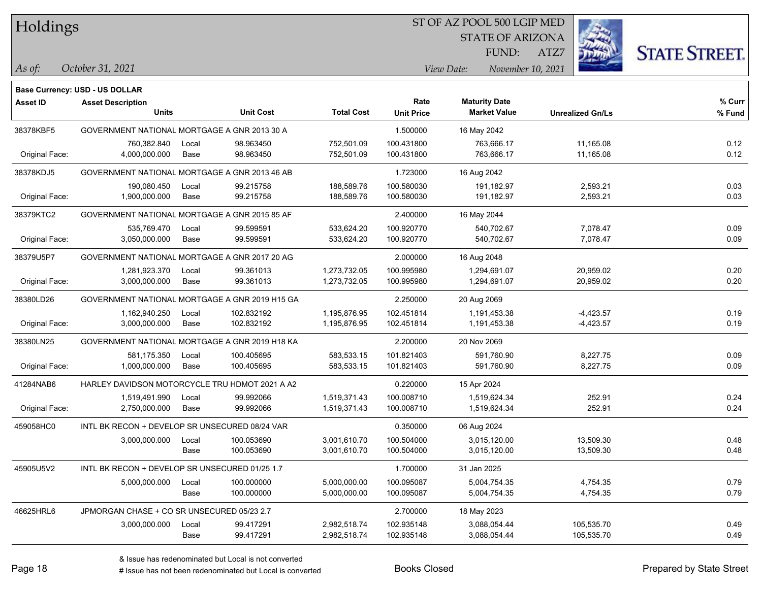## Holdings

ST OF AZ POOL 500 LGIP MED
STATE OF ARIZONA
FUND: ATZ7

*As of:* October 31, 2021
*View Date:* November 10, 2021

**Base Currency: USD - US DOLLAR**

| Asset ID | Asset Description / Units | | Unit Cost | Total Cost | Rate / Unit Price | Maturity Date / Market Value | Unrealized Gn/Ls | % Curr / % Fund |
|---|---|---|---|---|---|---|---|---|
| 38378KBF5 | GOVERNMENT NATIONAL MORTGAGE A GNR 2013 30 A | | | | 1.500000 | 16 May 2042 | | |
| | 760,382.840 | Local | 98.963450 | 752,501.09 | 100.431800 | 763,666.17 | 11,165.08 | 0.12 |
| Original Face: | 4,000,000.000 | Base | 98.963450 | 752,501.09 | 100.431800 | 763,666.17 | 11,165.08 | 0.12 |
| 38378KDJ5 | GOVERNMENT NATIONAL MORTGAGE A GNR 2013 46 AB | | | | 1.723000 | 16 Aug 2042 | | |
| | 190,080.450 | Local | 99.215758 | 188,589.76 | 100.580030 | 191,182.97 | 2,593.21 | 0.03 |
| Original Face: | 1,900,000.000 | Base | 99.215758 | 188,589.76 | 100.580030 | 191,182.97 | 2,593.21 | 0.03 |
| 38379KTC2 | GOVERNMENT NATIONAL MORTGAGE A GNR 2015 85 AF | | | | 2.400000 | 16 May 2044 | | |
| | 535,769.470 | Local | 99.599591 | 533,624.20 | 100.920770 | 540,702.67 | 7,078.47 | 0.09 |
| Original Face: | 3,050,000.000 | Base | 99.599591 | 533,624.20 | 100.920770 | 540,702.67 | 7,078.47 | 0.09 |
| 38379U5P7 | GOVERNMENT NATIONAL MORTGAGE A GNR 2017 20 AG | | | | 2.000000 | 16 Aug 2048 | | |
| | 1,281,923.370 | Local | 99.361013 | 1,273,732.05 | 100.995980 | 1,294,691.07 | 20,959.02 | 0.20 |
| Original Face: | 3,000,000.000 | Base | 99.361013 | 1,273,732.05 | 100.995980 | 1,294,691.07 | 20,959.02 | 0.20 |
| 38380LD26 | GOVERNMENT NATIONAL MORTGAGE A GNR 2019 H15 GA | | | | 2.250000 | 20 Aug 2069 | | |
| | 1,162,940.250 | Local | 102.832192 | 1,195,876.95 | 102.451814 | 1,191,453.38 | -4,423.57 | 0.19 |
| Original Face: | 3,000,000.000 | Base | 102.832192 | 1,195,876.95 | 102.451814 | 1,191,453.38 | -4,423.57 | 0.19 |
| 38380LN25 | GOVERNMENT NATIONAL MORTGAGE A GNR 2019 H18 KA | | | | 2.200000 | 20 Nov 2069 | | |
| | 581,175.350 | Local | 100.405695 | 583,533.15 | 101.821403 | 591,760.90 | 8,227.75 | 0.09 |
| Original Face: | 1,000,000.000 | Base | 100.405695 | 583,533.15 | 101.821403 | 591,760.90 | 8,227.75 | 0.09 |
| 41284NAB6 | HARLEY DAVIDSON MOTORCYCLE TRU HDMOT 2021 A A2 | | | | 0.220000 | 15 Apr 2024 | | |
| | 1,519,491.990 | Local | 99.992066 | 1,519,371.43 | 100.008710 | 1,519,624.34 | 252.91 | 0.24 |
| Original Face: | 2,750,000.000 | Base | 99.992066 | 1,519,371.43 | 100.008710 | 1,519,624.34 | 252.91 | 0.24 |
| 459058HC0 | INTL BK RECON + DEVELOP SR UNSECURED 08/24 VAR | | | | 0.350000 | 06 Aug 2024 | | |
| | 3,000,000.000 | Local | 100.053690 | 3,001,610.70 | 100.504000 | 3,015,120.00 | 13,509.30 | 0.48 |
| | | Base | 100.053690 | 3,001,610.70 | 100.504000 | 3,015,120.00 | 13,509.30 | 0.48 |
| 45905U5V2 | INTL BK RECON + DEVELOP SR UNSECURED 01/25 1.7 | | | | 1.700000 | 31 Jan 2025 | | |
| | 5,000,000.000 | Local | 100.000000 | 5,000,000.00 | 100.095087 | 5,004,754.35 | 4,754.35 | 0.79 |
| | | Base | 100.000000 | 5,000,000.00 | 100.095087 | 5,004,754.35 | 4,754.35 | 0.79 |
| 46625HRL6 | JPMORGAN CHASE + CO SR UNSECURED 05/23 2.7 | | | | 2.700000 | 18 May 2023 | | |
| | 3,000,000.000 | Local | 99.417291 | 2,982,518.74 | 102.935148 | 3,088,054.44 | 105,535.70 | 0.49 |
| | | Base | 99.417291 | 2,982,518.74 | 102.935148 | 3,088,054.44 | 105,535.70 | 0.49 |

& Issue has redenominated but Local is not converted
# Issue has not been redenominated but Local is converted

Books Closed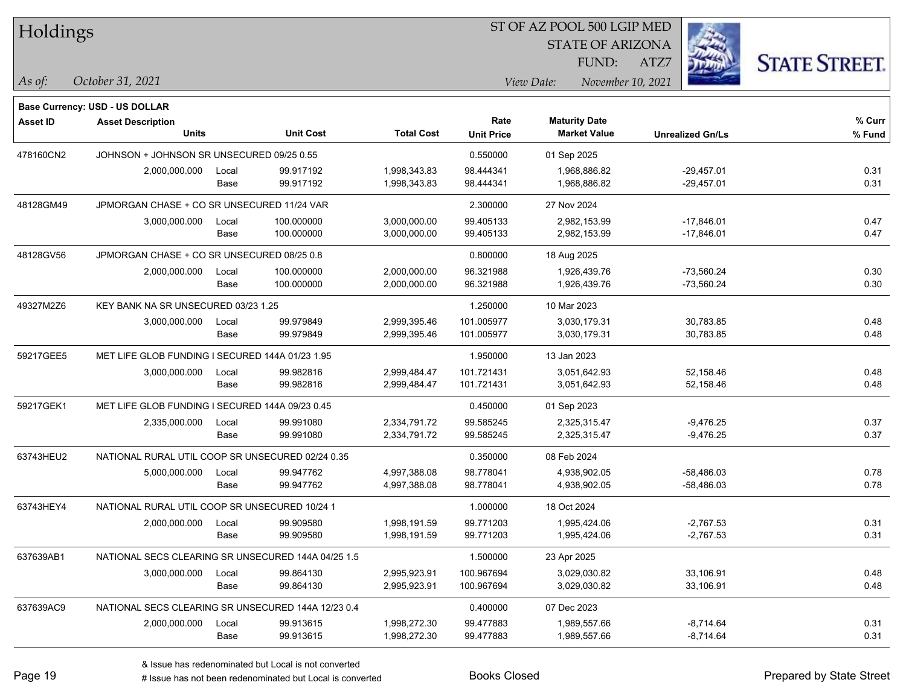# Holdings

ST OF AZ POOL 500 LGIP MED
STATE OF ARIZONA
FUND: ATZ7

*As of:* *October 31, 2021*

*View Date:* *November 10, 2021*

**Base Currency: USD - US DOLLAR**

| Asset ID | Asset Description / Units | | Unit Cost | Total Cost | Rate / Unit Price | Maturity Date / Market Value | Unrealized Gn/Ls | % Curr / % Fund |
|---|---|---|---|---|---|---|---|---|
| 478160CN2 | JOHNSON + JOHNSON SR UNSECURED 09/25 0.55 | | | | 0.550000 | 01 Sep 2025 | | |
| | 2,000,000.000 | Local | 99.917192 | 1,998,343.83 | 98.444341 | 1,968,886.82 | -29,457.01 | 0.31 |
| | | Base | 99.917192 | 1,998,343.83 | 98.444341 | 1,968,886.82 | -29,457.01 | 0.31 |
| 48128GM49 | JPMORGAN CHASE + CO SR UNSECURED 11/24 VAR | | | | 2.300000 | 27 Nov 2024 | | |
| | 3,000,000.000 | Local | 100.000000 | 3,000,000.00 | 99.405133 | 2,982,153.99 | -17,846.01 | 0.47 |
| | | Base | 100.000000 | 3,000,000.00 | 99.405133 | 2,982,153.99 | -17,846.01 | 0.47 |
| 48128GV56 | JPMORGAN CHASE + CO SR UNSECURED 08/25 0.8 | | | | 0.800000 | 18 Aug 2025 | | |
| | 2,000,000.000 | Local | 100.000000 | 2,000,000.00 | 96.321988 | 1,926,439.76 | -73,560.24 | 0.30 |
| | | Base | 100.000000 | 2,000,000.00 | 96.321988 | 1,926,439.76 | -73,560.24 | 0.30 |
| 49327M2Z6 | KEY BANK NA SR UNSECURED 03/23 1.25 | | | | 1.250000 | 10 Mar 2023 | | |
| | 3,000,000.000 | Local | 99.979849 | 2,999,395.46 | 101.005977 | 3,030,179.31 | 30,783.85 | 0.48 |
| | | Base | 99.979849 | 2,999,395.46 | 101.005977 | 3,030,179.31 | 30,783.85 | 0.48 |
| 59217GEE5 | MET LIFE GLOB FUNDING I SECURED 144A 01/23 1.95 | | | | 1.950000 | 13 Jan 2023 | | |
| | 3,000,000.000 | Local | 99.982816 | 2,999,484.47 | 101.721431 | 3,051,642.93 | 52,158.46 | 0.48 |
| | | Base | 99.982816 | 2,999,484.47 | 101.721431 | 3,051,642.93 | 52,158.46 | 0.48 |
| 59217GEK1 | MET LIFE GLOB FUNDING I SECURED 144A 09/23 0.45 | | | | 0.450000 | 01 Sep 2023 | | |
| | 2,335,000.000 | Local | 99.991080 | 2,334,791.72 | 99.585245 | 2,325,315.47 | -9,476.25 | 0.37 |
| | | Base | 99.991080 | 2,334,791.72 | 99.585245 | 2,325,315.47 | -9,476.25 | 0.37 |
| 63743HEU2 | NATIONAL RURAL UTIL COOP SR UNSECURED 02/24 0.35 | | | | 0.350000 | 08 Feb 2024 | | |
| | 5,000,000.000 | Local | 99.947762 | 4,997,388.08 | 98.778041 | 4,938,902.05 | -58,486.03 | 0.78 |
| | | Base | 99.947762 | 4,997,388.08 | 98.778041 | 4,938,902.05 | -58,486.03 | 0.78 |
| 63743HEY4 | NATIONAL RURAL UTIL COOP SR UNSECURED 10/24 1 | | | | 1.000000 | 18 Oct 2024 | | |
| | 2,000,000.000 | Local | 99.909580 | 1,998,191.59 | 99.771203 | 1,995,424.06 | -2,767.53 | 0.31 |
| | | Base | 99.909580 | 1,998,191.59 | 99.771203 | 1,995,424.06 | -2,767.53 | 0.31 |
| 637639AB1 | NATIONAL SECS CLEARING SR UNSECURED 144A 04/25 1.5 | | | | 1.500000 | 23 Apr 2025 | | |
| | 3,000,000.000 | Local | 99.864130 | 2,995,923.91 | 100.967694 | 3,029,030.82 | 33,106.91 | 0.48 |
| | | Base | 99.864130 | 2,995,923.91 | 100.967694 | 3,029,030.82 | 33,106.91 | 0.48 |
| 637639AC9 | NATIONAL SECS CLEARING SR UNSECURED 144A 12/23 0.4 | | | | 0.400000 | 07 Dec 2023 | | |
| | 2,000,000.000 | Local | 99.913615 | 1,998,272.30 | 99.477883 | 1,989,557.66 | -8,714.64 | 0.31 |
| | | Base | 99.913615 | 1,998,272.30 | 99.477883 | 1,989,557.66 | -8,714.64 | 0.31 |

& Issue has redenominated but Local is not converted
# Issue has not been redenominated but Local is converted

Books Closed

Prepared by State Street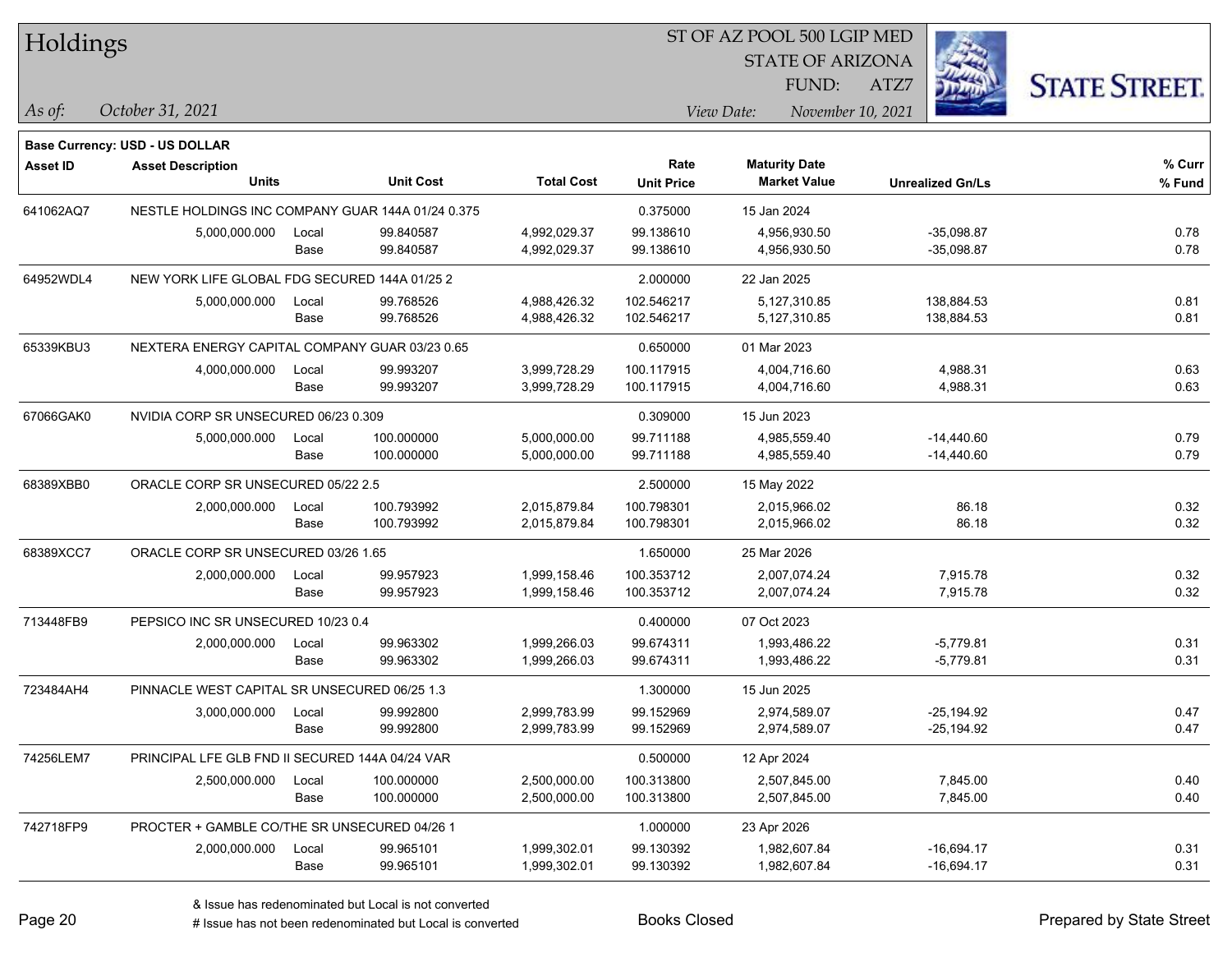# Holdings

ST OF AZ POOL 500 LGIP MED
STATE OF ARIZONA
FUND: ATZ7

*As of:* *October 31, 2021*

*View Date:* *November 10, 2021*

**Base Currency: USD - US DOLLAR**

| Asset ID | Asset Description Units | | Unit Cost | Total Cost | Rate Unit Price | Maturity Date Market Value | Unrealized Gn/Ls | % Curr % Fund |
|---|---|---|---|---|---|---|---|---|
| 641062AQ7 | NESTLE HOLDINGS INC COMPANY GUAR 144A 01/24 0.375 | | | | 0.375000 | 15 Jan 2024 | | |
| | 5,000,000.000 | Local | 99.840587 | 4,992,029.37 | 99.138610 | 4,956,930.50 | -35,098.87 | 0.78 |
| | | Base | 99.840587 | 4,992,029.37 | 99.138610 | 4,956,930.50 | -35,098.87 | 0.78 |
| 64952WDL4 | NEW YORK LIFE GLOBAL FDG SECURED 144A 01/25 2 | | | | 2.000000 | 22 Jan 2025 | | |
| | 5,000,000.000 | Local | 99.768526 | 4,988,426.32 | 102.546217 | 5,127,310.85 | 138,884.53 | 0.81 |
| | | Base | 99.768526 | 4,988,426.32 | 102.546217 | 5,127,310.85 | 138,884.53 | 0.81 |
| 65339KBU3 | NEXTERA ENERGY CAPITAL COMPANY GUAR 03/23 0.65 | | | | 0.650000 | 01 Mar 2023 | | |
| | 4,000,000.000 | Local | 99.993207 | 3,999,728.29 | 100.117915 | 4,004,716.60 | 4,988.31 | 0.63 |
| | | Base | 99.993207 | 3,999,728.29 | 100.117915 | 4,004,716.60 | 4,988.31 | 0.63 |
| 67066GAK0 | NVIDIA CORP SR UNSECURED 06/23 0.309 | | | | 0.309000 | 15 Jun 2023 | | |
| | 5,000,000.000 | Local | 100.000000 | 5,000,000.00 | 99.711188 | 4,985,559.40 | -14,440.60 | 0.79 |
| | | Base | 100.000000 | 5,000,000.00 | 99.711188 | 4,985,559.40 | -14,440.60 | 0.79 |
| 68389XBB0 | ORACLE CORP SR UNSECURED 05/22 2.5 | | | | 2.500000 | 15 May 2022 | | |
| | 2,000,000.000 | Local | 100.793992 | 2,015,879.84 | 100.798301 | 2,015,966.02 | 86.18 | 0.32 |
| | | Base | 100.793992 | 2,015,879.84 | 100.798301 | 2,015,966.02 | 86.18 | 0.32 |
| 68389XCC7 | ORACLE CORP SR UNSECURED 03/26 1.65 | | | | 1.650000 | 25 Mar 2026 | | |
| | 2,000,000.000 | Local | 99.957923 | 1,999,158.46 | 100.353712 | 2,007,074.24 | 7,915.78 | 0.32 |
| | | Base | 99.957923 | 1,999,158.46 | 100.353712 | 2,007,074.24 | 7,915.78 | 0.32 |
| 713448FB9 | PEPSICO INC SR UNSECURED 10/23 0.4 | | | | 0.400000 | 07 Oct 2023 | | |
| | 2,000,000.000 | Local | 99.963302 | 1,999,266.03 | 99.674311 | 1,993,486.22 | -5,779.81 | 0.31 |
| | | Base | 99.963302 | 1,999,266.03 | 99.674311 | 1,993,486.22 | -5,779.81 | 0.31 |
| 723484AH4 | PINNACLE WEST CAPITAL SR UNSECURED 06/25 1.3 | | | | 1.300000 | 15 Jun 2025 | | |
| | 3,000,000.000 | Local | 99.992800 | 2,999,783.99 | 99.152969 | 2,974,589.07 | -25,194.92 | 0.47 |
| | | Base | 99.992800 | 2,999,783.99 | 99.152969 | 2,974,589.07 | -25,194.92 | 0.47 |
| 74256LEM7 | PRINCIPAL LFE GLB FND II SECURED 144A 04/24 VAR | | | | 0.500000 | 12 Apr 2024 | | |
| | 2,500,000.000 | Local | 100.000000 | 2,500,000.00 | 100.313800 | 2,507,845.00 | 7,845.00 | 0.40 |
| | | Base | 100.000000 | 2,500,000.00 | 100.313800 | 2,507,845.00 | 7,845.00 | 0.40 |
| 742718FP9 | PROCTER + GAMBLE CO/THE SR UNSECURED 04/26 1 | | | | 1.000000 | 23 Apr 2026 | | |
| | 2,000,000.000 | Local | 99.965101 | 1,999,302.01 | 99.130392 | 1,982,607.84 | -16,694.17 | 0.31 |
| | | Base | 99.965101 | 1,999,302.01 | 99.130392 | 1,982,607.84 | -16,694.17 | 0.31 |

& Issue has redenominated but Local is not converted
# Issue has not been redenominated but Local is converted

Books Closed

Prepared by State Street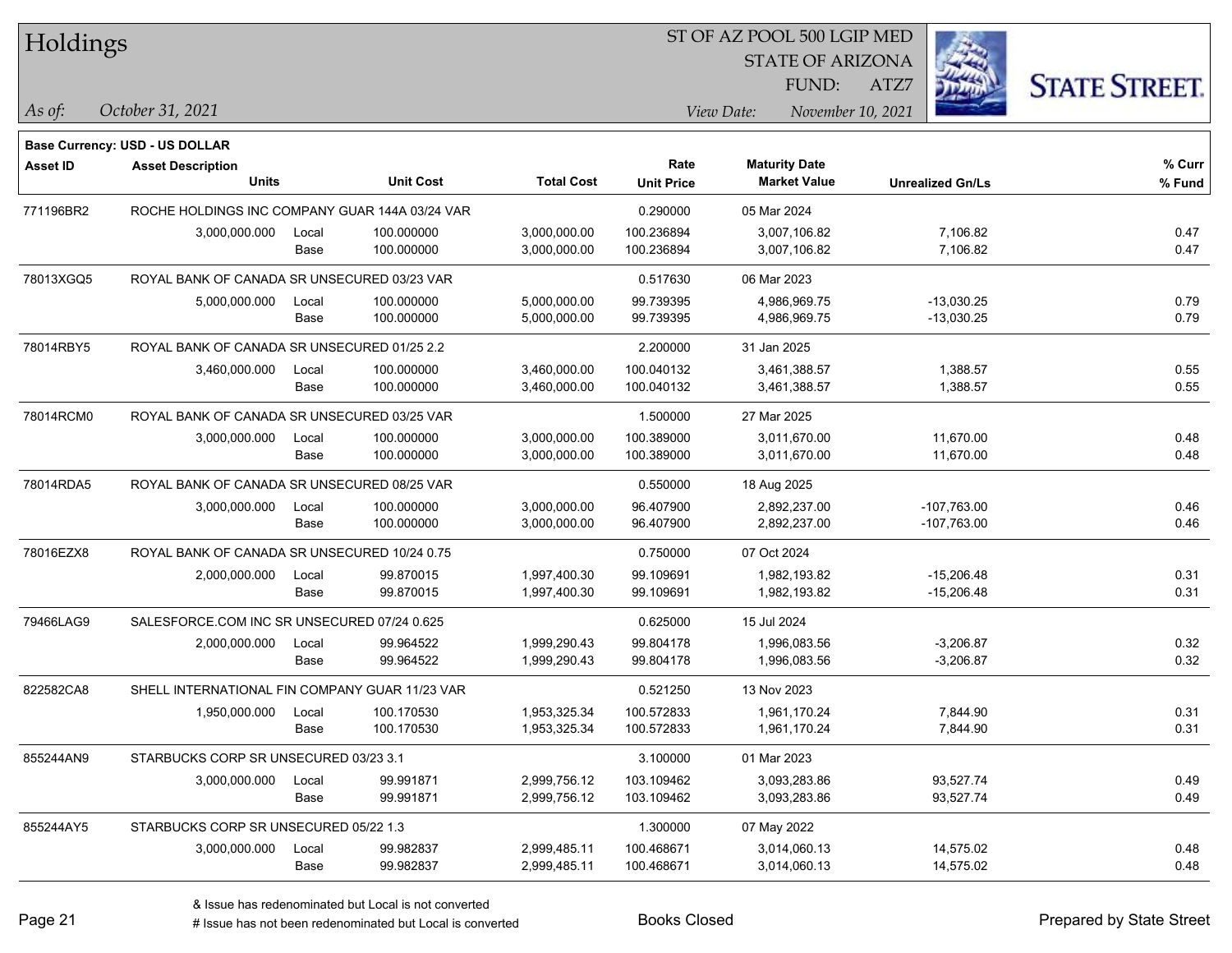# Holdings

ST OF AZ POOL 500 LGIP MED
STATE OF ARIZONA
FUND: ATZ7

*As of:* *October 31, 2021*

*View Date:* *November 10, 2021*

**Base Currency: USD - US DOLLAR**

| Asset ID | Asset Description / Units | | Unit Cost | Total Cost | Rate / Unit Price | Maturity Date / Market Value | Unrealized Gn/Ls | % Curr / % Fund |
|---|---|---|---|---|---|---|---|---|
| 771196BR2 | ROCHE HOLDINGS INC COMPANY GUAR 144A 03/24 VAR | | | | 0.290000 | 05 Mar 2024 | | |
| | 3,000,000.000 | Local | 100.000000 | 3,000,000.00 | 100.236894 | 3,007,106.82 | 7,106.82 | 0.47 |
| | | Base | 100.000000 | 3,000,000.00 | 100.236894 | 3,007,106.82 | 7,106.82 | 0.47 |
| 78013XGQ5 | ROYAL BANK OF CANADA SR UNSECURED 03/23 VAR | | | | 0.517630 | 06 Mar 2023 | | |
| | 5,000,000.000 | Local | 100.000000 | 5,000,000.00 | 99.739395 | 4,986,969.75 | -13,030.25 | 0.79 |
| | | Base | 100.000000 | 5,000,000.00 | 99.739395 | 4,986,969.75 | -13,030.25 | 0.79 |
| 78014RBY5 | ROYAL BANK OF CANADA SR UNSECURED 01/25 2.2 | | | | 2.200000 | 31 Jan 2025 | | |
| | 3,460,000.000 | Local | 100.000000 | 3,460,000.00 | 100.040132 | 3,461,388.57 | 1,388.57 | 0.55 |
| | | Base | 100.000000 | 3,460,000.00 | 100.040132 | 3,461,388.57 | 1,388.57 | 0.55 |
| 78014RCM0 | ROYAL BANK OF CANADA SR UNSECURED 03/25 VAR | | | | 1.500000 | 27 Mar 2025 | | |
| | 3,000,000.000 | Local | 100.000000 | 3,000,000.00 | 100.389000 | 3,011,670.00 | 11,670.00 | 0.48 |
| | | Base | 100.000000 | 3,000,000.00 | 100.389000 | 3,011,670.00 | 11,670.00 | 0.48 |
| 78014RDA5 | ROYAL BANK OF CANADA SR UNSECURED 08/25 VAR | | | | 0.550000 | 18 Aug 2025 | | |
| | 3,000,000.000 | Local | 100.000000 | 3,000,000.00 | 96.407900 | 2,892,237.00 | -107,763.00 | 0.46 |
| | | Base | 100.000000 | 3,000,000.00 | 96.407900 | 2,892,237.00 | -107,763.00 | 0.46 |
| 78016EZX8 | ROYAL BANK OF CANADA SR UNSECURED 10/24 0.75 | | | | 0.750000 | 07 Oct 2024 | | |
| | 2,000,000.000 | Local | 99.870015 | 1,997,400.30 | 99.109691 | 1,982,193.82 | -15,206.48 | 0.31 |
| | | Base | 99.870015 | 1,997,400.30 | 99.109691 | 1,982,193.82 | -15,206.48 | 0.31 |
| 79466LAG9 | SALESFORCE.COM INC SR UNSECURED 07/24 0.625 | | | | 0.625000 | 15 Jul 2024 | | |
| | 2,000,000.000 | Local | 99.964522 | 1,999,290.43 | 99.804178 | 1,996,083.56 | -3,206.87 | 0.32 |
| | | Base | 99.964522 | 1,999,290.43 | 99.804178 | 1,996,083.56 | -3,206.87 | 0.32 |
| 822582CA8 | SHELL INTERNATIONAL FIN COMPANY GUAR 11/23 VAR | | | | 0.521250 | 13 Nov 2023 | | |
| | 1,950,000.000 | Local | 100.170530 | 1,953,325.34 | 100.572833 | 1,961,170.24 | 7,844.90 | 0.31 |
| | | Base | 100.170530 | 1,953,325.34 | 100.572833 | 1,961,170.24 | 7,844.90 | 0.31 |
| 855244AN9 | STARBUCKS CORP SR UNSECURED 03/23 3.1 | | | | 3.100000 | 01 Mar 2023 | | |
| | 3,000,000.000 | Local | 99.991871 | 2,999,756.12 | 103.109462 | 3,093,283.86 | 93,527.74 | 0.49 |
| | | Base | 99.991871 | 2,999,756.12 | 103.109462 | 3,093,283.86 | 93,527.74 | 0.49 |
| 855244AY5 | STARBUCKS CORP SR UNSECURED 05/22 1.3 | | | | 1.300000 | 07 May 2022 | | |
| | 3,000,000.000 | Local | 99.982837 | 2,999,485.11 | 100.468671 | 3,014,060.13 | 14,575.02 | 0.48 |
| | | Base | 99.982837 | 2,999,485.11 | 100.468671 | 3,014,060.13 | 14,575.02 | 0.48 |

& Issue has redenominated but Local is not converted
# Issue has not been redenominated but Local is converted

Books Closed

Prepared by State Street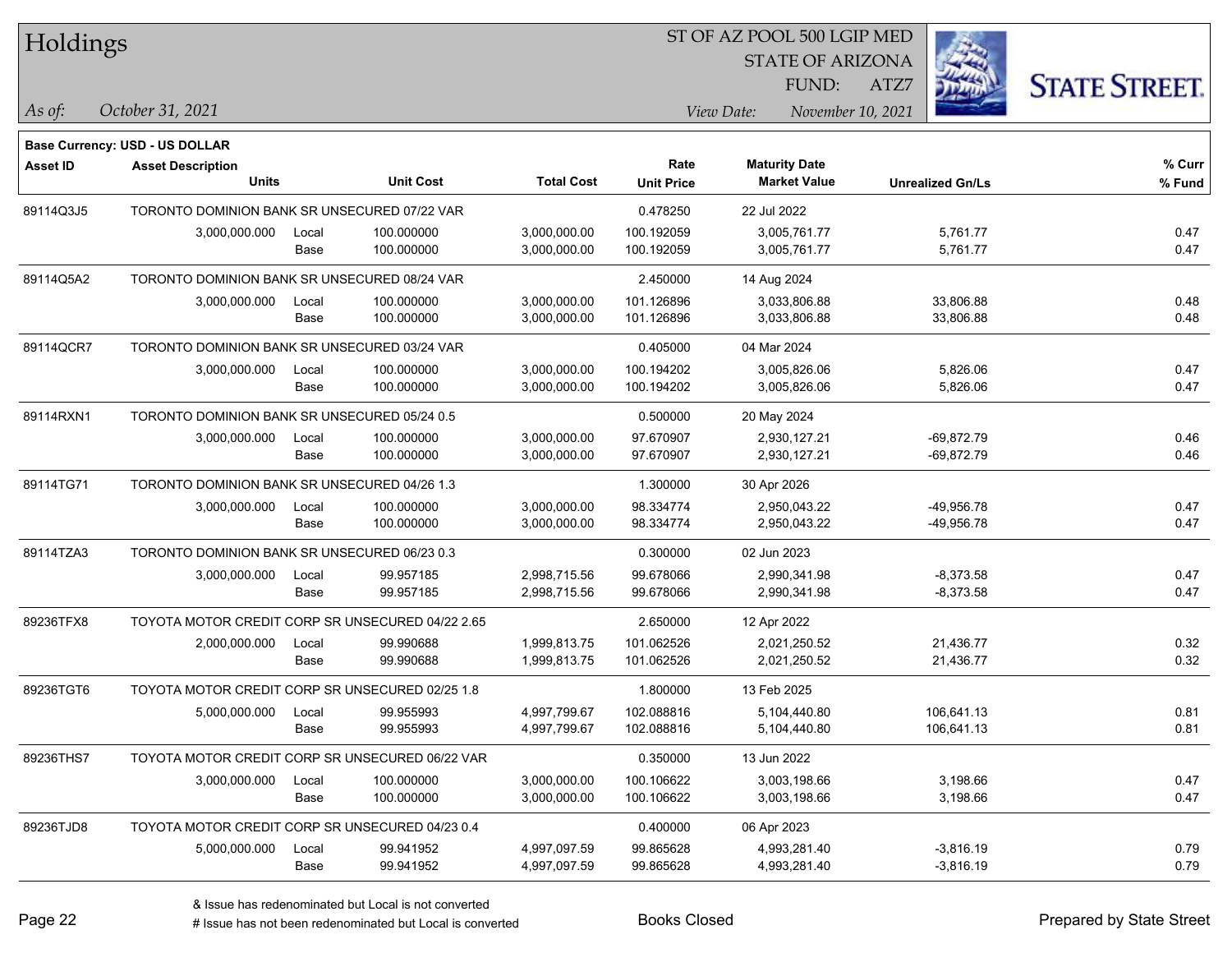# Holdings

ST OF AZ POOL 500 LGIP MED
STATE OF ARIZONA
FUND: ATZ7

*As of:* *October 31, 2021*

*View Date:* *November 10, 2021*

**Base Currency: USD - US DOLLAR**

| Asset ID | Asset Description / Units | | Unit Cost | Total Cost | Rate / Unit Price | Maturity Date / Market Value | Unrealized Gn/Ls | % Curr / % Fund |
|---|---|---|---|---|---|---|---|---|
| 89114Q3J5 | TORONTO DOMINION BANK SR UNSECURED 07/22 VAR | | | | 0.478250 | 22 Jul 2022 | | |
| | 3,000,000.000 | Local | 100.000000 | 3,000,000.00 | 100.192059 | 3,005,761.77 | 5,761.77 | 0.47 |
| | | Base | 100.000000 | 3,000,000.00 | 100.192059 | 3,005,761.77 | 5,761.77 | 0.47 |
| 89114Q5A2 | TORONTO DOMINION BANK SR UNSECURED 08/24 VAR | | | | 2.450000 | 14 Aug 2024 | | |
| | 3,000,000.000 | Local | 100.000000 | 3,000,000.00 | 101.126896 | 3,033,806.88 | 33,806.88 | 0.48 |
| | | Base | 100.000000 | 3,000,000.00 | 101.126896 | 3,033,806.88 | 33,806.88 | 0.48 |
| 89114QCR7 | TORONTO DOMINION BANK SR UNSECURED 03/24 VAR | | | | 0.405000 | 04 Mar 2024 | | |
| | 3,000,000.000 | Local | 100.000000 | 3,000,000.00 | 100.194202 | 3,005,826.06 | 5,826.06 | 0.47 |
| | | Base | 100.000000 | 3,000,000.00 | 100.194202 | 3,005,826.06 | 5,826.06 | 0.47 |
| 89114RXN1 | TORONTO DOMINION BANK SR UNSECURED 05/24 0.5 | | | | 0.500000 | 20 May 2024 | | |
| | 3,000,000.000 | Local | 100.000000 | 3,000,000.00 | 97.670907 | 2,930,127.21 | -69,872.79 | 0.46 |
| | | Base | 100.000000 | 3,000,000.00 | 97.670907 | 2,930,127.21 | -69,872.79 | 0.46 |
| 89114TG71 | TORONTO DOMINION BANK SR UNSECURED 04/26 1.3 | | | | 1.300000 | 30 Apr 2026 | | |
| | 3,000,000.000 | Local | 100.000000 | 3,000,000.00 | 98.334774 | 2,950,043.22 | -49,956.78 | 0.47 |
| | | Base | 100.000000 | 3,000,000.00 | 98.334774 | 2,950,043.22 | -49,956.78 | 0.47 |
| 89114TZA3 | TORONTO DOMINION BANK SR UNSECURED 06/23 0.3 | | | | 0.300000 | 02 Jun 2023 | | |
| | 3,000,000.000 | Local | 99.957185 | 2,998,715.56 | 99.678066 | 2,990,341.98 | -8,373.58 | 0.47 |
| | | Base | 99.957185 | 2,998,715.56 | 99.678066 | 2,990,341.98 | -8,373.58 | 0.47 |
| 89236TFX8 | TOYOTA MOTOR CREDIT CORP SR UNSECURED 04/22 2.65 | | | | 2.650000 | 12 Apr 2022 | | |
| | 2,000,000.000 | Local | 99.990688 | 1,999,813.75 | 101.062526 | 2,021,250.52 | 21,436.77 | 0.32 |
| | | Base | 99.990688 | 1,999,813.75 | 101.062526 | 2,021,250.52 | 21,436.77 | 0.32 |
| 89236TGT6 | TOYOTA MOTOR CREDIT CORP SR UNSECURED 02/25 1.8 | | | | 1.800000 | 13 Feb 2025 | | |
| | 5,000,000.000 | Local | 99.955993 | 4,997,799.67 | 102.088816 | 5,104,440.80 | 106,641.13 | 0.81 |
| | | Base | 99.955993 | 4,997,799.67 | 102.088816 | 5,104,440.80 | 106,641.13 | 0.81 |
| 89236THS7 | TOYOTA MOTOR CREDIT CORP SR UNSECURED 06/22 VAR | | | | 0.350000 | 13 Jun 2022 | | |
| | 3,000,000.000 | Local | 100.000000 | 3,000,000.00 | 100.106622 | 3,003,198.66 | 3,198.66 | 0.47 |
| | | Base | 100.000000 | 3,000,000.00 | 100.106622 | 3,003,198.66 | 3,198.66 | 0.47 |
| 89236TJD8 | TOYOTA MOTOR CREDIT CORP SR UNSECURED 04/23 0.4 | | | | 0.400000 | 06 Apr 2023 | | |
| | 5,000,000.000 | Local | 99.941952 | 4,997,097.59 | 99.865628 | 4,993,281.40 | -3,816.19 | 0.79 |
| | | Base | 99.941952 | 4,997,097.59 | 99.865628 | 4,993,281.40 | -3,816.19 | 0.79 |

& Issue has redenominated but Local is not converted
# Issue has not been redenominated but Local is converted

Books Closed

Prepared by State Street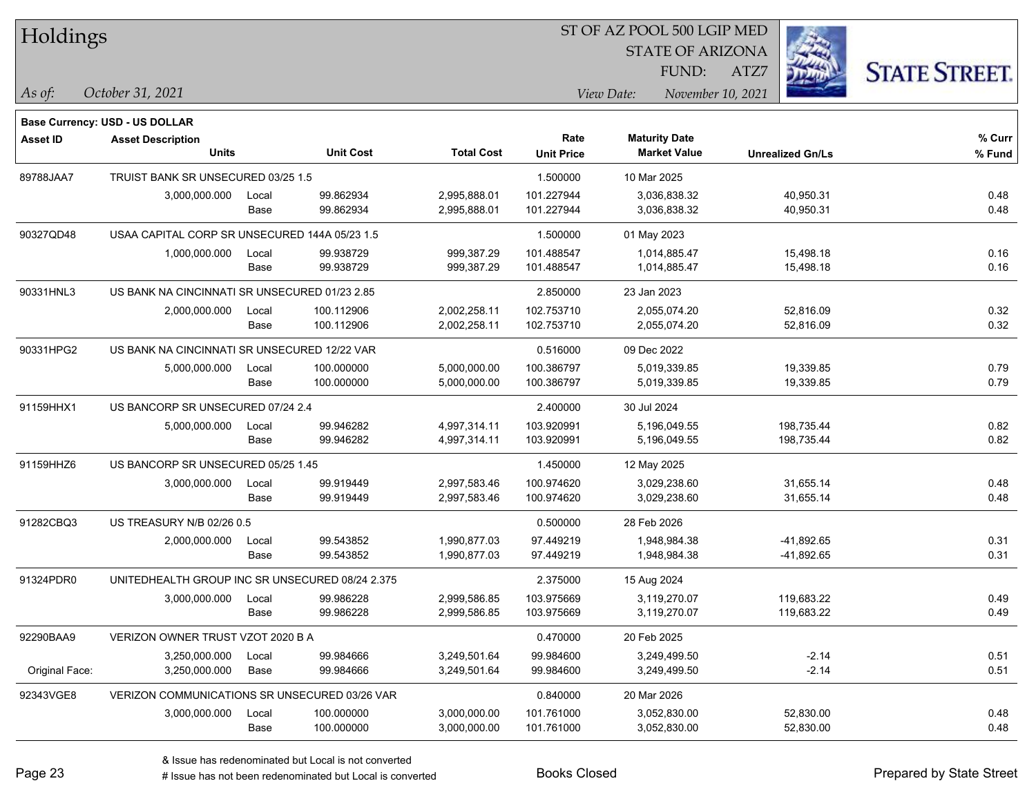# Holdings

ST OF AZ POOL 500 LGIP MED
STATE OF ARIZONA
FUND: ATZ7

*As of:* *October 31, 2021*

*View Date:* *November 10, 2021*

**Base Currency: USD - US DOLLAR**

| Asset ID | Asset Description / Units | | Unit Cost | Total Cost | Rate / Unit Price | Maturity Date / Market Value | Unrealized Gn/Ls | % Curr / % Fund |
|---|---|---|---|---|---|---|---|---|
| 89788JAA7 | TRUIST BANK SR UNSECURED 03/25 1.5 | | | | 1.500000 | 10 Mar 2025 | | |
| | 3,000,000.000 | Local | 99.862934 | 2,995,888.01 | 101.227944 | 3,036,838.32 | 40,950.31 | 0.48 |
| | | Base | 99.862934 | 2,995,888.01 | 101.227944 | 3,036,838.32 | 40,950.31 | 0.48 |
| 90327QD48 | USAA CAPITAL CORP SR UNSECURED 144A 05/23 1.5 | | | | 1.500000 | 01 May 2023 | | |
| | 1,000,000.000 | Local | 99.938729 | 999,387.29 | 101.488547 | 1,014,885.47 | 15,498.18 | 0.16 |
| | | Base | 99.938729 | 999,387.29 | 101.488547 | 1,014,885.47 | 15,498.18 | 0.16 |
| 90331HNL3 | US BANK NA CINCINNATI SR UNSECURED 01/23 2.85 | | | | 2.850000 | 23 Jan 2023 | | |
| | 2,000,000.000 | Local | 100.112906 | 2,002,258.11 | 102.753710 | 2,055,074.20 | 52,816.09 | 0.32 |
| | | Base | 100.112906 | 2,002,258.11 | 102.753710 | 2,055,074.20 | 52,816.09 | 0.32 |
| 90331HPG2 | US BANK NA CINCINNATI SR UNSECURED 12/22 VAR | | | | 0.516000 | 09 Dec 2022 | | |
| | 5,000,000.000 | Local | 100.000000 | 5,000,000.00 | 100.386797 | 5,019,339.85 | 19,339.85 | 0.79 |
| | | Base | 100.000000 | 5,000,000.00 | 100.386797 | 5,019,339.85 | 19,339.85 | 0.79 |
| 91159HHX1 | US BANCORP SR UNSECURED 07/24 2.4 | | | | 2.400000 | 30 Jul 2024 | | |
| | 5,000,000.000 | Local | 99.946282 | 4,997,314.11 | 103.920991 | 5,196,049.55 | 198,735.44 | 0.82 |
| | | Base | 99.946282 | 4,997,314.11 | 103.920991 | 5,196,049.55 | 198,735.44 | 0.82 |
| 91159HHZ6 | US BANCORP SR UNSECURED 05/25 1.45 | | | | 1.450000 | 12 May 2025 | | |
| | 3,000,000.000 | Local | 99.919449 | 2,997,583.46 | 100.974620 | 3,029,238.60 | 31,655.14 | 0.48 |
| | | Base | 99.919449 | 2,997,583.46 | 100.974620 | 3,029,238.60 | 31,655.14 | 0.48 |
| 91282CBQ3 | US TREASURY N/B 02/26 0.5 | | | | 0.500000 | 28 Feb 2026 | | |
| | 2,000,000.000 | Local | 99.543852 | 1,990,877.03 | 97.449219 | 1,948,984.38 | -41,892.65 | 0.31 |
| | | Base | 99.543852 | 1,990,877.03 | 97.449219 | 1,948,984.38 | -41,892.65 | 0.31 |
| 91324PDR0 | UNITEDHEALTH GROUP INC SR UNSECURED 08/24 2.375 | | | | 2.375000 | 15 Aug 2024 | | |
| | 3,000,000.000 | Local | 99.986228 | 2,999,586.85 | 103.975669 | 3,119,270.07 | 119,683.22 | 0.49 |
| | | Base | 99.986228 | 2,999,586.85 | 103.975669 | 3,119,270.07 | 119,683.22 | 0.49 |
| 92290BAA9 | VERIZON OWNER TRUST VZOT 2020 B A | | | | 0.470000 | 20 Feb 2025 | | |
| | 3,250,000.000 | Local | 99.984666 | 3,249,501.64 | 99.984600 | 3,249,499.50 | -2.14 | 0.51 |
| Original Face: | 3,250,000.000 | Base | 99.984666 | 3,249,501.64 | 99.984600 | 3,249,499.50 | -2.14 | 0.51 |
| 92343VGE8 | VERIZON COMMUNICATIONS SR UNSECURED 03/26 VAR | | | | 0.840000 | 20 Mar 2026 | | |
| | 3,000,000.000 | Local | 100.000000 | 3,000,000.00 | 101.761000 | 3,052,830.00 | 52,830.00 | 0.48 |
| | | Base | 100.000000 | 3,000,000.00 | 101.761000 | 3,052,830.00 | 52,830.00 | 0.48 |

& Issue has redenominated but Local is not converted
# Issue has not been redenominated but Local is converted

Books Closed

Prepared by State Street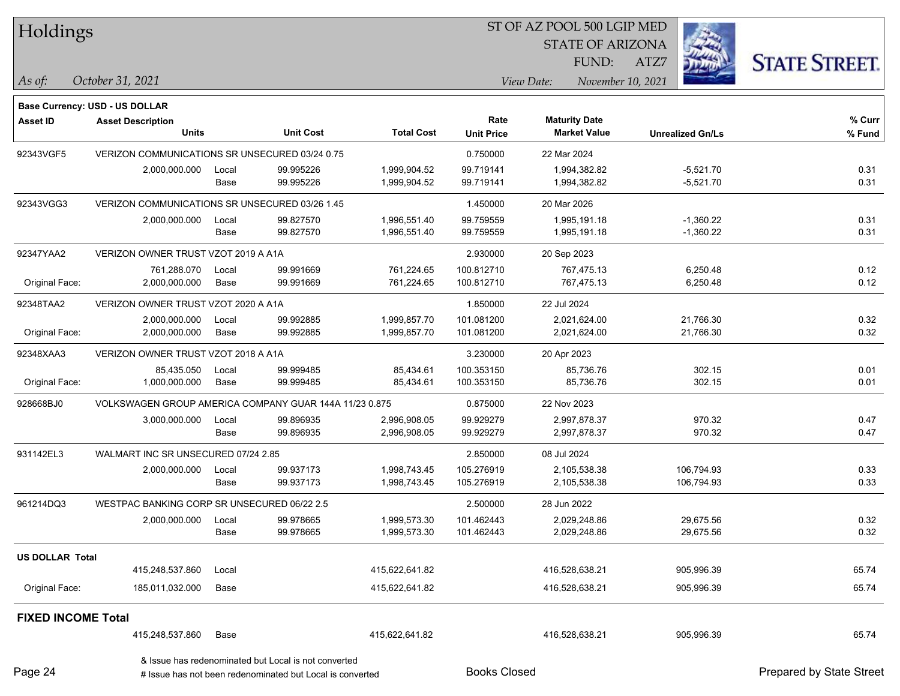# Holdings

ST OF AZ POOL 500 LGIP MED
STATE OF ARIZONA
FUND: ATZ7

*As of:* *October 31, 2021*

*View Date:* *November 10, 2021*

**Base Currency: USD - US DOLLAR**

| Asset ID | Asset Description / Units | | Unit Cost | Total Cost | Rate / Unit Price | Maturity Date / Market Value | Unrealized Gn/Ls | % Curr / % Fund |
|---|---|---|---|---|---|---|---|---|
| 92343VGF5 | VERIZON COMMUNICATIONS SR UNSECURED 03/24 0.75 | | | | 0.750000 | 22 Mar 2024 | | |
| | 2,000,000.000 | Local | 99.995226 | 1,999,904.52 | 99.719141 | 1,994,382.82 | -5,521.70 | 0.31 |
| | | Base | 99.995226 | 1,999,904.52 | 99.719141 | 1,994,382.82 | -5,521.70 | 0.31 |
| 92343VGG3 | VERIZON COMMUNICATIONS SR UNSECURED 03/26 1.45 | | | | 1.450000 | 20 Mar 2026 | | |
| | 2,000,000.000 | Local | 99.827570 | 1,996,551.40 | 99.759559 | 1,995,191.18 | -1,360.22 | 0.31 |
| | | Base | 99.827570 | 1,996,551.40 | 99.759559 | 1,995,191.18 | -1,360.22 | 0.31 |
| 92347YAA2 | VERIZON OWNER TRUST VZOT 2019 A A1A | | | | 2.930000 | 20 Sep 2023 | | |
| | 761,288.070 | Local | 99.991669 | 761,224.65 | 100.812710 | 767,475.13 | 6,250.48 | 0.12 |
| Original Face: | 2,000,000.000 | Base | 99.991669 | 761,224.65 | 100.812710 | 767,475.13 | 6,250.48 | 0.12 |
| 92348TAA2 | VERIZON OWNER TRUST VZOT 2020 A A1A | | | | 1.850000 | 22 Jul 2024 | | |
| | 2,000,000.000 | Local | 99.992885 | 1,999,857.70 | 101.081200 | 2,021,624.00 | 21,766.30 | 0.32 |
| Original Face: | 2,000,000.000 | Base | 99.992885 | 1,999,857.70 | 101.081200 | 2,021,624.00 | 21,766.30 | 0.32 |
| 92348XAA3 | VERIZON OWNER TRUST VZOT 2018 A A1A | | | | 3.230000 | 20 Apr 2023 | | |
| | 85,435.050 | Local | 99.999485 | 85,434.61 | 100.353150 | 85,736.76 | 302.15 | 0.01 |
| Original Face: | 1,000,000.000 | Base | 99.999485 | 85,434.61 | 100.353150 | 85,736.76 | 302.15 | 0.01 |
| 928668BJ0 | VOLKSWAGEN GROUP AMERICA COMPANY GUAR 144A 11/23 0.875 | | | | 0.875000 | 22 Nov 2023 | | |
| | 3,000,000.000 | Local | 99.896935 | 2,996,908.05 | 99.929279 | 2,997,878.37 | 970.32 | 0.47 |
| | | Base | 99.896935 | 2,996,908.05 | 99.929279 | 2,997,878.37 | 970.32 | 0.47 |
| 931142EL3 | WALMART INC SR UNSECURED 07/24 2.85 | | | | 2.850000 | 08 Jul 2024 | | |
| | 2,000,000.000 | Local | 99.937173 | 1,998,743.45 | 105.276919 | 2,105,538.38 | 106,794.93 | 0.33 |
| | | Base | 99.937173 | 1,998,743.45 | 105.276919 | 2,105,538.38 | 106,794.93 | 0.33 |
| 961214DQ3 | WESTPAC BANKING CORP SR UNSECURED 06/22 2.5 | | | | 2.500000 | 28 Jun 2022 | | |
| | 2,000,000.000 | Local | 99.978665 | 1,999,573.30 | 101.462443 | 2,029,248.86 | 29,675.56 | 0.32 |
| | | Base | 99.978665 | 1,999,573.30 | 101.462443 | 2,029,248.86 | 29,675.56 | 0.32 |
| **US DOLLAR Total** | | | | | | | | |
| | 415,248,537.860 | Local | | 415,622,641.82 | | 416,528,638.21 | 905,996.39 | 65.74 |
| Original Face: | 185,011,032.000 | Base | | 415,622,641.82 | | 416,528,638.21 | 905,996.39 | 65.74 |
| **FIXED INCOME Total** | | | | | | | | |
| | 415,248,537.860 | Base | | 415,622,641.82 | | 416,528,638.21 | 905,996.39 | 65.74 |

& Issue has redenominated but Local is not converted

# Issue has not been redenominated but Local is converted

Books Closed

Prepared by State Street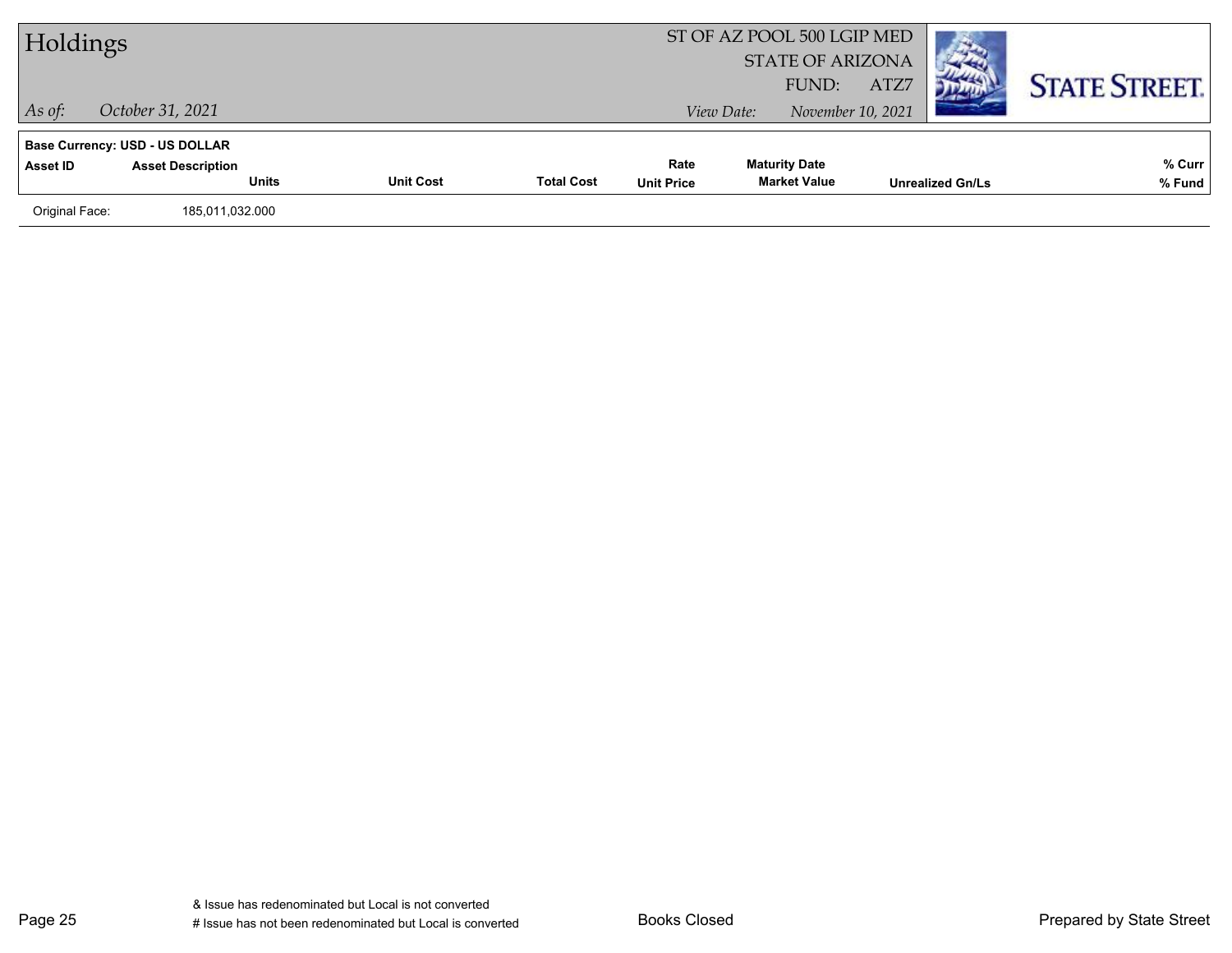**Base Currency: USD - US DOLLAR**

| Asset ID | Asset Description / Units | Unit Cost | Total Cost | Rate / Unit Price | Maturity Date / Market Value | Unrealized Gn/Ls | % Curr / % Fund |
|---|---|---|---|---|---|---|---|
| Original Face: | 185,011,032.000 | | | | | | |

& Issue has redenominated but Local is not converted

# Issue has not been redenominated but Local is converted

Books Closed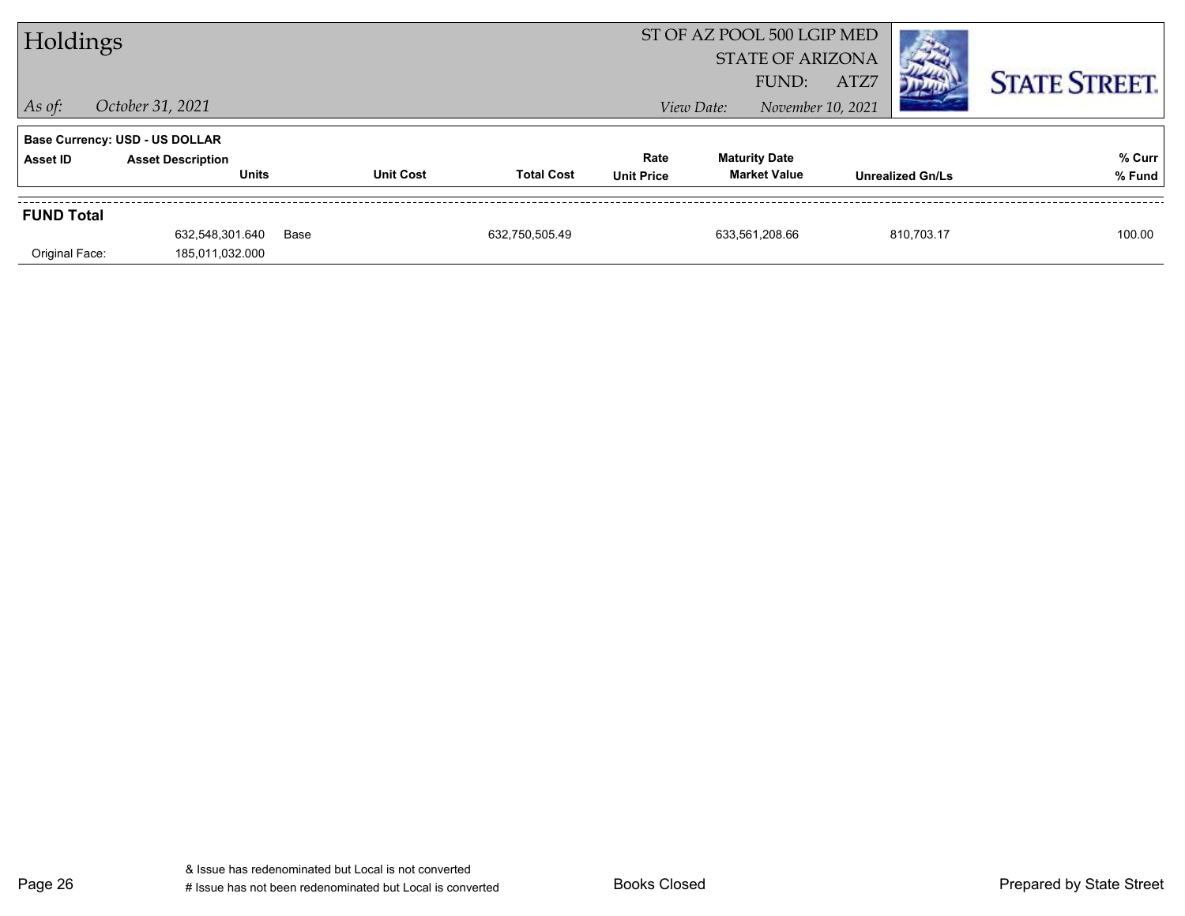# Holdings

ST OF AZ POOL 500 LGIP MED
STATE OF ARIZONA
FUND: ATZ7

*As of:* *October 31, 2021*

*View Date:* *November 10, 2021*

**STATE STREET.**

**Base Currency: USD - US DOLLAR**

| Asset ID | Asset Description / Units | | Unit Cost | Total Cost | Rate / Unit Price | Maturity Date / Market Value | Unrealized Gn/Ls | % Curr / % Fund |
|---|---|---|---|---|---|---|---|---|
| **FUND Total** | | | | | | | | |
| | 632,548,301.640 | Base | | 632,750,505.49 | | 633,561,208.66 | 810,703.17 | 100.00 |
| Original Face: | 185,011,032.000 | | | | | | | |

& Issue has redenominated but Local is not converted
# Issue has not been redenominated but Local is converted

Books Closed

Prepared by State Street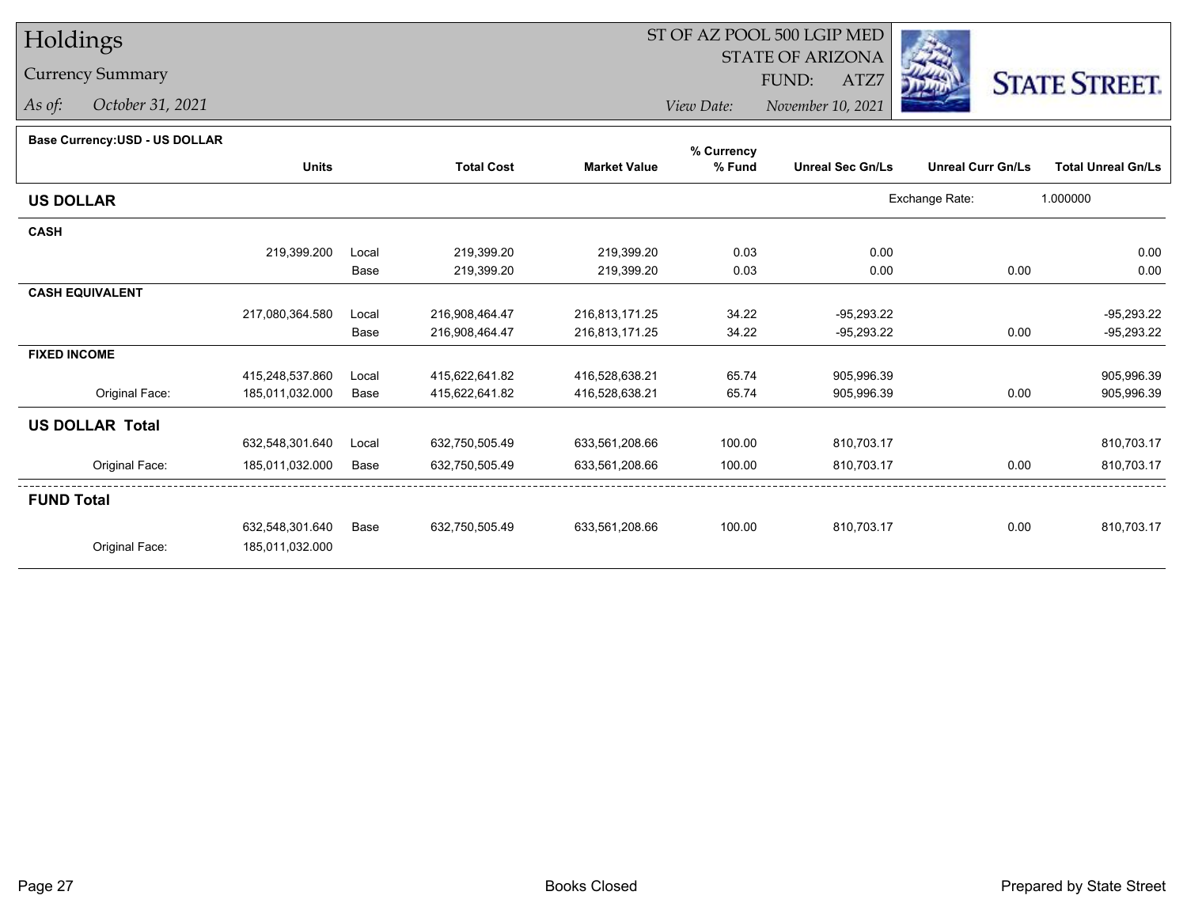# Holdings

## Currency Summary

*As of:* *October 31, 2021*

ST OF AZ POOL 500 LGIP MED
STATE OF ARIZONA
FUND: ATZ7
*View Date:* *November 10, 2021*

STATE STREET.

**Base Currency:USD - US DOLLAR**

| | Units | | Total Cost | Market Value | % Currency % Fund | Unreal Sec Gn/Ls | Unreal Curr Gn/Ls | Total Unreal Gn/Ls |
|---|---|---|---|---|---|---|---|---|
| **US DOLLAR** | | | | | | Exchange Rate: | 1.000000 | |
| **CASH** | | | | | | | | |
| | 219,399.200 | Local | 219,399.20 | 219,399.20 | 0.03 | 0.00 | | 0.00 |
| | | Base | 219,399.20 | 219,399.20 | 0.03 | 0.00 | 0.00 | 0.00 |
| **CASH EQUIVALENT** | | | | | | | | |
| | 217,080,364.580 | Local | 216,908,464.47 | 216,813,171.25 | 34.22 | -95,293.22 | | -95,293.22 |
| | | Base | 216,908,464.47 | 216,813,171.25 | 34.22 | -95,293.22 | 0.00 | -95,293.22 |
| **FIXED INCOME** | | | | | | | | |
| | 415,248,537.860 | Local | 415,622,641.82 | 416,528,638.21 | 65.74 | 905,996.39 | | 905,996.39 |
| Original Face: | 185,011,032.000 | Base | 415,622,641.82 | 416,528,638.21 | 65.74 | 905,996.39 | 0.00 | 905,996.39 |
| **US DOLLAR Total** | | | | | | | | |
| | 632,548,301.640 | Local | 632,750,505.49 | 633,561,208.66 | 100.00 | 810,703.17 | | 810,703.17 |
| Original Face: | 185,011,032.000 | Base | 632,750,505.49 | 633,561,208.66 | 100.00 | 810,703.17 | 0.00 | 810,703.17 |
| **FUND Total** | | | | | | | | |
| | 632,548,301.640 | Base | 632,750,505.49 | 633,561,208.66 | 100.00 | 810,703.17 | 0.00 | 810,703.17 |
| Original Face: | 185,011,032.000 | | | | | | | |

Books Closed

Prepared by State Street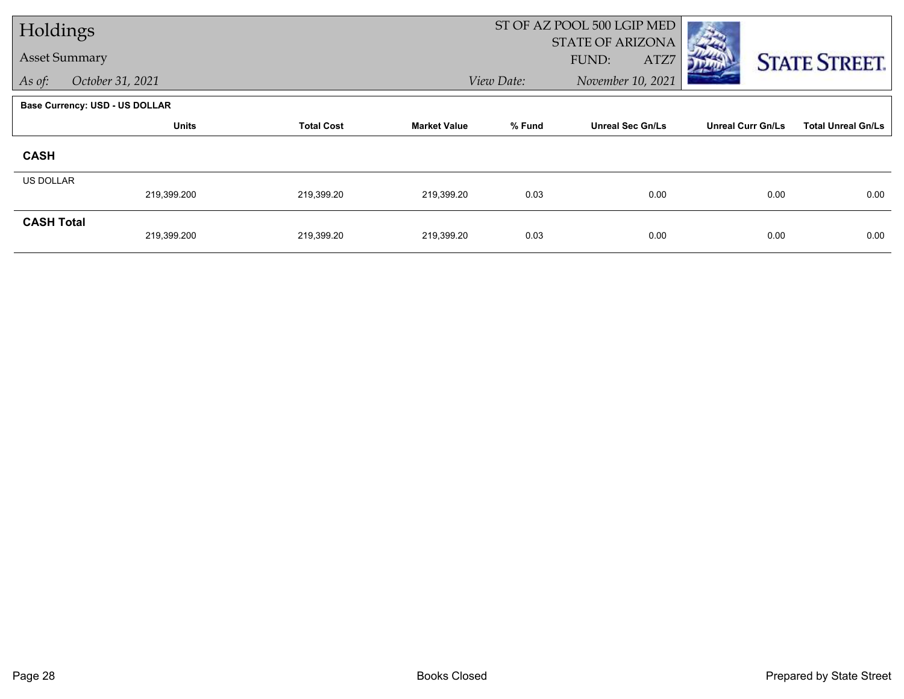# Holdings

## Asset Summary

*As of:* *October 31, 2021*

ST OF AZ POOL 500 LGIP MED
STATE OF ARIZONA
FUND: ATZ7

*View Date:* *November 10, 2021*

STATE STREET.

**Base Currency: USD - US DOLLAR**

| | Units | Total Cost | Market Value | % Fund | Unreal Sec Gn/Ls | Unreal Curr Gn/Ls | Total Unreal Gn/Ls |
|---|---|---|---|---|---|---|---|
| **CASH** | | | | | | | |
| US DOLLAR | 219,399.200 | 219,399.20 | 219,399.20 | 0.03 | 0.00 | 0.00 | 0.00 |
| **CASH Total** | 219,399.200 | 219,399.20 | 219,399.20 | 0.03 | 0.00 | 0.00 | 0.00 |

Books Closed

Prepared by State Street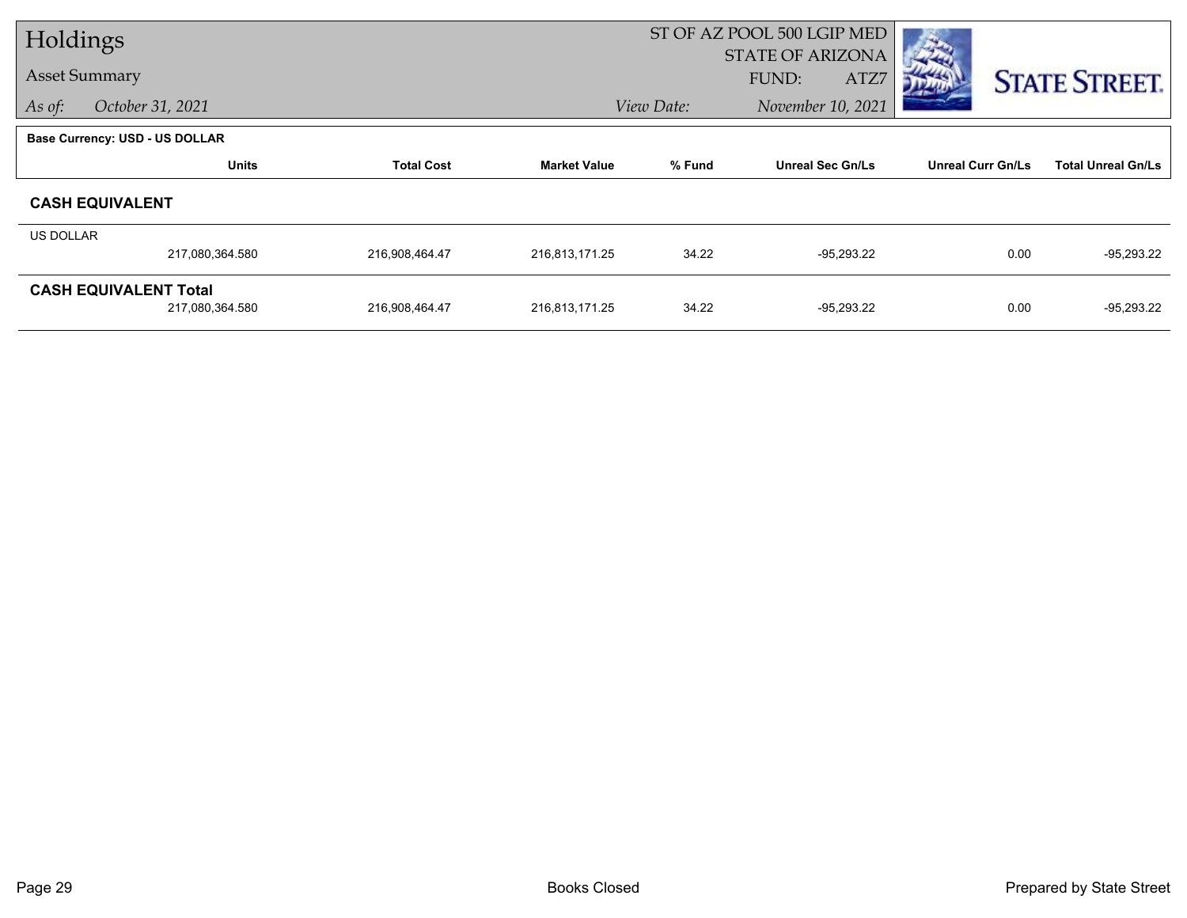# Holdings

## Asset Summary

*As of:* *October 31, 2021*

ST OF AZ POOL 500 LGIP MED
STATE OF ARIZONA
FUND: ATZ7
*View Date:* *November 10, 2021*

STATE STREET.

**Base Currency: USD - US DOLLAR**

| | Units | Total Cost | Market Value | % Fund | Unreal Sec Gn/Ls | Unreal Curr Gn/Ls | Total Unreal Gn/Ls |
|---|---|---|---|---|---|---|---|
| **CASH EQUIVALENT** | | | | | | | |
| US DOLLAR | 217,080,364.580 | 216,908,464.47 | 216,813,171.25 | 34.22 | -95,293.22 | 0.00 | -95,293.22 |
| **CASH EQUIVALENT Total** | 217,080,364.580 | 216,908,464.47 | 216,813,171.25 | 34.22 | -95,293.22 | 0.00 | -95,293.22 |

Books Closed

Prepared by State Street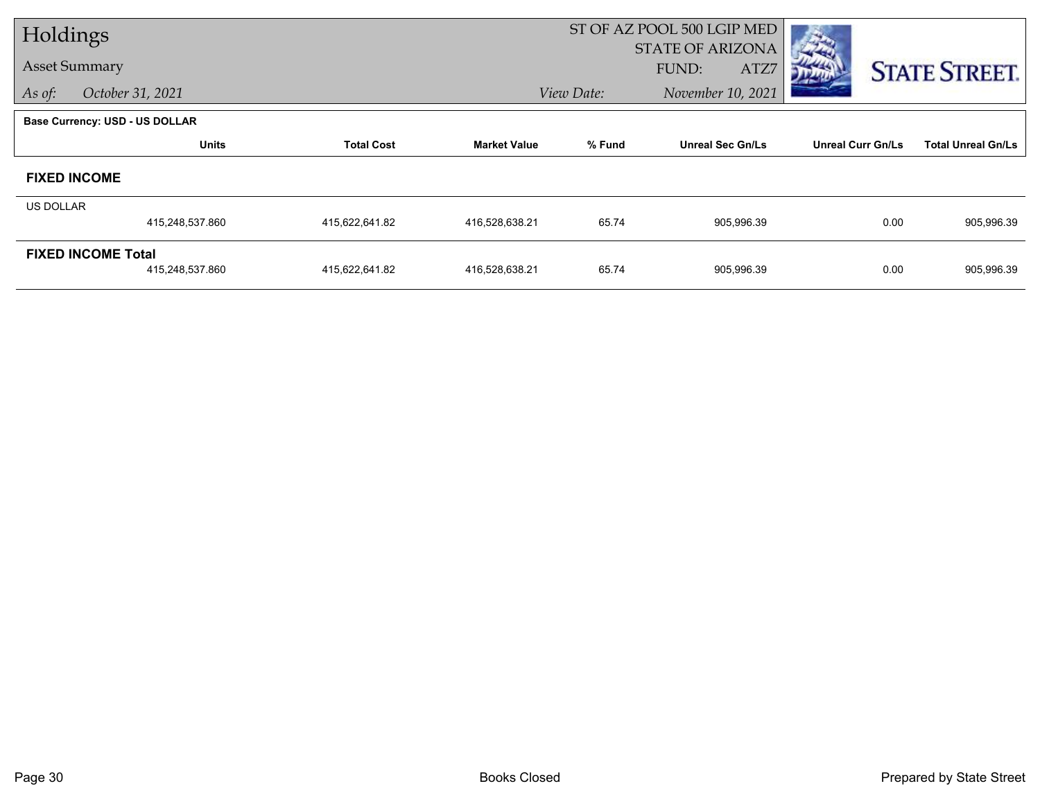# Holdings

## Asset Summary

*As of:* *October 31, 2021*

ST OF AZ POOL 500 LGIP MED
STATE OF ARIZONA
FUND: ATZ7

*View Date:* *November 10, 2021*

STATE STREET.

**Base Currency: USD - US DOLLAR**

| | Units | Total Cost | Market Value | % Fund | Unreal Sec Gn/Ls | Unreal Curr Gn/Ls | Total Unreal Gn/Ls |
|---|---|---|---|---|---|---|---|
| **FIXED INCOME** | | | | | | | |
| US DOLLAR | 415,248,537.860 | 415,622,641.82 | 416,528,638.21 | 65.74 | 905,996.39 | 0.00 | 905,996.39 |
| **FIXED INCOME Total** | 415,248,537.860 | 415,622,641.82 | 416,528,638.21 | 65.74 | 905,996.39 | 0.00 | 905,996.39 |

Books Closed

Prepared by State Street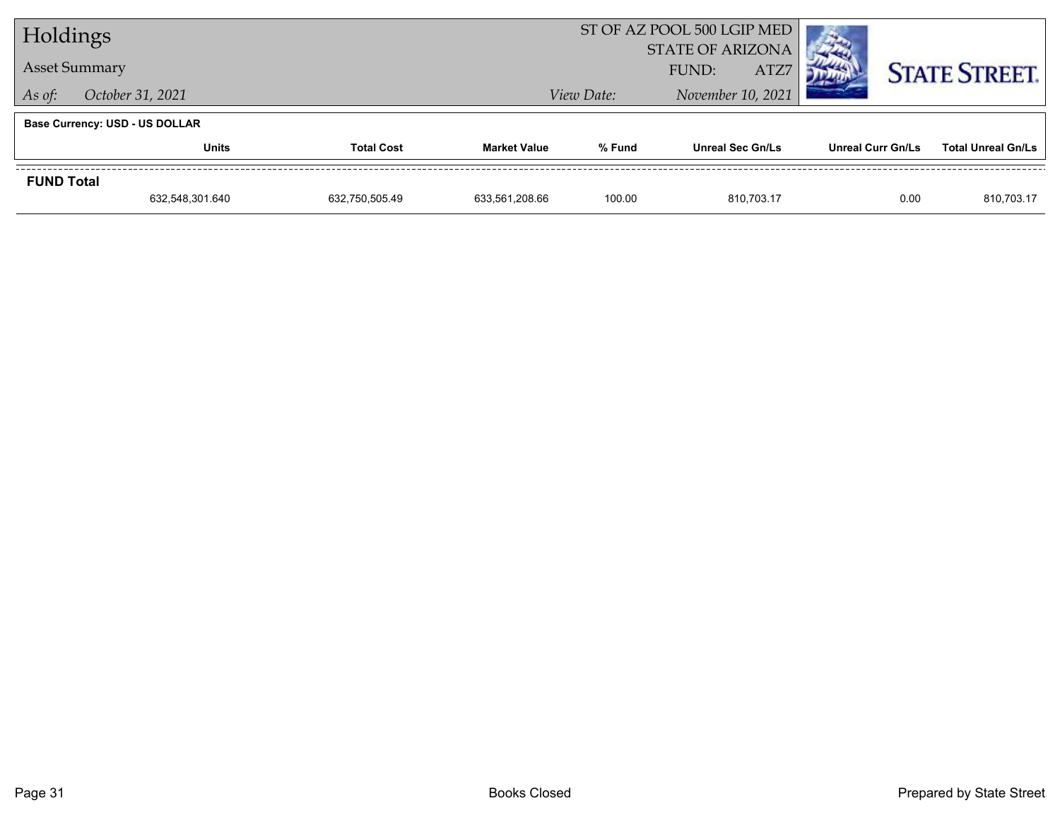# Holdings

## Asset Summary

*As of:* *October 31, 2021*

ST OF AZ POOL 500 LGIP MED
STATE OF ARIZONA
FUND: ATZ7
*View Date:* *November 10, 2021*

**Base Currency: USD - US DOLLAR**

| | Units | Total Cost | Market Value | % Fund | Unreal Sec Gn/Ls | Unreal Curr Gn/Ls | Total Unreal Gn/Ls |
|---|---|---|---|---|---|---|---|
| **FUND Total** | | | | | | | |
| | 632,548,301.640 | 632,750,505.49 | 633,561,208.66 | 100.00 | 810,703.17 | 0.00 | 810,703.17 |

Books Closed

Prepared by State Street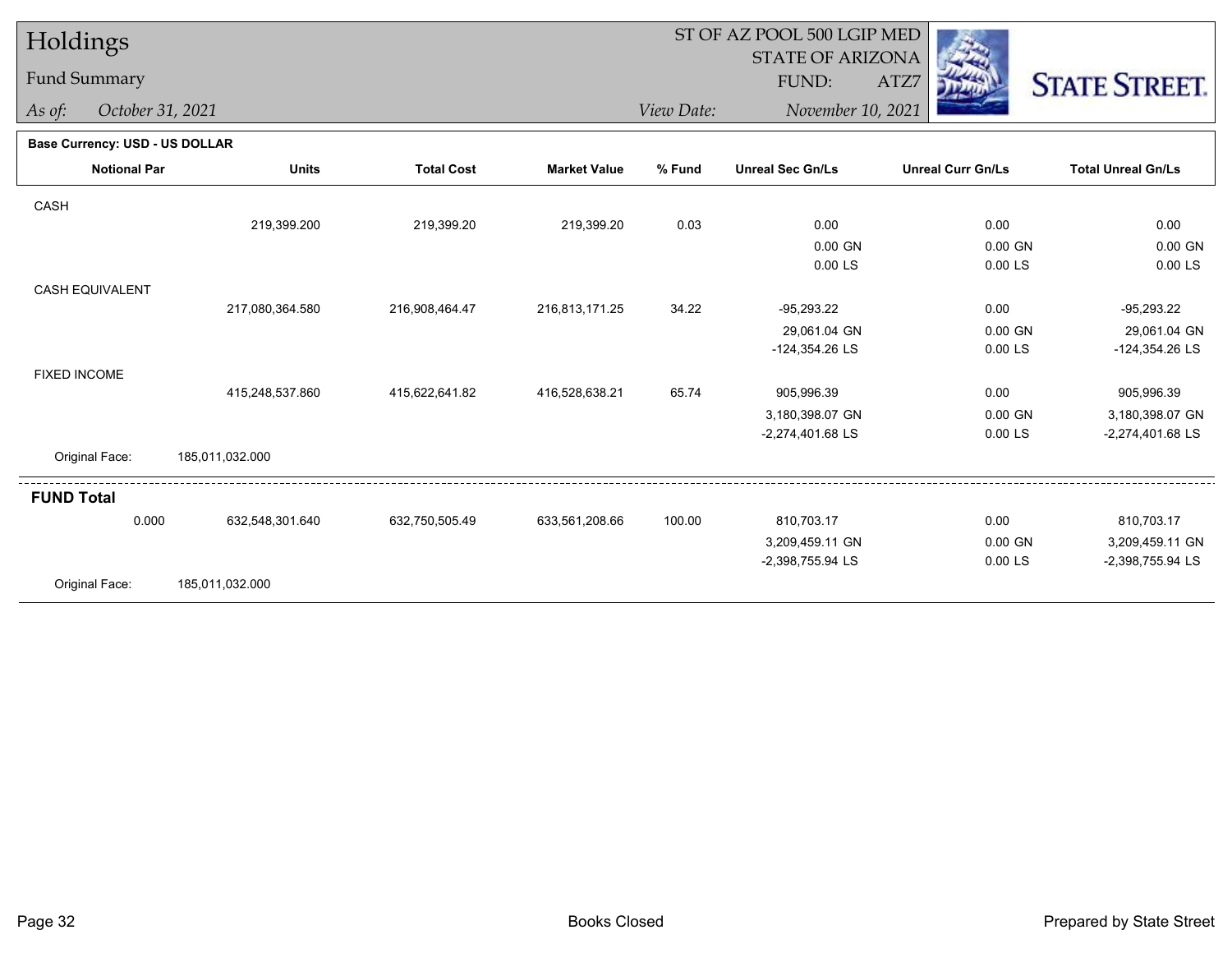# Holdings

Fund Summary

*As of:* *October 31, 2021*

ST OF AZ POOL 500 LGIP MED
STATE OF ARIZONA
FUND: ATZ7
*View Date:* *November 10, 2021*

STATE STREET.

**Base Currency: USD - US DOLLAR**

| Notional Par | Units | Total Cost | Market Value | % Fund | Unreal Sec Gn/Ls | Unreal Curr Gn/Ls | Total Unreal Gn/Ls |
|---|---|---|---|---|---|---|---|
| CASH | | | | | | | |
| | 219,399.200 | 219,399.20 | 219,399.20 | 0.03 | 0.00 | 0.00 | 0.00 |
| | | | | | 0.00 GN | 0.00 GN | 0.00 GN |
| | | | | | 0.00 LS | 0.00 LS | 0.00 LS |
| CASH EQUIVALENT | | | | | | | |
| | 217,080,364.580 | 216,908,464.47 | 216,813,171.25 | 34.22 | -95,293.22 | 0.00 | -95,293.22 |
| | | | | | 29,061.04 GN | 0.00 GN | 29,061.04 GN |
| | | | | | -124,354.26 LS | 0.00 LS | -124,354.26 LS |
| FIXED INCOME | | | | | | | |
| | 415,248,537.860 | 415,622,641.82 | 416,528,638.21 | 65.74 | 905,996.39 | 0.00 | 905,996.39 |
| | | | | | 3,180,398.07 GN | 0.00 GN | 3,180,398.07 GN |
| | | | | | -2,274,401.68 LS | 0.00 LS | -2,274,401.68 LS |
| Original Face: | 185,011,032.000 | | | | | | |
| **FUND Total** | | | | | | | |
| 0.000 | 632,548,301.640 | 632,750,505.49 | 633,561,208.66 | 100.00 | 810,703.17 | 0.00 | 810,703.17 |
| | | | | | 3,209,459.11 GN | 0.00 GN | 3,209,459.11 GN |
| | | | | | -2,398,755.94 LS | 0.00 LS | -2,398,755.94 LS |
| Original Face: | 185,011,032.000 | | | | | | |

Books Closed

Prepared by State Street